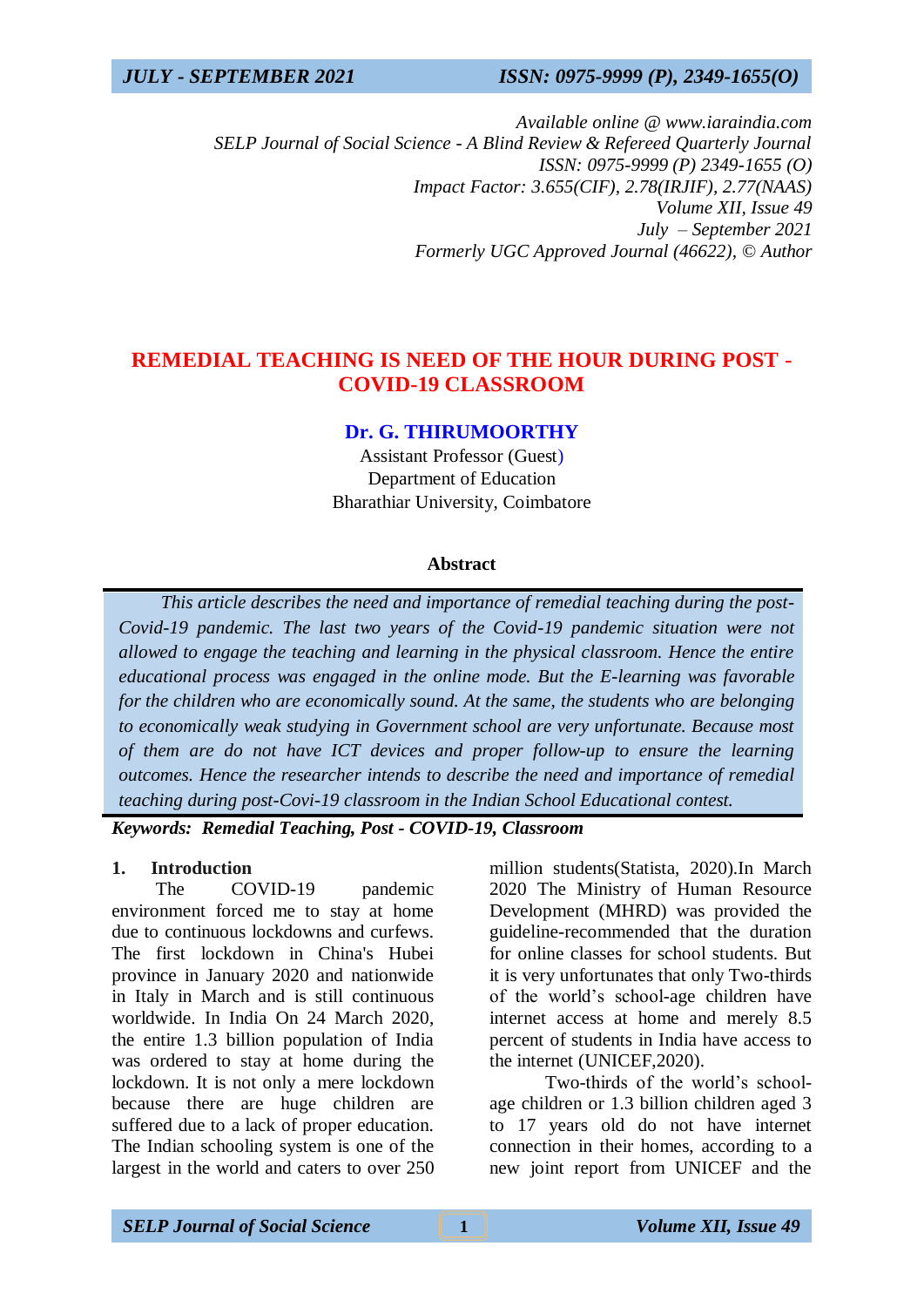*Available online @ www.iaraindia.com*
*SELP Journal of Social Science - A Blind Review & Refereed Quarterly Journal*
*ISSN: 0975-9999 (P) 2349-1655 (O)*
*Impact Factor: 3.655(CIF), 2.78(IRJIF), 2.77(NAAS)*
*Volume XII, Issue 49*
*July – September 2021*
*Formerly UGC Approved Journal (46622),* © *Author*

# REMEDIAL TEACHING IS NEED OF THE HOUR DURING POST - COVID-19 CLASSROOM

**Dr. G. THIRUMOORTHY**

Assistant Professor (Guest)
Department of Education
Bharathiar University, Coimbatore

### Abstract

*This article describes the need and importance of remedial teaching during the post-Covid-19 pandemic. The last two years of the Covid-19 pandemic situation were not allowed to engage the teaching and learning in the physical classroom. Hence the entire educational process was engaged in the online mode. But the E-learning was favorable for the children who are economically sound. At the same, the students who are belonging to economically weak studying in Government school are very unfortunate. Because most of them are do not have ICT devices and proper follow-up to ensure the learning outcomes. Hence the researcher intends to describe the need and importance of remedial teaching during post-Covi-19 classroom in the Indian School Educational contest.*

***Keywords: Remedial Teaching, Post - COVID-19, Classroom***

## 1. Introduction

The COVID-19 pandemic environment forced me to stay at home due to continuous lockdowns and curfews. The first lockdown in China's Hubei province in January 2020 and nationwide in Italy in March and is still continuous worldwide. In India On 24 March 2020, the entire 1.3 billion population of India was ordered to stay at home during the lockdown. It is not only a mere lockdown because there are huge children are suffered due to a lack of proper education. The Indian schooling system is one of the largest in the world and caters to over 250 million students(Statista, 2020).In March 2020 The Ministry of Human Resource Development (MHRD) was provided the guideline-recommended that the duration for online classes for school students. But it is very unfortunates that only Two-thirds of the world's school-age children have internet access at home and merely 8.5 percent of students in India have access to the internet (UNICEF,2020).

Two-thirds of the world's school-age children or 1.3 billion children aged 3 to 17 years old do not have internet connection in their homes, according to a new joint report from UNICEF and the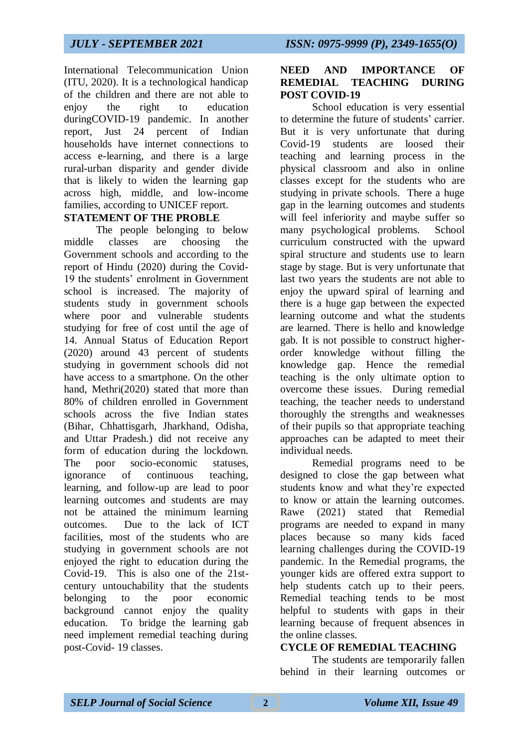International Telecommunication Union (ITU, 2020). It is a technological handicap of the children and there are not able to enjoy the right to education duringCOVID-19 pandemic. In another report, Just 24 percent of Indian households have internet connections to access e-learning, and there is a large rural-urban disparity and gender divide that is likely to widen the learning gap across high, middle, and low-income families, according to UNICEF report.

## STATEMENT OF THE PROBLE

The people belonging to below middle classes are choosing the Government schools and according to the report of Hindu (2020) during the Covid-19 the students' enrolment in Government school is increased. The majority of students study in government schools where poor and vulnerable students studying for free of cost until the age of 14. Annual Status of Education Report (2020) around 43 percent of students studying in government schools did not have access to a smartphone. On the other hand, Methri(2020) stated that more than 80% of children enrolled in Government schools across the five Indian states (Bihar, Chhattisgarh, Jharkhand, Odisha, and Uttar Pradesh.) did not receive any form of education during the lockdown. The poor socio-economic statuses, ignorance of continuous teaching, learning, and follow-up are lead to poor learning outcomes and students are may not be attained the minimum learning outcomes. Due to the lack of ICT facilities, most of the students who are studying in government schools are not enjoyed the right to education during the Covid-19. This is also one of the 21st-century untouchability that the students belonging to the poor economic background cannot enjoy the quality education. To bridge the learning gab need implement remedial teaching during post-Covid- 19 classes.

## NEED AND IMPORTANCE OF REMEDIAL TEACHING DURING POST COVID-19

School education is very essential to determine the future of students' carrier. But it is very unfortunate that during Covid-19 students are loosed their teaching and learning process in the physical classroom and also in online classes except for the students who are studying in private schools. There a huge gap in the learning outcomes and students will feel inferiority and maybe suffer so many psychological problems. School curriculum constructed with the upward spiral structure and students use to learn stage by stage. But is very unfortunate that last two years the students are not able to enjoy the upward spiral of learning and there is a huge gap between the expected learning outcome and what the students are learned. There is hello and knowledge gab. It is not possible to construct higher-order knowledge without filling the knowledge gap. Hence the remedial teaching is the only ultimate option to overcome these issues. During remedial teaching, the teacher needs to understand thoroughly the strengths and weaknesses of their pupils so that appropriate teaching approaches can be adapted to meet their individual needs.

Remedial programs need to be designed to close the gap between what students know and what they're expected to know or attain the learning outcomes. Rawe (2021) stated that Remedial programs are needed to expand in many places because so many kids faced learning challenges during the COVID-19 pandemic. In the Remedial programs, the younger kids are offered extra support to help students catch up to their peers. Remedial teaching tends to be most helpful to students with gaps in their learning because of frequent absences in the online classes.

## CYCLE OF REMEDIAL TEACHING

The students are temporarily fallen behind in their learning outcomes or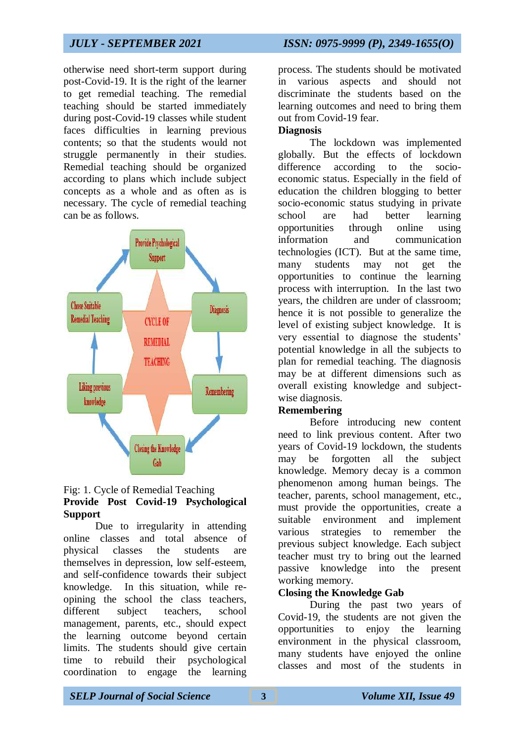otherwise need short-term support during post-Covid-19. It is the right of the learner to get remedial teaching. The remedial teaching should be started immediately during post-Covid-19 classes while student faces difficulties in learning previous contents; so that the students would not struggle permanently in their studies. Remedial teaching should be organized according to plans which include subject concepts as a whole and as often as is necessary. The cycle of remedial teaching can be as follows.

Provide Psychological Support → Diagnosis → Remembering → Closing the Knowledge Gab → Liking previous knowledge → Chose Suitable Remedial Teaching → (CYCLE OF REMEDIAL TEACHING)

Fig: 1. Cycle of Remedial Teaching

**Provide Post Covid-19 Psychological Support**

Due to irregularity in attending online classes and total absence of physical classes the students are themselves in depression, low self-esteem, and self-confidence towards their subject knowledge. In this situation, while re-opining the school the class teachers, different subject teachers, school management, parents, etc., should expect the learning outcome beyond certain limits. The students should give certain time to rebuild their psychological coordination to engage the learning process. The students should be motivated in various aspects and should not discriminate the students based on the learning outcomes and need to bring them out from Covid-19 fear.

**Diagnosis**

The lockdown was implemented globally. But the effects of lockdown difference according to the socio-economic status. Especially in the field of education the children blogging to better socio-economic status studying in private school are had better learning opportunities through online using information and communication technologies (ICT). But at the same time, many students may not get the opportunities to continue the learning process with interruption. In the last two years, the children are under of classroom; hence it is not possible to generalize the level of existing subject knowledge. It is very essential to diagnose the students' potential knowledge in all the subjects to plan for remedial teaching. The diagnosis may be at different dimensions such as overall existing knowledge and subject-wise diagnosis.

**Remembering**

Before introducing new content need to link previous content. After two years of Covid-19 lockdown, the students may be forgotten all the subject knowledge. Memory decay is a common phenomenon among human beings. The teacher, parents, school management, etc., must provide the opportunities, create a suitable environment and implement various strategies to remember the previous subject knowledge. Each subject teacher must try to bring out the learned passive knowledge into the present working memory.

**Closing the Knowledge Gab**

During the past two years of Covid-19, the students are not given the opportunities to enjoy the learning environment in the physical classroom, many students have enjoyed the online classes and most of the students in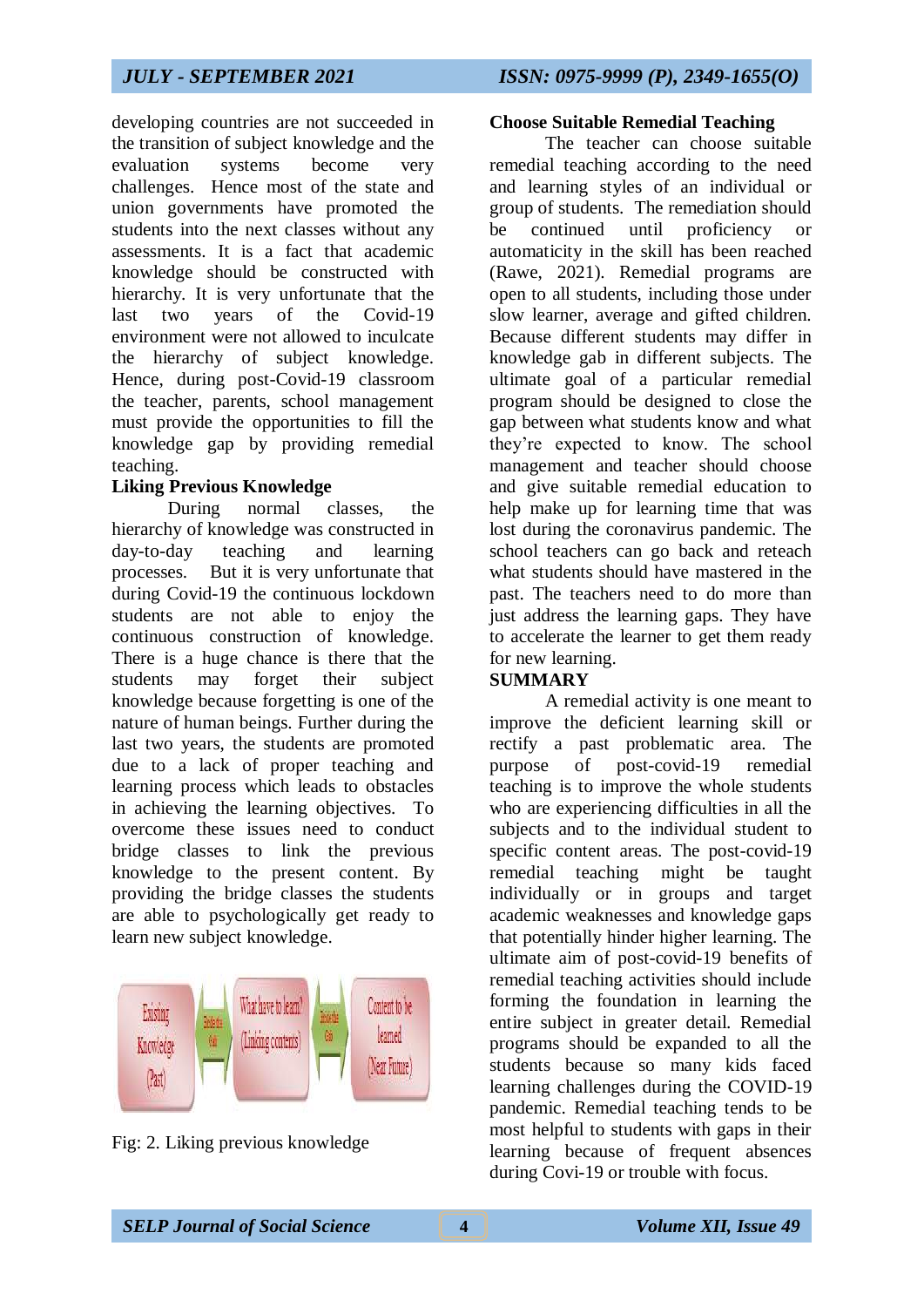developing countries are not succeeded in the transition of subject knowledge and the evaluation systems become very challenges. Hence most of the state and union governments have promoted the students into the next classes without any assessments. It is a fact that academic knowledge should be constructed with hierarchy. It is very unfortunate that the last two years of the Covid-19 environment were not allowed to inculcate the hierarchy of subject knowledge. Hence, during post-Covid-19 classroom the teacher, parents, school management must provide the opportunities to fill the knowledge gap by providing remedial teaching.

**Liking Previous Knowledge**

During normal classes, the hierarchy of knowledge was constructed in day-to-day teaching and learning processes. But it is very unfortunate that during Covid-19 the continuous lockdown students are not able to enjoy the continuous construction of knowledge. There is a huge chance is there that the students may forget their subject knowledge because forgetting is one of the nature of human beings. Further during the last two years, the students are promoted due to a lack of proper teaching and learning process which leads to obstacles in achieving the learning objectives. To overcome these issues need to conduct bridge classes to link the previous knowledge to the present content. By providing the bridge classes the students are able to psychologically get ready to learn new subject knowledge.

Fig: 2. Liking previous knowledge

**Choose Suitable Remedial Teaching**

The teacher can choose suitable remedial teaching according to the need and learning styles of an individual or group of students. The remediation should be continued until proficiency or automaticity in the skill has been reached (Rawe, 2021). Remedial programs are open to all students, including those under slow learner, average and gifted children. Because different students may differ in knowledge gab in different subjects. The ultimate goal of a particular remedial program should be designed to close the gap between what students know and what they're expected to know. The school management and teacher should choose and give suitable remedial education to help make up for learning time that was lost during the coronavirus pandemic. The school teachers can go back and reteach what students should have mastered in the past. The teachers need to do more than just address the learning gaps. They have to accelerate the learner to get them ready for new learning.

**SUMMARY**

A remedial activity is one meant to improve the deficient learning skill or rectify a past problematic area. The purpose of post-covid-19 remedial teaching is to improve the whole students who are experiencing difficulties in all the subjects and to the individual student to specific content areas. The post-covid-19 remedial teaching might be taught individually or in groups and target academic weaknesses and knowledge gaps that potentially hinder higher learning. The ultimate aim of post-covid-19 benefits of remedial teaching activities should include forming the foundation in learning the entire subject in greater detail. Remedial programs should be expanded to all the students because so many kids faced learning challenges during the COVID-19 pandemic. Remedial teaching tends to be most helpful to students with gaps in their learning because of frequent absences during Covi-19 or trouble with focus.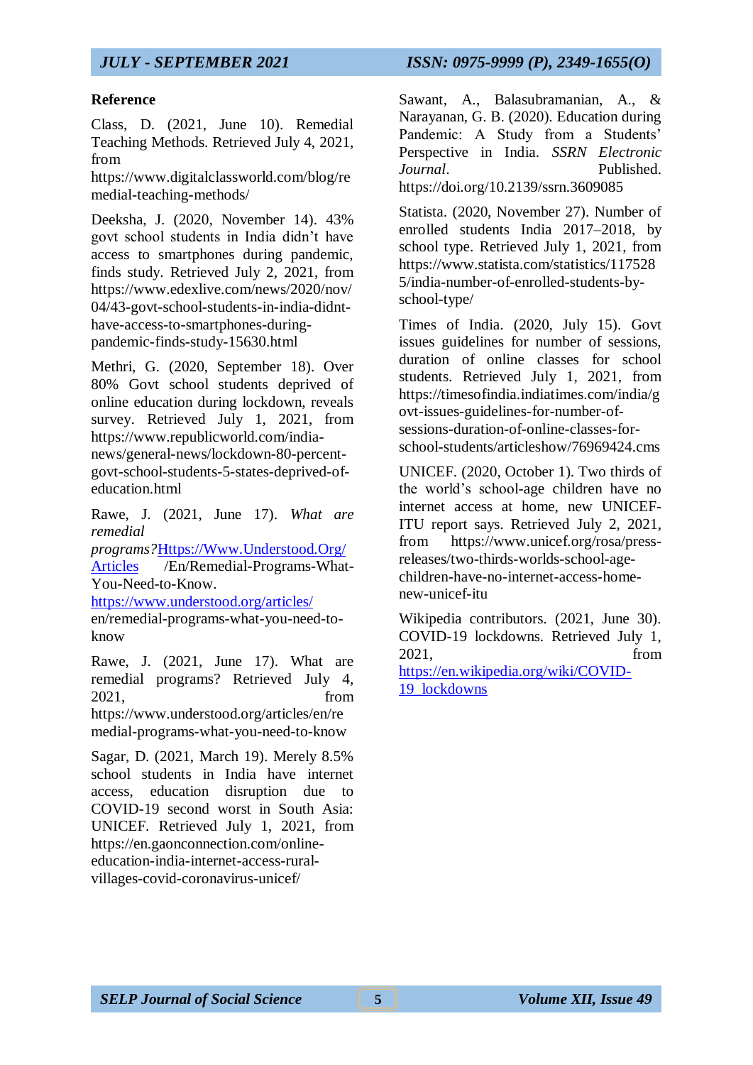**Reference**

Class, D. (2021, June 10). Remedial Teaching Methods. Retrieved July 4, 2021, from https://www.digitalclassworld.com/blog/remedial-teaching-methods/

Deeksha, J. (2020, November 14). 43% govt school students in India didn't have access to smartphones during pandemic, finds study. Retrieved July 2, 2021, from https://www.edexlive.com/news/2020/nov/04/43-govt-school-students-in-india-didnt-have-access-to-smartphones-during-pandemic-finds-study-15630.html

Methri, G. (2020, September 18). Over 80% Govt school students deprived of online education during lockdown, reveals survey. Retrieved July 1, 2021, from https://www.republicworld.com/india-news/general-news/lockdown-80-percent-govt-school-students-5-states-deprived-of-education.html

Rawe, J. (2021, June 17). *What are remedial programs?*[Https://Www.Understood.Org/Articles](Https://Www.Understood.Org/Articles) /En/Remedial-Programs-What-You-Need-to-Know. [https://www.understood.org/articles/](https://www.understood.org/articles/) en/remedial-programs-what-you-need-to-know

Rawe, J. (2021, June 17). What are remedial programs? Retrieved July 4, 2021, from https://www.understood.org/articles/en/remedial-programs-what-you-need-to-know

Sagar, D. (2021, March 19). Merely 8.5% school students in India have internet access, education disruption due to COVID-19 second worst in South Asia: UNICEF. Retrieved July 1, 2021, from https://en.gaonconnection.com/online-education-india-internet-access-rural-villages-covid-coronavirus-unicef/

Sawant, A., Balasubramanian, A., & Narayanan, G. B. (2020). Education during Pandemic: A Study from a Students' Perspective in India. *SSRN Electronic Journal*. Published. https://doi.org/10.2139/ssrn.3609085

Statista. (2020, November 27). Number of enrolled students India 2017–2018, by school type. Retrieved July 1, 2021, from https://www.statista.com/statistics/1175285/india-number-of-enrolled-students-by-school-type/

Times of India. (2020, July 15). Govt issues guidelines for number of sessions, duration of online classes for school students. Retrieved July 1, 2021, from https://timesofindia.indiatimes.com/india/govt-issues-guidelines-for-number-of-sessions-duration-of-online-classes-for-school-students/articleshow/76969424.cms

UNICEF. (2020, October 1). Two thirds of the world's school-age children have no internet access at home, new UNICEF-ITU report says. Retrieved July 2, 2021, from https://www.unicef.org/rosa/press-releases/two-thirds-worlds-school-age-children-have-no-internet-access-home-new-unicef-itu

Wikipedia contributors. (2021, June 30). COVID-19 lockdowns. Retrieved July 1, 2021, from [https://en.wikipedia.org/wiki/COVID-19_lockdowns](https://en.wikipedia.org/wiki/COVID-19_lockdowns)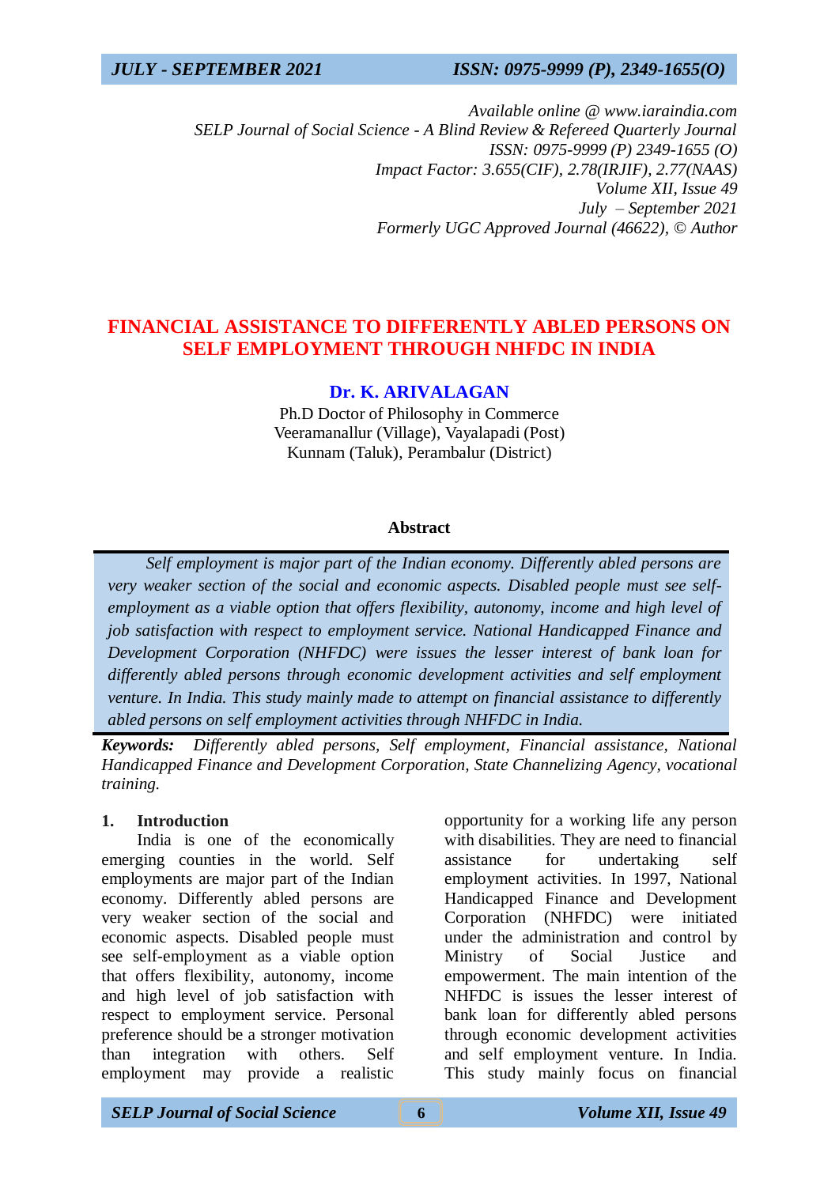Available online @ www.iaraindia.com
SELP Journal of Social Science - A Blind Review & Refereed Quarterly Journal
ISSN: 0975-9999 (P) 2349-1655 (O)
Impact Factor: 3.655(CIF), 2.78(IRJIF), 2.77(NAAS)
Volume XII, Issue 49
July – September 2021
Formerly UGC Approved Journal (46622), © Author

# FINANCIAL ASSISTANCE TO DIFFERENTLY ABLED PERSONS ON SELF EMPLOYMENT THROUGH NHFDC IN INDIA

**Dr. K. ARIVALAGAN**
Ph.D Doctor of Philosophy in Commerce
Veeramanallur (Village), Vayalapadi (Post)
Kunnam (Taluk), Perambalur (District)

### Abstract

*Self employment is major part of the Indian economy. Differently abled persons are very weaker section of the social and economic aspects. Disabled people must see self-employment as a viable option that offers flexibility, autonomy, income and high level of job satisfaction with respect to employment service. National Handicapped Finance and Development Corporation (NHFDC) were issues the lesser interest of bank loan for differently abled persons through economic development activities and self employment venture. In India. This study mainly made to attempt on financial assistance to differently abled persons on self employment activities through NHFDC in India.*

***Keywords:*** *Differently abled persons, Self employment, Financial assistance, National Handicapped Finance and Development Corporation, State Channelizing Agency, vocational training.*

## 1. Introduction

India is one of the economically emerging counties in the world. Self employments are major part of the Indian economy. Differently abled persons are very weaker section of the social and economic aspects. Disabled people must see self-employment as a viable option that offers flexibility, autonomy, income and high level of job satisfaction with respect to employment service. Personal preference should be a stronger motivation than integration with others. Self employment may provide a realistic opportunity for a working life any person with disabilities. They are need to financial assistance for undertaking self employment activities. In 1997, National Handicapped Finance and Development Corporation (NHFDC) were initiated under the administration and control by Ministry of Social Justice and empowerment. The main intention of the NHFDC is issues the lesser interest of bank loan for differently abled persons through economic development activities and self employment venture. In India. This study mainly focus on financial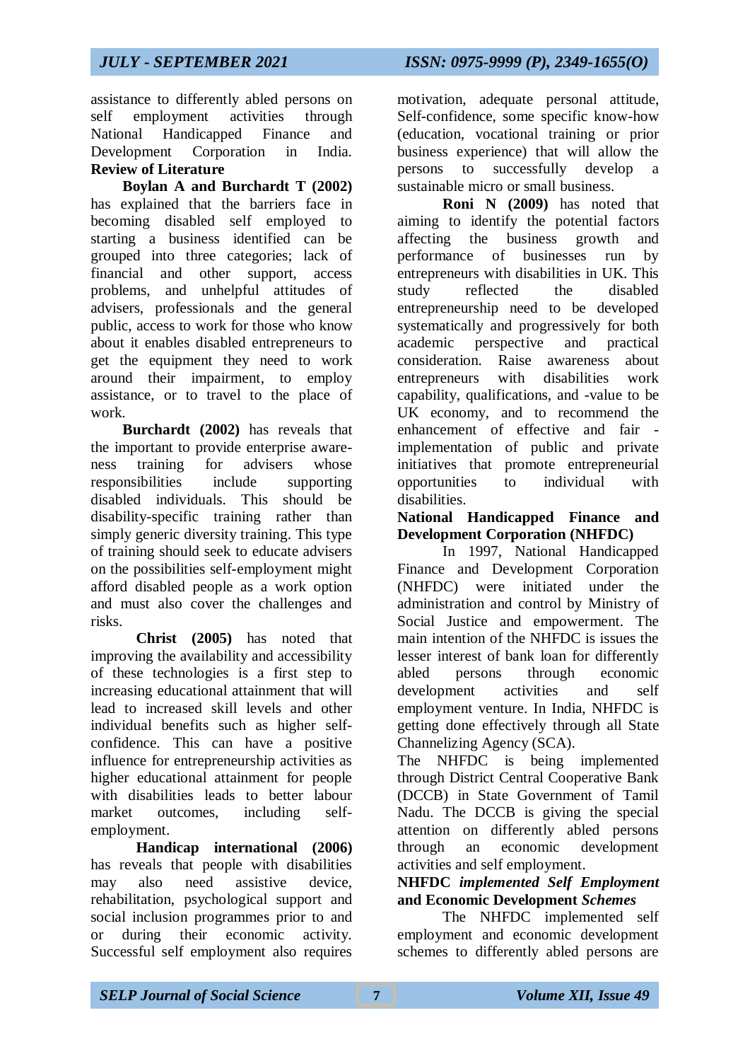assistance to differently abled persons on self employment activities through National Handicapped Finance and Development Corporation in India.

**Review of Literature**

**Boylan A and Burchardt T (2002)** has explained that the barriers face in becoming disabled self employed to starting a business identified can be grouped into three categories; lack of financial and other support, access problems, and unhelpful attitudes of advisers, professionals and the general public, access to work for those who know about it enables disabled entrepreneurs to get the equipment they need to work around their impairment, to employ assistance, or to travel to the place of work.

**Burchardt (2002)** has reveals that the important to provide enterprise awareness training for advisers whose responsibilities include supporting disabled individuals. This should be disability-specific training rather than simply generic diversity training. This type of training should seek to educate advisers on the possibilities self-employment might afford disabled people as a work option and must also cover the challenges and risks.

**Christ (2005)** has noted that improving the availability and accessibility of these technologies is a first step to increasing educational attainment that will lead to increased skill levels and other individual benefits such as higher self-confidence. This can have a positive influence for entrepreneurship activities as higher educational attainment for people with disabilities leads to better labour market outcomes, including self-employment.

**Handicap international (2006)** has reveals that people with disabilities may also need assistive device, rehabilitation, psychological support and social inclusion programmes prior to and or during their economic activity. Successful self employment also requires motivation, adequate personal attitude, Self-confidence, some specific know-how (education, vocational training or prior business experience) that will allow the persons to successfully develop a sustainable micro or small business.

**Roni N (2009)** has noted that aiming to identify the potential factors affecting the business growth and performance of businesses run by entrepreneurs with disabilities in UK. This study reflected the disabled entrepreneurship need to be developed systematically and progressively for both academic perspective and practical consideration. Raise awareness about entrepreneurs with disabilities work capability, qualifications, and -value to be UK economy, and to recommend the enhancement of effective and fair - implementation of public and private initiatives that promote entrepreneurial opportunities to individual with disabilities.

**National Handicapped Finance and Development Corporation (NHFDC)**

In 1997, National Handicapped Finance and Development Corporation (NHFDC) were initiated under the administration and control by Ministry of Social Justice and empowerment. The main intention of the NHFDC is issues the lesser interest of bank loan for differently abled persons through economic development activities and self employment venture. In India, NHFDC is getting done effectively through all State Channelizing Agency (SCA).

The NHFDC is being implemented through District Central Cooperative Bank (DCCB) in State Government of Tamil Nadu. The DCCB is giving the special attention on differently abled persons through an economic development activities and self employment.

**NHFDC *implemented Self Employment* and Economic Development *Schemes***

The NHFDC implemented self employment and economic development schemes to differently abled persons are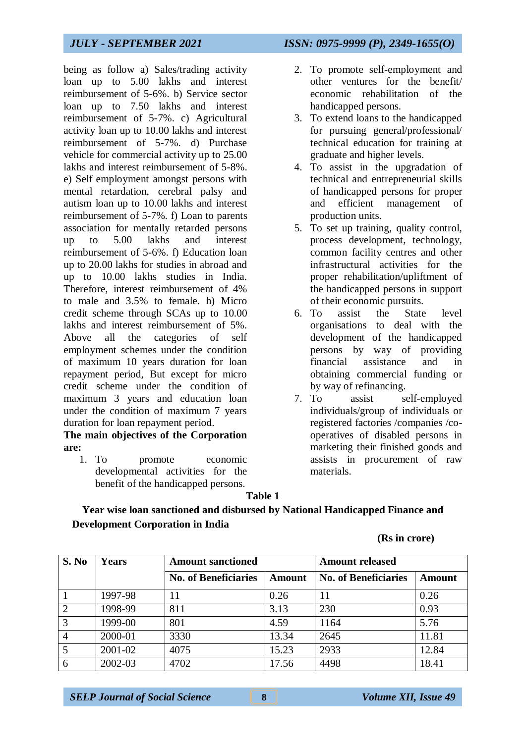being as follow a) Sales/trading activity loan up to 5.00 lakhs and interest reimbursement of 5-6%. b) Service sector loan up to 7.50 lakhs and interest reimbursement of 5-7%. c) Agricultural activity loan up to 10.00 lakhs and interest reimbursement of 5-7%. d) Purchase vehicle for commercial activity up to 25.00 lakhs and interest reimbursement of 5-8%. e) Self employment amongst persons with mental retardation, cerebral palsy and autism loan up to 10.00 lakhs and interest reimbursement of 5-7%. f) Loan to parents association for mentally retarded persons up to 5.00 lakhs and interest reimbursement of 5-6%. f) Education loan up to 20.00 lakhs for studies in abroad and up to 10.00 lakhs studies in India. Therefore, interest reimbursement of 4% to male and 3.5% to female. h) Micro credit scheme through SCAs up to 10.00 lakhs and interest reimbursement of 5%. Above all the categories of self employment schemes under the condition of maximum 10 years duration for loan repayment period, But except for micro credit scheme under the condition of maximum 3 years and education loan under the condition of maximum 7 years duration for loan repayment period.

**The main objectives of the Corporation are:**

1. To promote economic developmental activities for the benefit of the handicapped persons.
2. To promote self-employment and other ventures for the benefit/ economic rehabilitation of the handicapped persons.
3. To extend loans to the handicapped for pursuing general/professional/ technical education for training at graduate and higher levels.
4. To assist in the upgradation of technical and entrepreneurial skills of handicapped persons for proper and efficient management of production units.
5. To set up training, quality control, process development, technology, common facility centres and other infrastructural activities for the proper rehabilitation/upliftment of the handicapped persons in support of their economic pursuits.
6. To assist the State level organisations to deal with the development of the handicapped persons by way of providing financial assistance and in obtaining commercial funding or by way of refinancing.
7. To assist self-employed individuals/group of individuals or registered factories /companies /co-operatives of disabled persons in marketing their finished goods and assists in procurement of raw materials.

**Table 1**

**Year wise loan sanctioned and disbursed by National Handicapped Finance and Development Corporation in India**

**(Rs in crore)**

| S. No | Years | Amount sanctioned | | Amount released | |
|---|---|---|---|---|---|
| | | No. of Beneficiaries | Amount | No. of Beneficiaries | Amount |
| 1 | 1997-98 | 11 | 0.26 | 11 | 0.26 |
| 2 | 1998-99 | 811 | 3.13 | 230 | 0.93 |
| 3 | 1999-00 | 801 | 4.59 | 1164 | 5.76 |
| 4 | 2000-01 | 3330 | 13.34 | 2645 | 11.81 |
| 5 | 2001-02 | 4075 | 15.23 | 2933 | 12.84 |
| 6 | 2002-03 | 4702 | 17.56 | 4498 | 18.41 |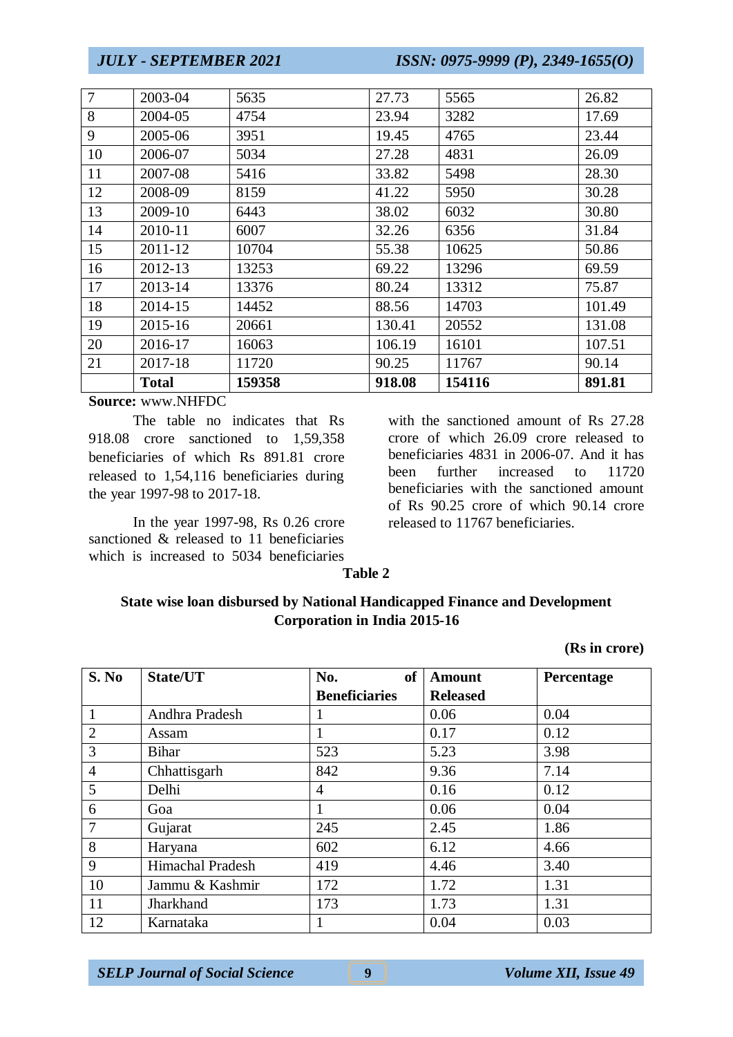| 7 | 2003-04 | 5635 | 27.73 | 5565 | 26.82 |
|---|---|---|---|---|---|
| 8 | 2004-05 | 4754 | 23.94 | 3282 | 17.69 |
| 9 | 2005-06 | 3951 | 19.45 | 4765 | 23.44 |
| 10 | 2006-07 | 5034 | 27.28 | 4831 | 26.09 |
| 11 | 2007-08 | 5416 | 33.82 | 5498 | 28.30 |
| 12 | 2008-09 | 8159 | 41.22 | 5950 | 30.28 |
| 13 | 2009-10 | 6443 | 38.02 | 6032 | 30.80 |
| 14 | 2010-11 | 6007 | 32.26 | 6356 | 31.84 |
| 15 | 2011-12 | 10704 | 55.38 | 10625 | 50.86 |
| 16 | 2012-13 | 13253 | 69.22 | 13296 | 69.59 |
| 17 | 2013-14 | 13376 | 80.24 | 13312 | 75.87 |
| 18 | 2014-15 | 14452 | 88.56 | 14703 | 101.49 |
| 19 | 2015-16 | 20661 | 130.41 | 20552 | 131.08 |
| 20 | 2016-17 | 16063 | 106.19 | 16101 | 107.51 |
| 21 | 2017-18 | 11720 | 90.25 | 11767 | 90.14 |
| | **Total** | **159358** | **918.08** | **154116** | **891.81** |

**Source:** www.NHFDC

The table no indicates that Rs 918.08 crore sanctioned to 1,59,358 beneficiaries of which Rs 891.81 crore released to 1,54,116 beneficiaries during the year 1997-98 to 2017-18.

In the year 1997-98, Rs 0.26 crore sanctioned & released to 11 beneficiaries which is increased to 5034 beneficiaries with the sanctioned amount of Rs 27.28 crore of which 26.09 crore released to beneficiaries 4831 in 2006-07. And it has been further increased to 11720 beneficiaries with the sanctioned amount of Rs 90.25 crore of which 90.14 crore released to 11767 beneficiaries.

**Table 2**

**State wise loan disbursed by National Handicapped Finance and Development Corporation in India 2015-16**

**(Rs in crore)**

| S. No | State/UT | No. of Beneficiaries | Amount Released | Percentage |
|---|---|---|---|---|
| 1 | Andhra Pradesh | 1 | 0.06 | 0.04 |
| 2 | Assam | 1 | 0.17 | 0.12 |
| 3 | Bihar | 523 | 5.23 | 3.98 |
| 4 | Chhattisgarh | 842 | 9.36 | 7.14 |
| 5 | Delhi | 4 | 0.16 | 0.12 |
| 6 | Goa | 1 | 0.06 | 0.04 |
| 7 | Gujarat | 245 | 2.45 | 1.86 |
| 8 | Haryana | 602 | 6.12 | 4.66 |
| 9 | Himachal Pradesh | 419 | 4.46 | 3.40 |
| 10 | Jammu & Kashmir | 172 | 1.72 | 1.31 |
| 11 | Jharkhand | 173 | 1.73 | 1.31 |
| 12 | Karnataka | 1 | 0.04 | 0.03 |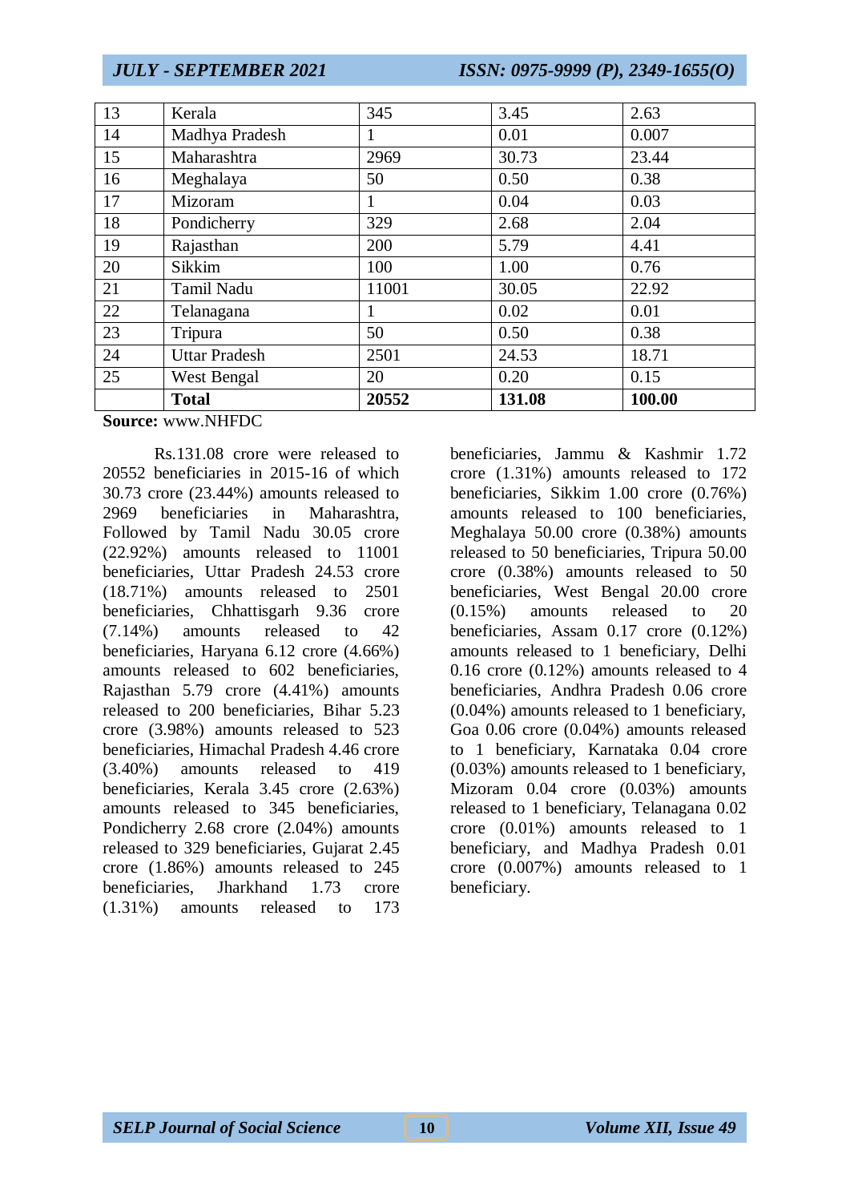| 13 | Kerala | 345 | 3.45 | 2.63 |
|---|---|---|---|---|
| 14 | Madhya Pradesh | 1 | 0.01 | 0.007 |
| 15 | Maharashtra | 2969 | 30.73 | 23.44 |
| 16 | Meghalaya | 50 | 0.50 | 0.38 |
| 17 | Mizoram | 1 | 0.04 | 0.03 |
| 18 | Pondicherry | 329 | 2.68 | 2.04 |
| 19 | Rajasthan | 200 | 5.79 | 4.41 |
| 20 | Sikkim | 100 | 1.00 | 0.76 |
| 21 | Tamil Nadu | 11001 | 30.05 | 22.92 |
| 22 | Telanagana | 1 | 0.02 | 0.01 |
| 23 | Tripura | 50 | 0.50 | 0.38 |
| 24 | Uttar Pradesh | 2501 | 24.53 | 18.71 |
| 25 | West Bengal | 20 | 0.20 | 0.15 |
| | **Total** | **20552** | **131.08** | **100.00** |

**Source:** www.NHFDC

Rs.131.08 crore were released to 20552 beneficiaries in 2015-16 of which 30.73 crore (23.44%) amounts released to 2969 beneficiaries in Maharashtra, Followed by Tamil Nadu 30.05 crore (22.92%) amounts released to 11001 beneficiaries, Uttar Pradesh 24.53 crore (18.71%) amounts released to 2501 beneficiaries, Chhattisgarh 9.36 crore (7.14%) amounts released to 42 beneficiaries, Haryana 6.12 crore (4.66%) amounts released to 602 beneficiaries, Rajasthan 5.79 crore (4.41%) amounts released to 200 beneficiaries, Bihar 5.23 crore (3.98%) amounts released to 523 beneficiaries, Himachal Pradesh 4.46 crore (3.40%) amounts released to 419 beneficiaries, Kerala 3.45 crore (2.63%) amounts released to 345 beneficiaries, Pondicherry 2.68 crore (2.04%) amounts released to 329 beneficiaries, Gujarat 2.45 crore (1.86%) amounts released to 245 beneficiaries, Jharkhand 1.73 crore (1.31%) amounts released to 173 beneficiaries, Jammu & Kashmir 1.72 crore (1.31%) amounts released to 172 beneficiaries, Sikkim 1.00 crore (0.76%) amounts released to 100 beneficiaries, Meghalaya 50.00 crore (0.38%) amounts released to 50 beneficiaries, Tripura 50.00 crore (0.38%) amounts released to 50 beneficiaries, West Bengal 20.00 crore (0.15%) amounts released to 20 beneficiaries, Assam 0.17 crore (0.12%) amounts released to 1 beneficiary, Delhi 0.16 crore (0.12%) amounts released to 4 beneficiaries, Andhra Pradesh 0.06 crore (0.04%) amounts released to 1 beneficiary, Goa 0.06 crore (0.04%) amounts released to 1 beneficiary, Karnataka 0.04 crore (0.03%) amounts released to 1 beneficiary, Mizoram 0.04 crore (0.03%) amounts released to 1 beneficiary, Telanagana 0.02 crore (0.01%) amounts released to 1 beneficiary, and Madhya Pradesh 0.01 crore (0.007%) amounts released to 1 beneficiary.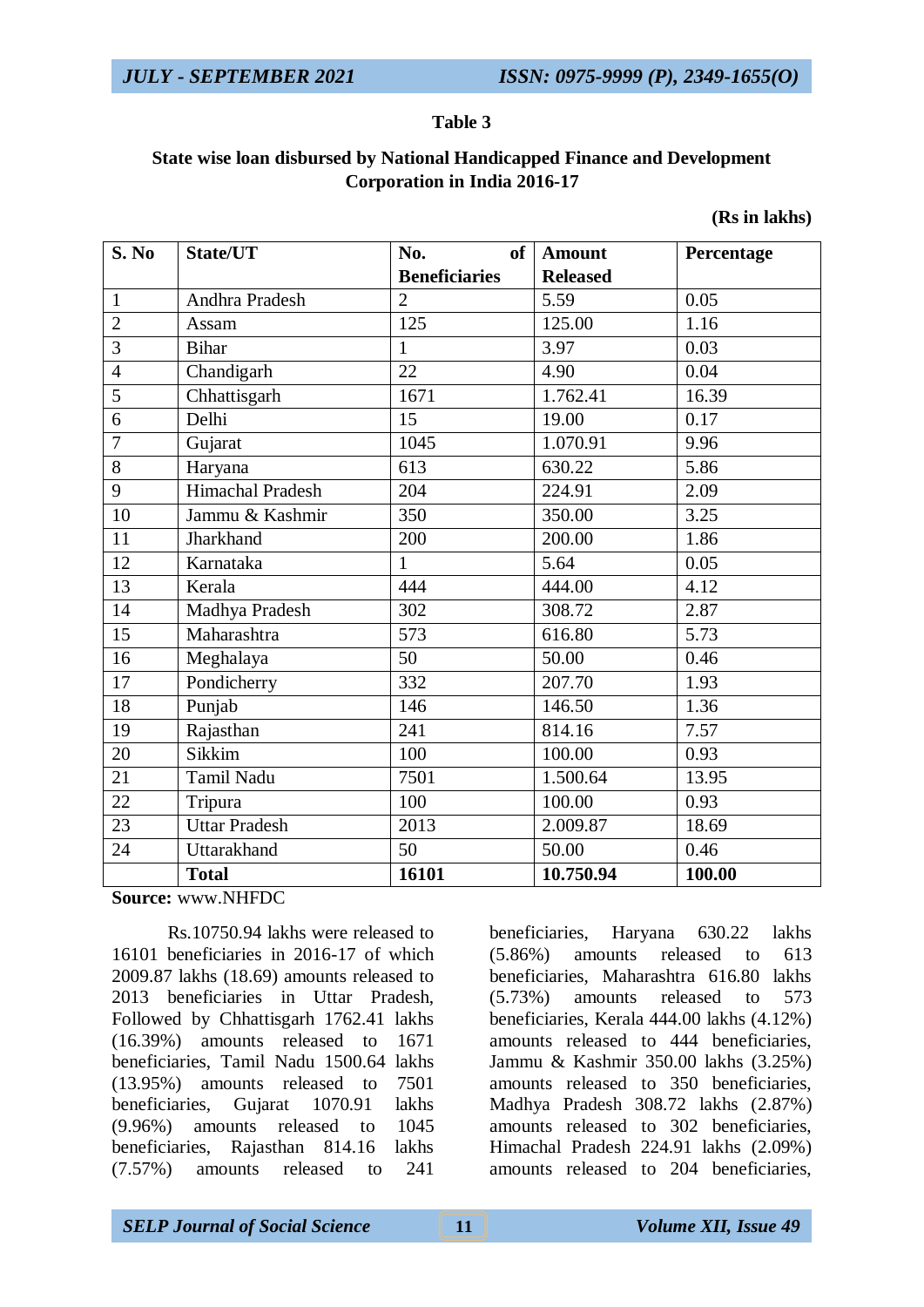**Table 3**

**State wise loan disbursed by National Handicapped Finance and Development Corporation in India 2016-17**

**(Rs in lakhs)**

| S. No | State/UT | No. of Beneficiaries | Amount Released | Percentage |
|---|---|---|---|---|
| 1 | Andhra Pradesh | 2 | 5.59 | 0.05 |
| 2 | Assam | 125 | 125.00 | 1.16 |
| 3 | Bihar | 1 | 3.97 | 0.03 |
| 4 | Chandigarh | 22 | 4.90 | 0.04 |
| 5 | Chhattisgarh | 1671 | 1.762.41 | 16.39 |
| 6 | Delhi | 15 | 19.00 | 0.17 |
| 7 | Gujarat | 1045 | 1.070.91 | 9.96 |
| 8 | Haryana | 613 | 630.22 | 5.86 |
| 9 | Himachal Pradesh | 204 | 224.91 | 2.09 |
| 10 | Jammu & Kashmir | 350 | 350.00 | 3.25 |
| 11 | Jharkhand | 200 | 200.00 | 1.86 |
| 12 | Karnataka | 1 | 5.64 | 0.05 |
| 13 | Kerala | 444 | 444.00 | 4.12 |
| 14 | Madhya Pradesh | 302 | 308.72 | 2.87 |
| 15 | Maharashtra | 573 | 616.80 | 5.73 |
| 16 | Meghalaya | 50 | 50.00 | 0.46 |
| 17 | Pondicherry | 332 | 207.70 | 1.93 |
| 18 | Punjab | 146 | 146.50 | 1.36 |
| 19 | Rajasthan | 241 | 814.16 | 7.57 |
| 20 | Sikkim | 100 | 100.00 | 0.93 |
| 21 | Tamil Nadu | 7501 | 1.500.64 | 13.95 |
| 22 | Tripura | 100 | 100.00 | 0.93 |
| 23 | Uttar Pradesh | 2013 | 2.009.87 | 18.69 |
| 24 | Uttarakhand | 50 | 50.00 | 0.46 |
| | **Total** | **16101** | **10.750.94** | **100.00** |

**Source:** www.NHFDC

Rs.10750.94 lakhs were released to 16101 beneficiaries in 2016-17 of which 2009.87 lakhs (18.69) amounts released to 2013 beneficiaries in Uttar Pradesh, Followed by Chhattisgarh 1762.41 lakhs (16.39%) amounts released to 1671 beneficiaries, Tamil Nadu 1500.64 lakhs (13.95%) amounts released to 7501 beneficiaries, Gujarat 1070.91 lakhs (9.96%) amounts released to 1045 beneficiaries, Rajasthan 814.16 lakhs (7.57%) amounts released to 241 beneficiaries, Haryana 630.22 lakhs (5.86%) amounts released to 613 beneficiaries, Maharashtra 616.80 lakhs (5.73%) amounts released to 573 beneficiaries, Kerala 444.00 lakhs (4.12%) amounts released to 444 beneficiaries, Jammu & Kashmir 350.00 lakhs (3.25%) amounts released to 350 beneficiaries, Madhya Pradesh 308.72 lakhs (2.87%) amounts released to 302 beneficiaries, Himachal Pradesh 224.91 lakhs (2.09%) amounts released to 204 beneficiaries,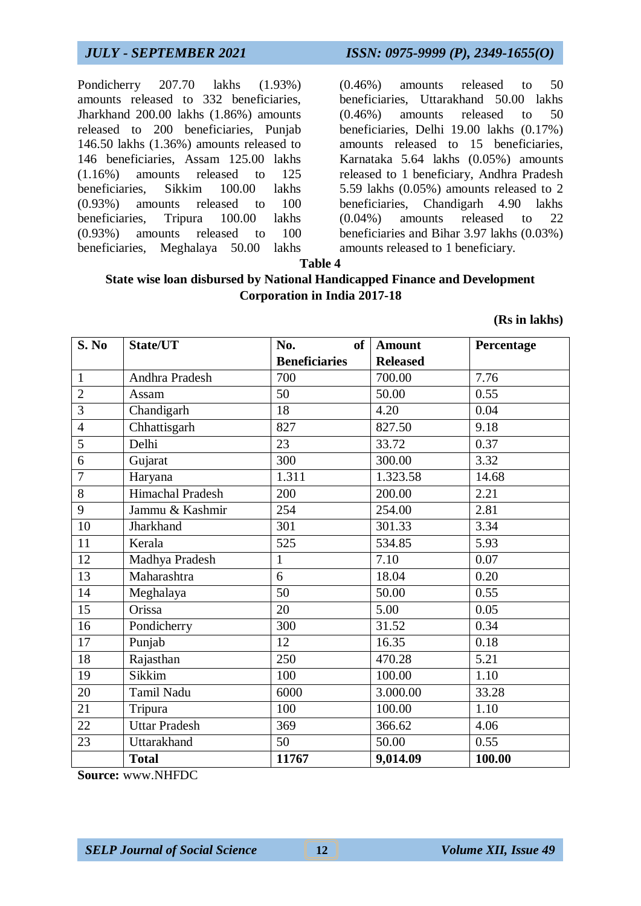Pondicherry 207.70 lakhs (1.93%) amounts released to 332 beneficiaries, Jharkhand 200.00 lakhs (1.86%) amounts released to 200 beneficiaries, Punjab 146.50 lakhs (1.36%) amounts released to 146 beneficiaries, Assam 125.00 lakhs (1.16%) amounts released to 125 beneficiaries, Sikkim 100.00 lakhs (0.93%) amounts released to 100 beneficiaries, Tripura 100.00 lakhs (0.93%) amounts released to 100 beneficiaries, Meghalaya 50.00 lakhs (0.46%) amounts released to 50 beneficiaries, Uttarakhand 50.00 lakhs (0.46%) amounts released to 50 beneficiaries, Delhi 19.00 lakhs (0.17%) amounts released to 15 beneficiaries, Karnataka 5.64 lakhs (0.05%) amounts released to 1 beneficiary, Andhra Pradesh 5.59 lakhs (0.05%) amounts released to 2 beneficiaries, Chandigarh 4.90 lakhs (0.04%) amounts released to 22 beneficiaries and Bihar 3.97 lakhs (0.03%) amounts released to 1 beneficiary.

**Table 4**

**State wise loan disbursed by National Handicapped Finance and Development Corporation in India 2017-18**

**(Rs in lakhs)**

| S. No | State/UT | No. of Beneficiaries | Amount Released | Percentage |
|---|---|---|---|---|
| 1 | Andhra Pradesh | 700 | 700.00 | 7.76 |
| 2 | Assam | 50 | 50.00 | 0.55 |
| 3 | Chandigarh | 18 | 4.20 | 0.04 |
| 4 | Chhattisgarh | 827 | 827.50 | 9.18 |
| 5 | Delhi | 23 | 33.72 | 0.37 |
| 6 | Gujarat | 300 | 300.00 | 3.32 |
| 7 | Haryana | 1.311 | 1.323.58 | 14.68 |
| 8 | Himachal Pradesh | 200 | 200.00 | 2.21 |
| 9 | Jammu & Kashmir | 254 | 254.00 | 2.81 |
| 10 | Jharkhand | 301 | 301.33 | 3.34 |
| 11 | Kerala | 525 | 534.85 | 5.93 |
| 12 | Madhya Pradesh | 1 | 7.10 | 0.07 |
| 13 | Maharashtra | 6 | 18.04 | 0.20 |
| 14 | Meghalaya | 50 | 50.00 | 0.55 |
| 15 | Orissa | 20 | 5.00 | 0.05 |
| 16 | Pondicherry | 300 | 31.52 | 0.34 |
| 17 | Punjab | 12 | 16.35 | 0.18 |
| 18 | Rajasthan | 250 | 470.28 | 5.21 |
| 19 | Sikkim | 100 | 100.00 | 1.10 |
| 20 | Tamil Nadu | 6000 | 3.000.00 | 33.28 |
| 21 | Tripura | 100 | 100.00 | 1.10 |
| 22 | Uttar Pradesh | 369 | 366.62 | 4.06 |
| 23 | Uttarakhand | 50 | 50.00 | 0.55 |
| | **Total** | **11767** | **9,014.09** | **100.00** |

**Source:** www.NHFDC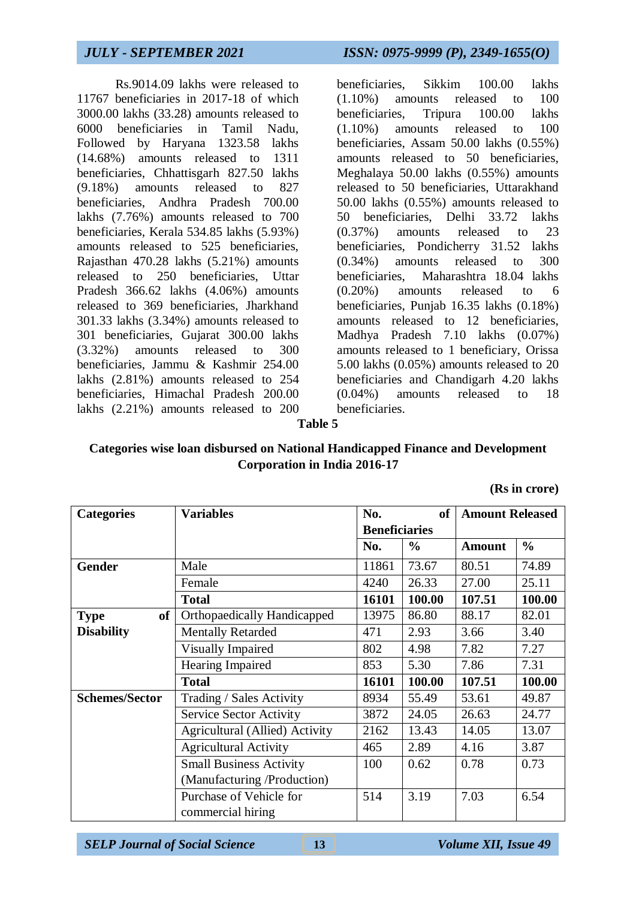Rs.9014.09 lakhs were released to 11767 beneficiaries in 2017-18 of which 3000.00 lakhs (33.28) amounts released to 6000 beneficiaries in Tamil Nadu, Followed by Haryana 1323.58 lakhs (14.68%) amounts released to 1311 beneficiaries, Chhattisgarh 827.50 lakhs (9.18%) amounts released to 827 beneficiaries, Andhra Pradesh 700.00 lakhs (7.76%) amounts released to 700 beneficiaries, Kerala 534.85 lakhs (5.93%) amounts released to 525 beneficiaries, Rajasthan 470.28 lakhs (5.21%) amounts released to 250 beneficiaries, Uttar Pradesh 366.62 lakhs (4.06%) amounts released to 369 beneficiaries, Jharkhand 301.33 lakhs (3.34%) amounts released to 301 beneficiaries, Gujarat 300.00 lakhs (3.32%) amounts released to 300 beneficiaries, Jammu & Kashmir 254.00 lakhs (2.81%) amounts released to 254 beneficiaries, Himachal Pradesh 200.00 lakhs (2.21%) amounts released to 200 beneficiaries, Sikkim 100.00 lakhs (1.10%) amounts released to 100 beneficiaries, Tripura 100.00 lakhs (1.10%) amounts released to 100 beneficiaries, Assam 50.00 lakhs (0.55%) amounts released to 50 beneficiaries, Meghalaya 50.00 lakhs (0.55%) amounts released to 50 beneficiaries, Uttarakhand 50.00 lakhs (0.55%) amounts released to 50 beneficiaries, Delhi 33.72 lakhs (0.37%) amounts released to 23 beneficiaries, Pondicherry 31.52 lakhs (0.34%) amounts released to 300 beneficiaries, Maharashtra 18.04 lakhs (0.20%) amounts released to 6 beneficiaries, Punjab 16.35 lakhs (0.18%) amounts released to 12 beneficiaries, Madhya Pradesh 7.10 lakhs (0.07%) amounts released to 1 beneficiary, Orissa 5.00 lakhs (0.05%) amounts released to 20 beneficiaries and Chandigarh 4.20 lakhs (0.04%) amounts released to 18 beneficiaries.

**Table 5**

**Categories wise loan disbursed on National Handicapped Finance and Development Corporation in India 2016-17**

**(Rs in crore)**

| Categories | Variables | No. of Beneficiaries | | Amount Released | |
|---|---|---|---|---|---|
| | | No. | % | Amount | % |
| **Gender** | Male | 11861 | 73.67 | 80.51 | 74.89 |
| | Female | 4240 | 26.33 | 27.00 | 25.11 |
| | **Total** | **16101** | **100.00** | **107.51** | **100.00** |
| **Type of Disability** | Orthopaedically Handicapped | 13975 | 86.80 | 88.17 | 82.01 |
| | Mentally Retarded | 471 | 2.93 | 3.66 | 3.40 |
| | Visually Impaired | 802 | 4.98 | 7.82 | 7.27 |
| | Hearing Impaired | 853 | 5.30 | 7.86 | 7.31 |
| | **Total** | **16101** | **100.00** | **107.51** | **100.00** |
| **Schemes/Sector** | Trading / Sales Activity | 8934 | 55.49 | 53.61 | 49.87 |
| | Service Sector Activity | 3872 | 24.05 | 26.63 | 24.77 |
| | Agricultural (Allied) Activity | 2162 | 13.43 | 14.05 | 13.07 |
| | Agricultural Activity | 465 | 2.89 | 4.16 | 3.87 |
| | Small Business Activity (Manufacturing /Production) | 100 | 0.62 | 0.78 | 0.73 |
| | Purchase of Vehicle for commercial hiring | 514 | 3.19 | 7.03 | 6.54 |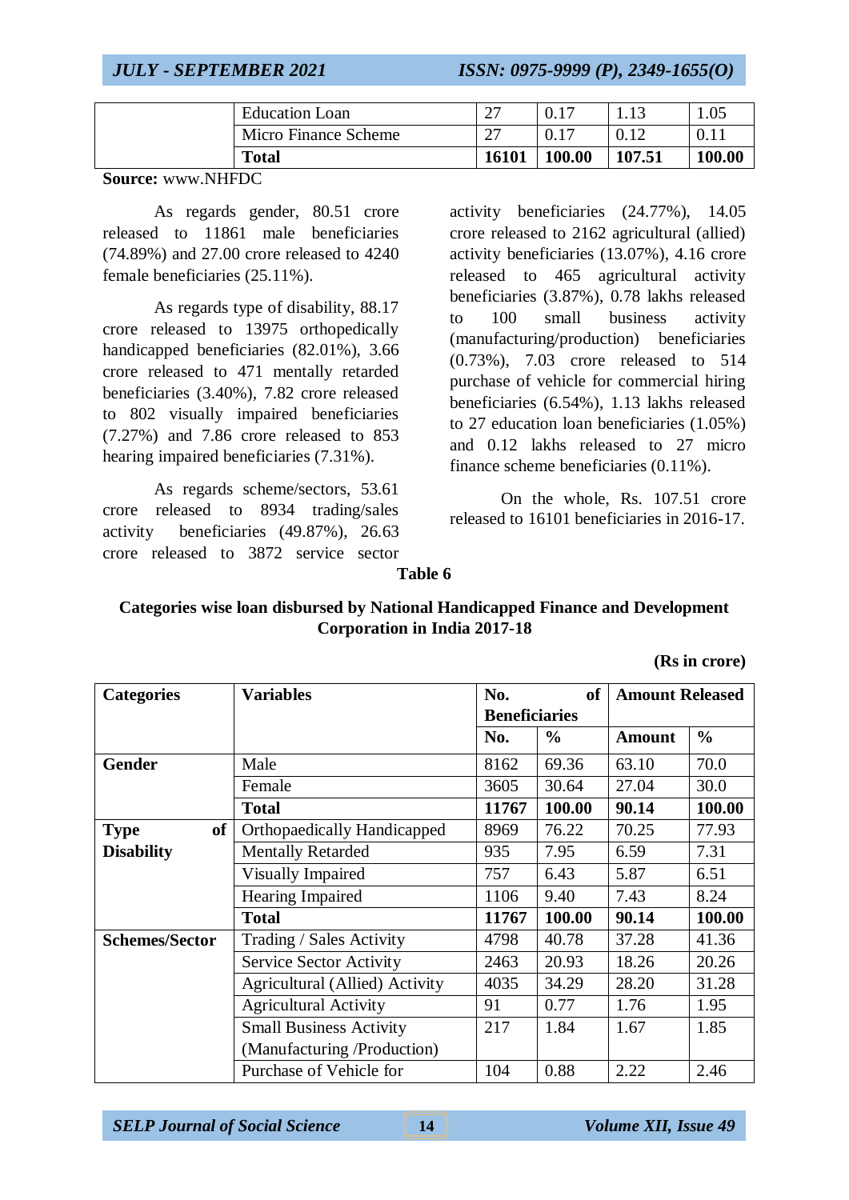| | Education Loan | 27 | 0.17 | 1.13 | 1.05 |
|---|---|---|---|---|---|
| | Micro Finance Scheme | 27 | 0.17 | 0.12 | 0.11 |
| | **Total** | **16101** | **100.00** | **107.51** | **100.00** |

**Source:** www.NHFDC

As regards gender, 80.51 crore released to 11861 male beneficiaries (74.89%) and 27.00 crore released to 4240 female beneficiaries (25.11%).

As regards type of disability, 88.17 crore released to 13975 orthopedically handicapped beneficiaries (82.01%), 3.66 crore released to 471 mentally retarded beneficiaries (3.40%), 7.82 crore released to 802 visually impaired beneficiaries (7.27%) and 7.86 crore released to 853 hearing impaired beneficiaries (7.31%).

As regards scheme/sectors, 53.61 crore released to 8934 trading/sales activity beneficiaries (49.87%), 26.63 crore released to 3872 service sector activity beneficiaries (24.77%), 14.05 crore released to 2162 agricultural (allied) activity beneficiaries (13.07%), 4.16 crore released to 465 agricultural activity beneficiaries (3.87%), 0.78 lakhs released to 100 small business activity (manufacturing/production) beneficiaries (0.73%), 7.03 crore released to 514 purchase of vehicle for commercial hiring beneficiaries (6.54%), 1.13 lakhs released to 27 education loan beneficiaries (1.05%) and 0.12 lakhs released to 27 micro finance scheme beneficiaries (0.11%).

On the whole, Rs. 107.51 crore released to 16101 beneficiaries in 2016-17.

**Table 6**

**Categories wise loan disbursed by National Handicapped Finance and Development Corporation in India 2017-18**

**(Rs in crore)**

| Categories | Variables | No. of Beneficiaries | | Amount Released | |
|---|---|---|---|---|---|
| | | No. | % | Amount | % |
| **Gender** | Male | 8162 | 69.36 | 63.10 | 70.0 |
| | Female | 3605 | 30.64 | 27.04 | 30.0 |
| | **Total** | **11767** | **100.00** | **90.14** | **100.00** |
| **Type of Disability** | Orthopaedically Handicapped | 8969 | 76.22 | 70.25 | 77.93 |
| | Mentally Retarded | 935 | 7.95 | 6.59 | 7.31 |
| | Visually Impaired | 757 | 6.43 | 5.87 | 6.51 |
| | Hearing Impaired | 1106 | 9.40 | 7.43 | 8.24 |
| | **Total** | **11767** | **100.00** | **90.14** | **100.00** |
| **Schemes/Sector** | Trading / Sales Activity | 4798 | 40.78 | 37.28 | 41.36 |
| | Service Sector Activity | 2463 | 20.93 | 18.26 | 20.26 |
| | Agricultural (Allied) Activity | 4035 | 34.29 | 28.20 | 31.28 |
| | Agricultural Activity | 91 | 0.77 | 1.76 | 1.95 |
| | Small Business Activity (Manufacturing /Production) | 217 | 1.84 | 1.67 | 1.85 |
| | Purchase of Vehicle for | 104 | 0.88 | 2.22 | 2.46 |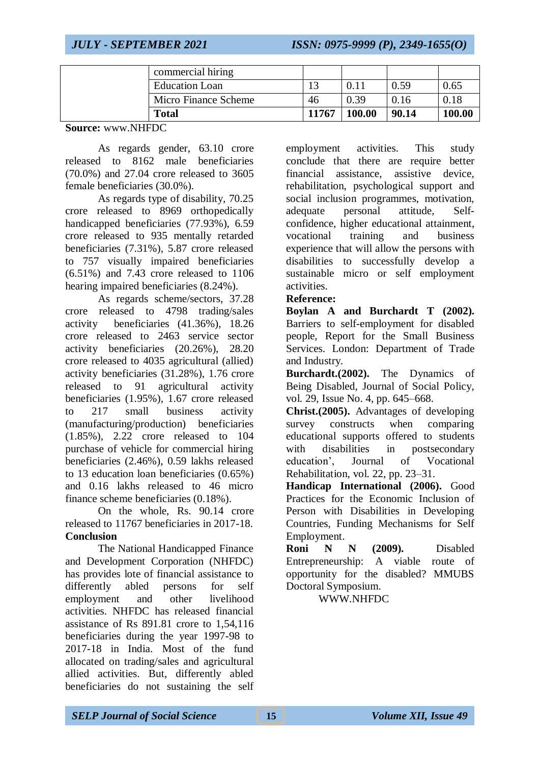| | | | | | |
|---|---|---|---|---|---|
| | commercial hiring | | | | |
| | Education Loan | 13 | 0.11 | 0.59 | 0.65 |
| | Micro Finance Scheme | 46 | 0.39 | 0.16 | 0.18 |
| | **Total** | **11767** | **100.00** | **90.14** | **100.00** |

**Source:** www.NHFDC

As regards gender, 63.10 crore released to 8162 male beneficiaries (70.0%) and 27.04 crore released to 3605 female beneficiaries (30.0%).

As regards type of disability, 70.25 crore released to 8969 orthopedically handicapped beneficiaries (77.93%), 6.59 crore released to 935 mentally retarded beneficiaries (7.31%), 5.87 crore released to 757 visually impaired beneficiaries (6.51%) and 7.43 crore released to 1106 hearing impaired beneficiaries (8.24%).

As regards scheme/sectors, 37.28 crore released to 4798 trading/sales activity beneficiaries (41.36%), 18.26 crore released to 2463 service sector activity beneficiaries (20.26%), 28.20 crore released to 4035 agricultural (allied) activity beneficiaries (31.28%), 1.76 crore released to 91 agricultural activity beneficiaries (1.95%), 1.67 crore released to 217 small business activity (manufacturing/production) beneficiaries (1.85%), 2.22 crore released to 104 purchase of vehicle for commercial hiring beneficiaries (2.46%), 0.59 lakhs released to 13 education loan beneficiaries (0.65%) and 0.16 lakhs released to 46 micro finance scheme beneficiaries (0.18%).

On the whole, Rs. 90.14 crore released to 11767 beneficiaries in 2017-18.

**Conclusion**

The National Handicapped Finance and Development Corporation (NHFDC) has provides lote of financial assistance to differently abled persons for self employment and other livelihood activities. NHFDC has released financial assistance of Rs 891.81 crore to 1,54,116 beneficiaries during the year 1997-98 to 2017-18 in India. Most of the fund allocated on trading/sales and agricultural allied activities. But, differently abled beneficiaries do not sustaining the self employment activities. This study conclude that there are require better financial assistance, assistive device, rehabilitation, psychological support and social inclusion programmes, motivation, adequate personal attitude, Self-confidence, higher educational attainment, vocational training and business experience that will allow the persons with disabilities to successfully develop a sustainable micro or self employment activities.

**Reference:**

**Boylan A and Burchardt T (2002).** Barriers to self-employment for disabled people, Report for the Small Business Services. London: Department of Trade and Industry.

**Burchardt.(2002).** The Dynamics of Being Disabled, Journal of Social Policy, vol. 29, Issue No. 4, pp. 645–668.

**Christ.(2005).** Advantages of developing survey constructs when comparing educational supports offered to students with disabilities in postsecondary education', Journal of Vocational Rehabilitation, vol. 22, pp. 23–31.

**Handicap International (2006).** Good Practices for the Economic Inclusion of Person with Disabilities in Developing Countries, Funding Mechanisms for Self Employment.

**Roni N N (2009).** Disabled Entrepreneurship: A viable route of opportunity for the disabled? MMUBS Doctoral Symposium.

WWW.NHFDC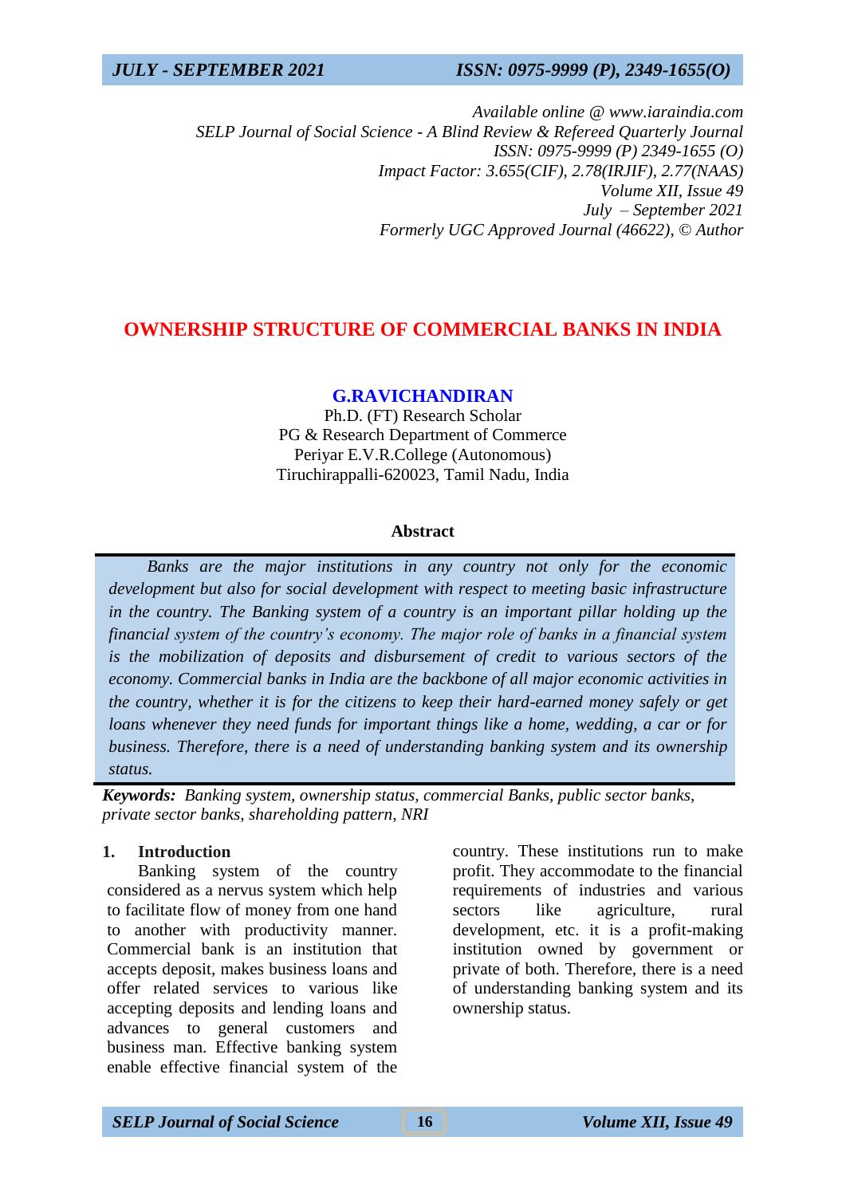*Available online @ www.iaraindia.com*
*SELP Journal of Social Science - A Blind Review & Refereed Quarterly Journal*
*ISSN: 0975-9999 (P) 2349-1655 (O)*
*Impact Factor: 3.655(CIF), 2.78(IRJIF), 2.77(NAAS)*
*Volume XII, Issue 49*
*July – September 2021*
*Formerly UGC Approved Journal (46622), © Author*

# OWNERSHIP STRUCTURE OF COMMERCIAL BANKS IN INDIA

**G.RAVICHANDIRAN**
Ph.D. (FT) Research Scholar
PG & Research Department of Commerce
Periyar E.V.R.College (Autonomous)
Tiruchirappalli-620023, Tamil Nadu, India

### Abstract

*Banks are the major institutions in any country not only for the economic development but also for social development with respect to meeting basic infrastructure in the country. The Banking system of a country is an important pillar holding up the financial system of the country's economy. The major role of banks in a financial system is the mobilization of deposits and disbursement of credit to various sectors of the economy. Commercial banks in India are the backbone of all major economic activities in the country, whether it is for the citizens to keep their hard-earned money safely or get loans whenever they need funds for important things like a home, wedding, a car or for business. Therefore, there is a need of understanding banking system and its ownership status.*

***Keywords:*** *Banking system, ownership status, commercial Banks, public sector banks, private sector banks, shareholding pattern, NRI*

## 1. Introduction

Banking system of the country considered as a nervus system which help to facilitate flow of money from one hand to another with productivity manner. Commercial bank is an institution that accepts deposit, makes business loans and offer related services to various like accepting deposits and lending loans and advances to general customers and business man. Effective banking system enable effective financial system of the country. These institutions run to make profit. They accommodate to the financial requirements of industries and various sectors like agriculture, rural development, etc. it is a profit-making institution owned by government or private of both. Therefore, there is a need of understanding banking system and its ownership status.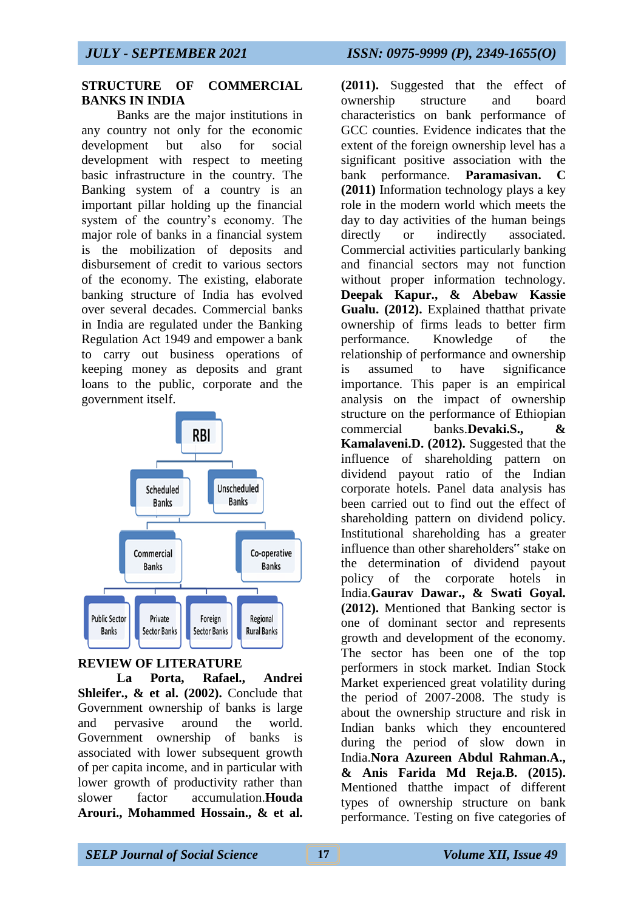## STRUCTURE OF COMMERCIAL BANKS IN INDIA

Banks are the major institutions in any country not only for the economic development but also for social development with respect to meeting basic infrastructure in the country. The Banking system of a country is an important pillar holding up the financial system of the country's economy. The major role of banks in a financial system is the mobilization of deposits and disbursement of credit to various sectors of the economy. The existing, elaborate banking structure of India has evolved over several decades. Commercial banks in India are regulated under the Banking Regulation Act 1949 and empower a bank to carry out business operations of keeping money as deposits and grant loans to the public, corporate and the government itself.

- RBI
  - Scheduled Banks
    - Commercial Banks
      - Public Sector Banks
      - Private Sector Banks
      - Foreign Sector Banks
      - Regional Rural Banks
    - Co-operative Banks
  - Unscheduled Banks

## REVIEW OF LITERATURE

**La Porta, Rafael., Andrei Shleifer., & et al. (2002).** Conclude that Government ownership of banks is large and pervasive around the world. Government ownership of banks is associated with lower subsequent growth of per capita income, and in particular with lower growth of productivity rather than slower factor accumulation. **Houda Arouri., Mohammed Hossain., & et al. (2011).** Suggested that the effect of ownership structure and board characteristics on bank performance of GCC counties. Evidence indicates that the extent of the foreign ownership level has a significant positive association with the bank performance. **Paramasivan. C (2011)** Information technology plays a key role in the modern world which meets the day to day activities of the human beings directly or indirectly associated. Commercial activities particularly banking and financial sectors may not function without proper information technology. **Deepak Kapur., & Abebaw Kassie Gualu. (2012).** Explained thatthat private ownership of firms leads to better firm performance. Knowledge of the relationship of performance and ownership is assumed to have significance importance. This paper is an empirical analysis on the impact of ownership structure on the performance of Ethiopian commercial banks.**Devaki.S., & Kamalaveni.D. (2012).** Suggested that the influence of shareholding pattern on dividend payout ratio of the Indian corporate hotels. Panel data analysis has been carried out to find out the effect of shareholding pattern on dividend policy. Institutional shareholding has a greater influence than other shareholders" stake on the determination of dividend payout policy of the corporate hotels in India.**Gaurav Dawar., & Swati Goyal. (2012).** Mentioned that Banking sector is one of dominant sector and represents growth and development of the economy. The sector has been one of the top performers in stock market. Indian Stock Market experienced great volatility during the period of 2007-2008. The study is about the ownership structure and risk in Indian banks which they encountered during the period of slow down in India.**Nora Azureen Abdul Rahman.A., & Anis Farida Md Reja.B. (2015).** Mentioned thatthe impact of different types of ownership structure on bank performance. Testing on five categories of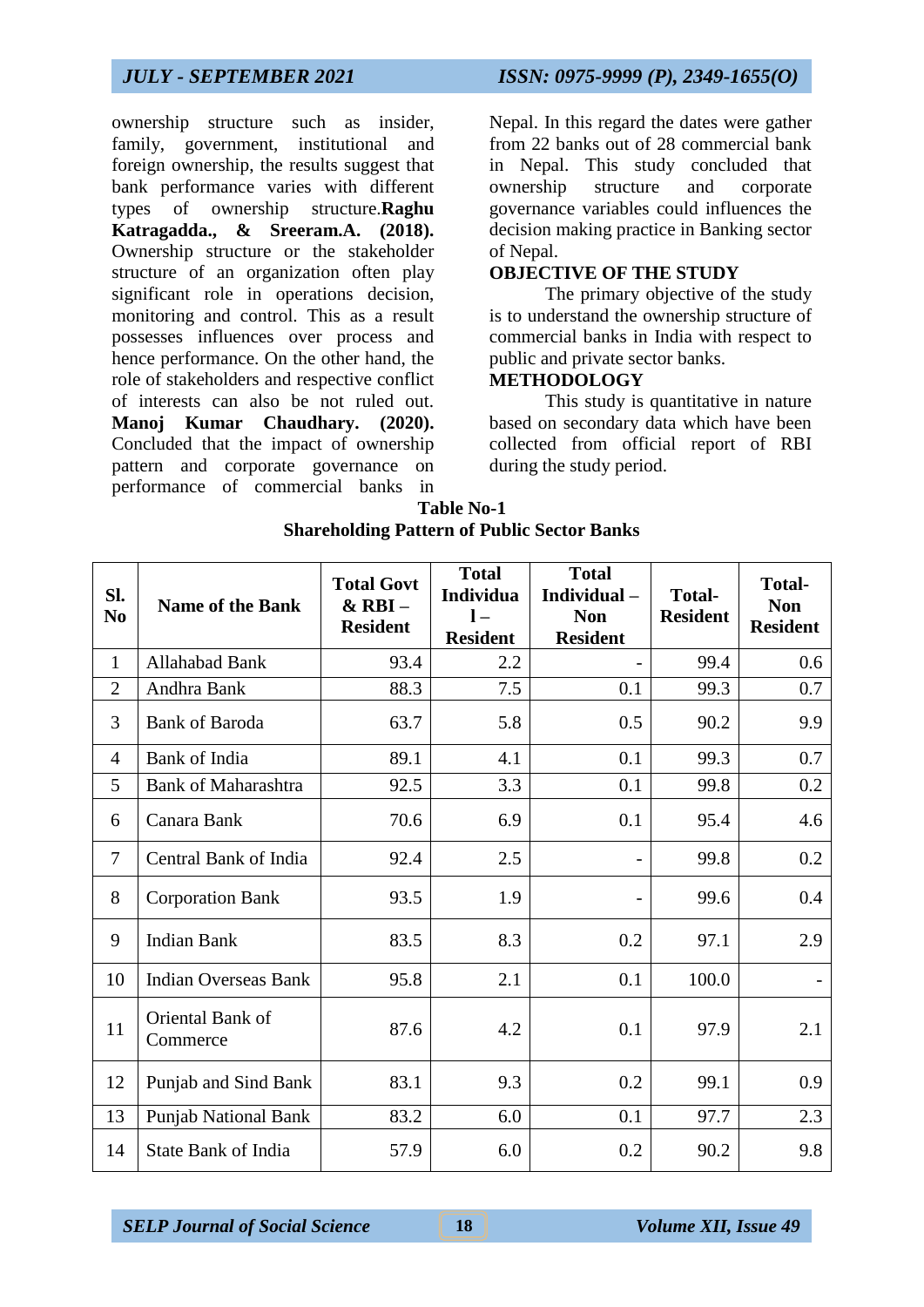ownership structure such as insider, family, government, institutional and foreign ownership, the results suggest that bank performance varies with different types of ownership structure.**Raghu Katragadda., & Sreeram.A. (2018).** Ownership structure or the stakeholder structure of an organization often play significant role in operations decision, monitoring and control. This as a result possesses influences over process and hence performance. On the other hand, the role of stakeholders and respective conflict of interests can also be not ruled out. **Manoj Kumar Chaudhary. (2020).** Concluded that the impact of ownership pattern and corporate governance on performance of commercial banks in Nepal. In this regard the dates were gather from 22 banks out of 28 commercial bank in Nepal. This study concluded that ownership structure and corporate governance variables could influences the decision making practice in Banking sector of Nepal.

## OBJECTIVE OF THE STUDY

The primary objective of the study is to understand the ownership structure of commercial banks in India with respect to public and private sector banks.

## METHODOLOGY

This study is quantitative in nature based on secondary data which have been collected from official report of RBI during the study period.

**Table No-1**
**Shareholding Pattern of Public Sector Banks**

| Sl. No | Name of the Bank | Total Govt & RBI – Resident | Total Individual – Resident | Total Individual – Non Resident | Total-Resident | Total-Non Resident |
|---|---|---|---|---|---|---|
| 1 | Allahabad Bank | 93.4 | 2.2 | - | 99.4 | 0.6 |
| 2 | Andhra Bank | 88.3 | 7.5 | 0.1 | 99.3 | 0.7 |
| 3 | Bank of Baroda | 63.7 | 5.8 | 0.5 | 90.2 | 9.9 |
| 4 | Bank of India | 89.1 | 4.1 | 0.1 | 99.3 | 0.7 |
| 5 | Bank of Maharashtra | 92.5 | 3.3 | 0.1 | 99.8 | 0.2 |
| 6 | Canara Bank | 70.6 | 6.9 | 0.1 | 95.4 | 4.6 |
| 7 | Central Bank of India | 92.4 | 2.5 | - | 99.8 | 0.2 |
| 8 | Corporation Bank | 93.5 | 1.9 | - | 99.6 | 0.4 |
| 9 | Indian Bank | 83.5 | 8.3 | 0.2 | 97.1 | 2.9 |
| 10 | Indian Overseas Bank | 95.8 | 2.1 | 0.1 | 100.0 | - |
| 11 | Oriental Bank of Commerce | 87.6 | 4.2 | 0.1 | 97.9 | 2.1 |
| 12 | Punjab and Sind Bank | 83.1 | 9.3 | 0.2 | 99.1 | 0.9 |
| 13 | Punjab National Bank | 83.2 | 6.0 | 0.1 | 97.7 | 2.3 |
| 14 | State Bank of India | 57.9 | 6.0 | 0.2 | 90.2 | 9.8 |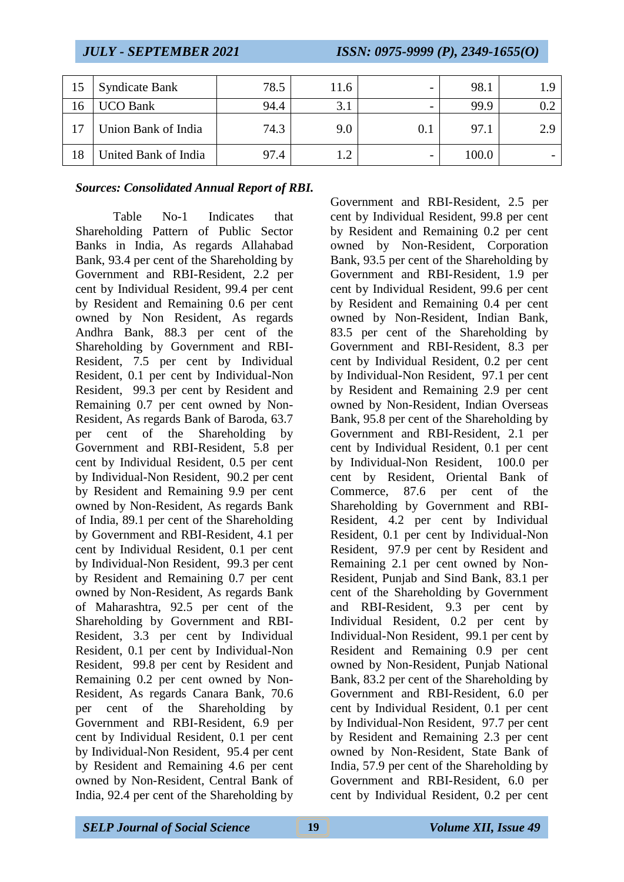| 15 | Syndicate Bank | 78.5 | 11.6 | - | 98.1 | 1.9 |
|---|---|---|---|---|---|---|
| 16 | UCO Bank | 94.4 | 3.1 | - | 99.9 | 0.2 |
| 17 | Union Bank of India | 74.3 | 9.0 | 0.1 | 97.1 | 2.9 |
| 18 | United Bank of India | 97.4 | 1.2 | - | 100.0 | - |

***Sources: Consolidated Annual Report of RBI.***

Table No-1 Indicates that Shareholding Pattern of Public Sector Banks in India, As regards Allahabad Bank, 93.4 per cent of the Shareholding by Government and RBI-Resident, 2.2 per cent by Individual Resident, 99.4 per cent by Resident and Remaining 0.6 per cent owned by Non Resident, As regards Andhra Bank, 88.3 per cent of the Shareholding by Government and RBI-Resident, 7.5 per cent by Individual Resident, 0.1 per cent by Individual-Non Resident, 99.3 per cent by Resident and Remaining 0.7 per cent owned by Non-Resident, As regards Bank of Baroda, 63.7 per cent of the Shareholding by Government and RBI-Resident, 5.8 per cent by Individual Resident, 0.5 per cent by Individual-Non Resident, 90.2 per cent by Resident and Remaining 9.9 per cent owned by Non-Resident, As regards Bank of India, 89.1 per cent of the Shareholding by Government and RBI-Resident, 4.1 per cent by Individual Resident, 0.1 per cent by Individual-Non Resident, 99.3 per cent by Resident and Remaining 0.7 per cent owned by Non-Resident, As regards Bank of Maharashtra, 92.5 per cent of the Shareholding by Government and RBI-Resident, 3.3 per cent by Individual Resident, 0.1 per cent by Individual-Non Resident, 99.8 per cent by Resident and Remaining 0.2 per cent owned by Non-Resident, As regards Canara Bank, 70.6 per cent of the Shareholding by Government and RBI-Resident, 6.9 per cent by Individual Resident, 0.1 per cent by Individual-Non Resident, 95.4 per cent by Resident and Remaining 4.6 per cent owned by Non-Resident, Central Bank of India, 92.4 per cent of the Shareholding by Government and RBI-Resident, 2.5 per cent by Individual Resident, 99.8 per cent by Resident and Remaining 0.2 per cent owned by Non-Resident, Corporation Bank, 93.5 per cent of the Shareholding by Government and RBI-Resident, 1.9 per cent by Individual Resident, 99.6 per cent by Resident and Remaining 0.4 per cent owned by Non-Resident, Indian Bank, 83.5 per cent of the Shareholding by Government and RBI-Resident, 8.3 per cent by Individual Resident, 0.2 per cent by Individual-Non Resident, 97.1 per cent by Resident and Remaining 2.9 per cent owned by Non-Resident, Indian Overseas Bank, 95.8 per cent of the Shareholding by Government and RBI-Resident, 2.1 per cent by Individual Resident, 0.1 per cent by Individual-Non Resident, 100.0 per cent by Resident, Oriental Bank of Commerce, 87.6 per cent of the Shareholding by Government and RBI-Resident, 4.2 per cent by Individual Resident, 0.1 per cent by Individual-Non Resident, 97.9 per cent by Resident and Remaining 2.1 per cent owned by Non-Resident, Punjab and Sind Bank, 83.1 per cent of the Shareholding by Government and RBI-Resident, 9.3 per cent by Individual Resident, 0.2 per cent by Individual-Non Resident, 99.1 per cent by Resident and Remaining 0.9 per cent owned by Non-Resident, Punjab National Bank, 83.2 per cent of the Shareholding by Government and RBI-Resident, 6.0 per cent by Individual Resident, 0.1 per cent by Individual-Non Resident, 97.7 per cent by Resident and Remaining 2.3 per cent owned by Non-Resident, State Bank of India, 57.9 per cent of the Shareholding by Government and RBI-Resident, 6.0 per cent by Individual Resident, 0.2 per cent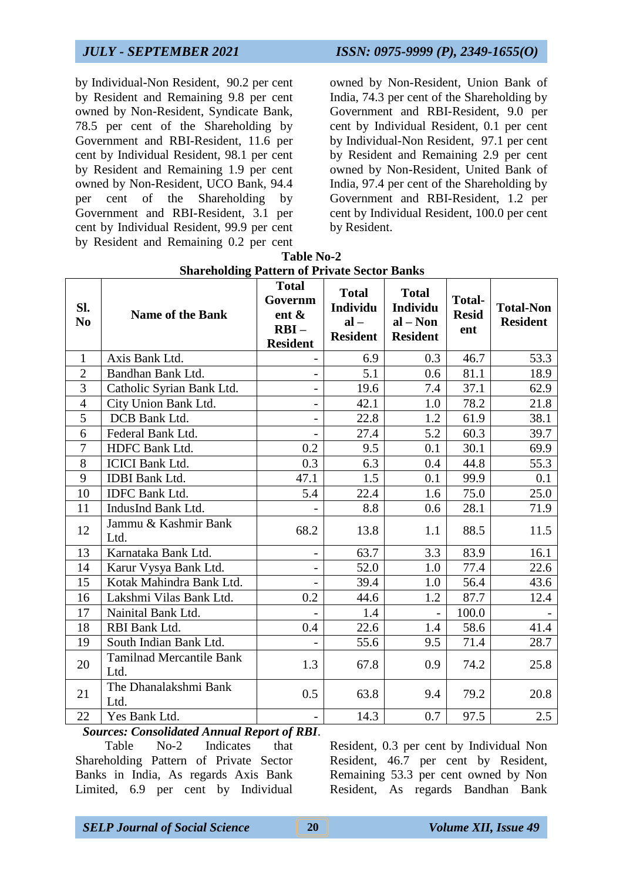by Individual-Non Resident, 90.2 per cent by Resident and Remaining 9.8 per cent owned by Non-Resident, Syndicate Bank, 78.5 per cent of the Shareholding by Government and RBI-Resident, 11.6 per cent by Individual Resident, 98.1 per cent by Resident and Remaining 1.9 per cent owned by Non-Resident, UCO Bank, 94.4 per cent of the Shareholding by Government and RBI-Resident, 3.1 per cent by Individual Resident, 99.9 per cent by Resident and Remaining 0.2 per cent owned by Non-Resident, Union Bank of India, 74.3 per cent of the Shareholding by Government and RBI-Resident, 9.0 per cent by Individual Resident, 0.1 per cent by Individual-Non Resident, 97.1 per cent by Resident and Remaining 2.9 per cent owned by Non-Resident, United Bank of India, 97.4 per cent of the Shareholding by Government and RBI-Resident, 1.2 per cent by Individual Resident, 100.0 per cent by Resident.

**Table No-2**
**Shareholding Pattern of Private Sector Banks**

| Sl. No | Name of the Bank | Total Government & RBI – Resident | Total Individual – Resident | Total Individual – Non Resident | Total-Resident | Total-Non Resident |
|---|---|---|---|---|---|---|
| 1 | Axis Bank Ltd. | - | 6.9 | 0.3 | 46.7 | 53.3 |
| 2 | Bandhan Bank Ltd. | - | 5.1 | 0.6 | 81.1 | 18.9 |
| 3 | Catholic Syrian Bank Ltd. | - | 19.6 | 7.4 | 37.1 | 62.9 |
| 4 | City Union Bank Ltd. | - | 42.1 | 1.0 | 78.2 | 21.8 |
| 5 | DCB Bank Ltd. | - | 22.8 | 1.2 | 61.9 | 38.1 |
| 6 | Federal Bank Ltd. | - | 27.4 | 5.2 | 60.3 | 39.7 |
| 7 | HDFC Bank Ltd. | 0.2 | 9.5 | 0.1 | 30.1 | 69.9 |
| 8 | ICICI Bank Ltd. | 0.3 | 6.3 | 0.4 | 44.8 | 55.3 |
| 9 | IDBI Bank Ltd. | 47.1 | 1.5 | 0.1 | 99.9 | 0.1 |
| 10 | IDFC Bank Ltd. | 5.4 | 22.4 | 1.6 | 75.0 | 25.0 |
| 11 | IndusInd Bank Ltd. | - | 8.8 | 0.6 | 28.1 | 71.9 |
| 12 | Jammu & Kashmir Bank Ltd. | 68.2 | 13.8 | 1.1 | 88.5 | 11.5 |
| 13 | Karnataka Bank Ltd. | - | 63.7 | 3.3 | 83.9 | 16.1 |
| 14 | Karur Vysya Bank Ltd. | - | 52.0 | 1.0 | 77.4 | 22.6 |
| 15 | Kotak Mahindra Bank Ltd. | - | 39.4 | 1.0 | 56.4 | 43.6 |
| 16 | Lakshmi Vilas Bank Ltd. | 0.2 | 44.6 | 1.2 | 87.7 | 12.4 |
| 17 | Nainital Bank Ltd. | - | 1.4 | - | 100.0 | - |
| 18 | RBI Bank Ltd. | 0.4 | 22.6 | 1.4 | 58.6 | 41.4 |
| 19 | South Indian Bank Ltd. | - | 55.6 | 9.5 | 71.4 | 28.7 |
| 20 | Tamilnad Mercantile Bank Ltd. | 1.3 | 67.8 | 0.9 | 74.2 | 25.8 |
| 21 | The Dhanalakshmi Bank Ltd. | 0.5 | 63.8 | 9.4 | 79.2 | 20.8 |
| 22 | Yes Bank Ltd. | - | 14.3 | 0.7 | 97.5 | 2.5 |

***Sources: Consolidated Annual Report of RBI*.**

Table No-2 Indicates that Shareholding Pattern of Private Sector Banks in India, As regards Axis Bank Limited, 6.9 per cent by Individual Resident, 0.3 per cent by Individual Non Resident, 46.7 per cent by Resident, Remaining 53.3 per cent owned by Non Resident, As regards Bandhan Bank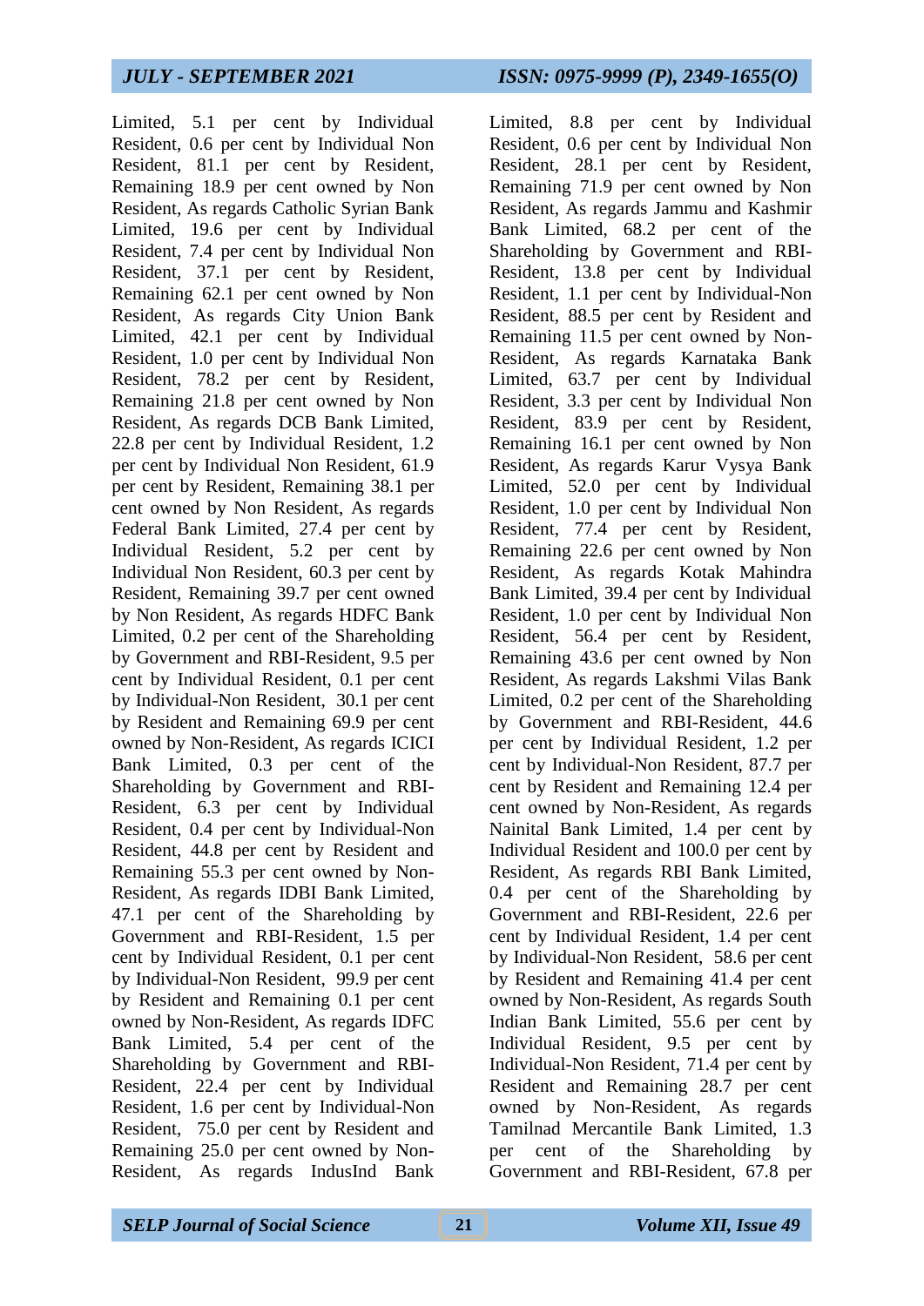Limited, 5.1 per cent by Individual Resident, 0.6 per cent by Individual Non Resident, 81.1 per cent by Resident, Remaining 18.9 per cent owned by Non Resident, As regards Catholic Syrian Bank Limited, 19.6 per cent by Individual Resident, 7.4 per cent by Individual Non Resident, 37.1 per cent by Resident, Remaining 62.1 per cent owned by Non Resident, As regards City Union Bank Limited, 42.1 per cent by Individual Resident, 1.0 per cent by Individual Non Resident, 78.2 per cent by Resident, Remaining 21.8 per cent owned by Non Resident, As regards DCB Bank Limited, 22.8 per cent by Individual Resident, 1.2 per cent by Individual Non Resident, 61.9 per cent by Resident, Remaining 38.1 per cent owned by Non Resident, As regards Federal Bank Limited, 27.4 per cent by Individual Resident, 5.2 per cent by Individual Non Resident, 60.3 per cent by Resident, Remaining 39.7 per cent owned by Non Resident, As regards HDFC Bank Limited, 0.2 per cent of the Shareholding by Government and RBI-Resident, 9.5 per cent by Individual Resident, 0.1 per cent by Individual-Non Resident, 30.1 per cent by Resident and Remaining 69.9 per cent owned by Non-Resident, As regards ICICI Bank Limited, 0.3 per cent of the Shareholding by Government and RBI-Resident, 6.3 per cent by Individual Resident, 0.4 per cent by Individual-Non Resident, 44.8 per cent by Resident and Remaining 55.3 per cent owned by Non-Resident, As regards IDBI Bank Limited, 47.1 per cent of the Shareholding by Government and RBI-Resident, 1.5 per cent by Individual Resident, 0.1 per cent by Individual-Non Resident, 99.9 per cent by Resident and Remaining 0.1 per cent owned by Non-Resident, As regards IDFC Bank Limited, 5.4 per cent of the Shareholding by Government and RBI-Resident, 22.4 per cent by Individual Resident, 1.6 per cent by Individual-Non Resident, 75.0 per cent by Resident and Remaining 25.0 per cent owned by Non-Resident, As regards IndusInd Bank Limited, 8.8 per cent by Individual Resident, 0.6 per cent by Individual Non Resident, 28.1 per cent by Resident, Remaining 71.9 per cent owned by Non Resident, As regards Jammu and Kashmir Bank Limited, 68.2 per cent of the Shareholding by Government and RBI-Resident, 13.8 per cent by Individual Resident, 1.1 per cent by Individual-Non Resident, 88.5 per cent by Resident and Remaining 11.5 per cent owned by Non-Resident, As regards Karnataka Bank Limited, 63.7 per cent by Individual Resident, 3.3 per cent by Individual Non Resident, 83.9 per cent by Resident, Remaining 16.1 per cent owned by Non Resident, As regards Karur Vysya Bank Limited, 52.0 per cent by Individual Resident, 1.0 per cent by Individual Non Resident, 77.4 per cent by Resident, Remaining 22.6 per cent owned by Non Resident, As regards Kotak Mahindra Bank Limited, 39.4 per cent by Individual Resident, 1.0 per cent by Individual Non Resident, 56.4 per cent by Resident, Remaining 43.6 per cent owned by Non Resident, As regards Lakshmi Vilas Bank Limited, 0.2 per cent of the Shareholding by Government and RBI-Resident, 44.6 per cent by Individual Resident, 1.2 per cent by Individual-Non Resident, 87.7 per cent by Resident and Remaining 12.4 per cent owned by Non-Resident, As regards Nainital Bank Limited, 1.4 per cent by Individual Resident and 100.0 per cent by Resident, As regards RBI Bank Limited, 0.4 per cent of the Shareholding by Government and RBI-Resident, 22.6 per cent by Individual Resident, 1.4 per cent by Individual-Non Resident, 58.6 per cent by Resident and Remaining 41.4 per cent owned by Non-Resident, As regards South Indian Bank Limited, 55.6 per cent by Individual Resident, 9.5 per cent by Individual-Non Resident, 71.4 per cent by Resident and Remaining 28.7 per cent owned by Non-Resident, As regards Tamilnad Mercantile Bank Limited, 1.3 per cent of the Shareholding by Government and RBI-Resident, 67.8 per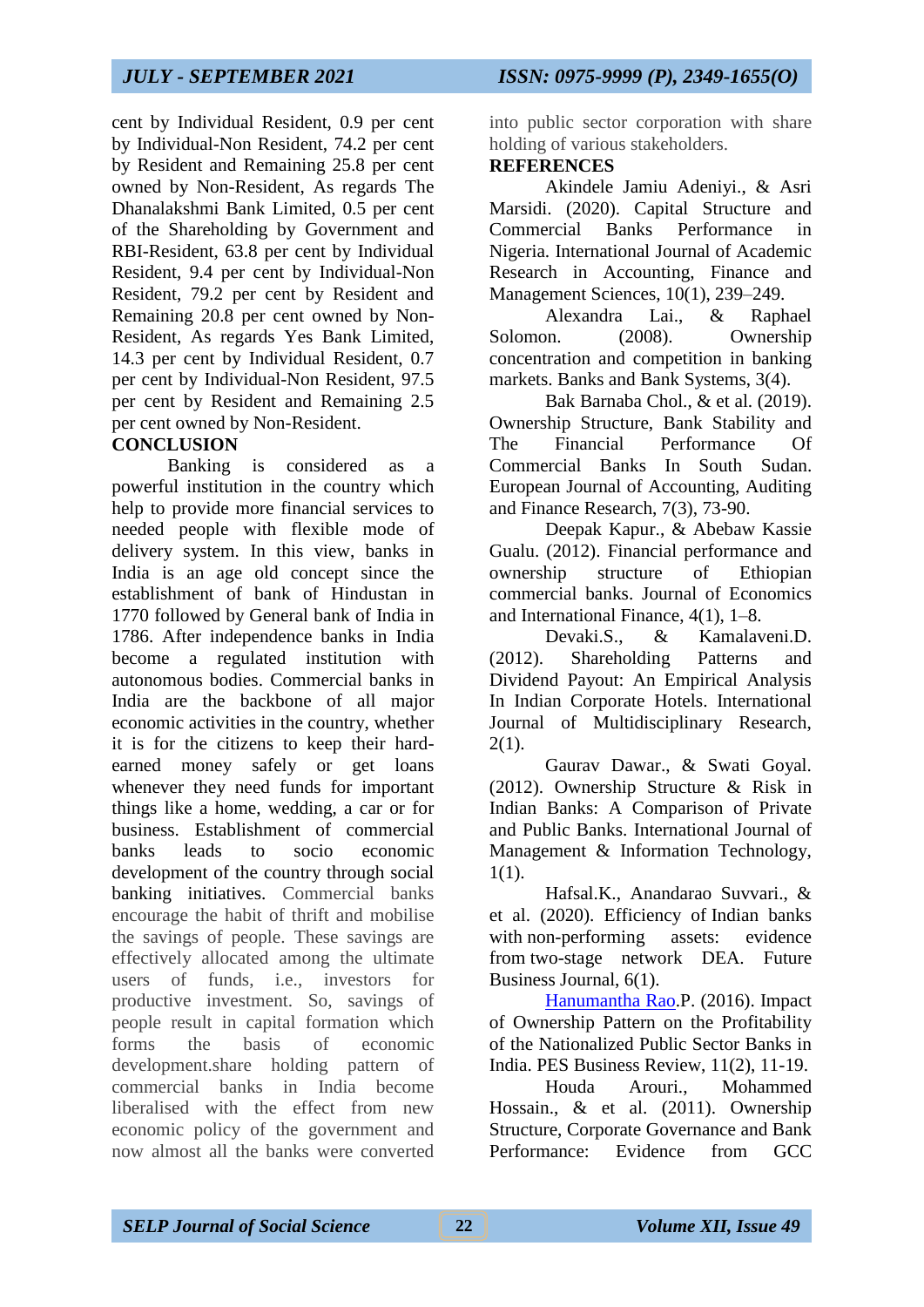cent by Individual Resident, 0.9 per cent by Individual-Non Resident, 74.2 per cent by Resident and Remaining 25.8 per cent owned by Non-Resident, As regards The Dhanalakshmi Bank Limited, 0.5 per cent of the Shareholding by Government and RBI-Resident, 63.8 per cent by Individual Resident, 9.4 per cent by Individual-Non Resident, 79.2 per cent by Resident and Remaining 20.8 per cent owned by Non-Resident, As regards Yes Bank Limited, 14.3 per cent by Individual Resident, 0.7 per cent by Individual-Non Resident, 97.5 per cent by Resident and Remaining 2.5 per cent owned by Non-Resident.

## CONCLUSION

Banking is considered as a powerful institution in the country which help to provide more financial services to needed people with flexible mode of delivery system. In this view, banks in India is an age old concept since the establishment of bank of Hindustan in 1770 followed by General bank of India in 1786. After independence banks in India become a regulated institution with autonomous bodies. Commercial banks in India are the backbone of all major economic activities in the country, whether it is for the citizens to keep their hard-earned money safely or get loans whenever they need funds for important things like a home, wedding, a car or for business. Establishment of commercial banks leads to socio economic development of the country through social banking initiatives. Commercial banks encourage the habit of thrift and mobilise the savings of people. These savings are effectively allocated among the ultimate users of funds, i.e., investors for productive investment. So, savings of people result in capital formation which forms the basis of economic development.share holding pattern of commercial banks in India become liberalised with the effect from new economic policy of the government and now almost all the banks were converted into public sector corporation with share holding of various stakeholders.

## REFERENCES

Akindele Jamiu Adeniyi., & Asri Marsidi. (2020). Capital Structure and Commercial Banks Performance in Nigeria. International Journal of Academic Research in Accounting, Finance and Management Sciences, 10(1), 239–249.

Alexandra Lai., & Raphael Solomon. (2008). Ownership concentration and competition in banking markets. Banks and Bank Systems, 3(4).

Bak Barnaba Chol., & et al. (2019). Ownership Structure, Bank Stability and The Financial Performance Of Commercial Banks In South Sudan. European Journal of Accounting, Auditing and Finance Research, 7(3), 73-90.

Deepak Kapur., & Abebaw Kassie Gualu. (2012). Financial performance and ownership structure of Ethiopian commercial banks. Journal of Economics and International Finance, 4(1), 1–8.

Devaki.S., & Kamalaveni.D. (2012). Shareholding Patterns and Dividend Payout: An Empirical Analysis In Indian Corporate Hotels. International Journal of Multidisciplinary Research, 2(1).

Gaurav Dawar., & Swati Goyal. (2012). Ownership Structure & Risk in Indian Banks: A Comparison of Private and Public Banks. International Journal of Management & Information Technology, 1(1).

Hafsal.K., Anandarao Suvvari., & et al. (2020). Efficiency of Indian banks with non-performing assets: evidence from two-stage network DEA. Future Business Journal, 6(1).

Hanumantha Rao.P. (2016). Impact of Ownership Pattern on the Profitability of the Nationalized Public Sector Banks in India. PES Business Review, 11(2), 11-19.

Houda Arouri., Mohammed Hossain., & et al. (2011). Ownership Structure, Corporate Governance and Bank Performance: Evidence from GCC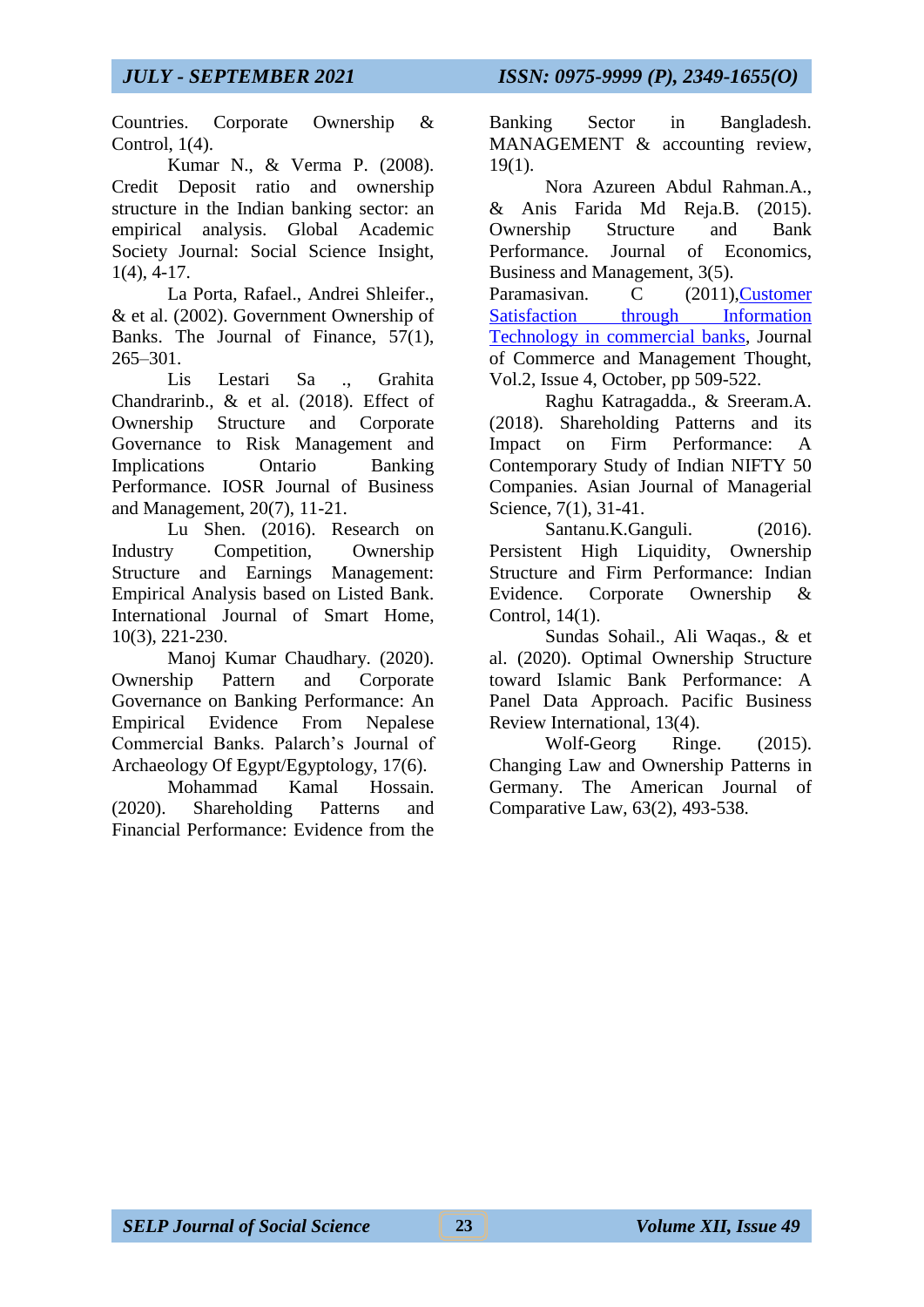Countries. Corporate Ownership & Control, 1(4).

Kumar N., & Verma P. (2008). Credit Deposit ratio and ownership structure in the Indian banking sector: an empirical analysis. Global Academic Society Journal: Social Science Insight, 1(4), 4-17.

La Porta, Rafael., Andrei Shleifer., & et al. (2002). Government Ownership of Banks. The Journal of Finance, 57(1), 265–301.

Lis Lestari Sa ., Grahita Chandrarinb., & et al. (2018). Effect of Ownership Structure and Corporate Governance to Risk Management and Implications Ontario Banking Performance. IOSR Journal of Business and Management, 20(7), 11-21.

Lu Shen. (2016). Research on Industry Competition, Ownership Structure and Earnings Management: Empirical Analysis based on Listed Bank. International Journal of Smart Home, 10(3), 221-230.

Manoj Kumar Chaudhary. (2020). Ownership Pattern and Corporate Governance on Banking Performance: An Empirical Evidence From Nepalese Commercial Banks. Palarch's Journal of Archaeology Of Egypt/Egyptology, 17(6).

Mohammad Kamal Hossain. (2020). Shareholding Patterns and Financial Performance: Evidence from the Banking Sector in Bangladesh. MANAGEMENT & accounting review, 19(1).

Nora Azureen Abdul Rahman.A., & Anis Farida Md Reja.B. (2015). Ownership Structure and Bank Performance. Journal of Economics, Business and Management, 3(5).

Paramasivan. C (2011),Customer Satisfaction through Information Technology in commercial banks, Journal of Commerce and Management Thought, Vol.2, Issue 4, October, pp 509-522.

Raghu Katragadda., & Sreeram.A. (2018). Shareholding Patterns and its Impact on Firm Performance: A Contemporary Study of Indian NIFTY 50 Companies. Asian Journal of Managerial Science, 7(1), 31-41.

Santanu.K.Ganguli. (2016). Persistent High Liquidity, Ownership Structure and Firm Performance: Indian Evidence. Corporate Ownership & Control, 14(1).

Sundas Sohail., Ali Waqas., & et al. (2020). Optimal Ownership Structure toward Islamic Bank Performance: A Panel Data Approach. Pacific Business Review International, 13(4).

Wolf-Georg Ringe. (2015). Changing Law and Ownership Patterns in Germany. The American Journal of Comparative Law, 63(2), 493-538.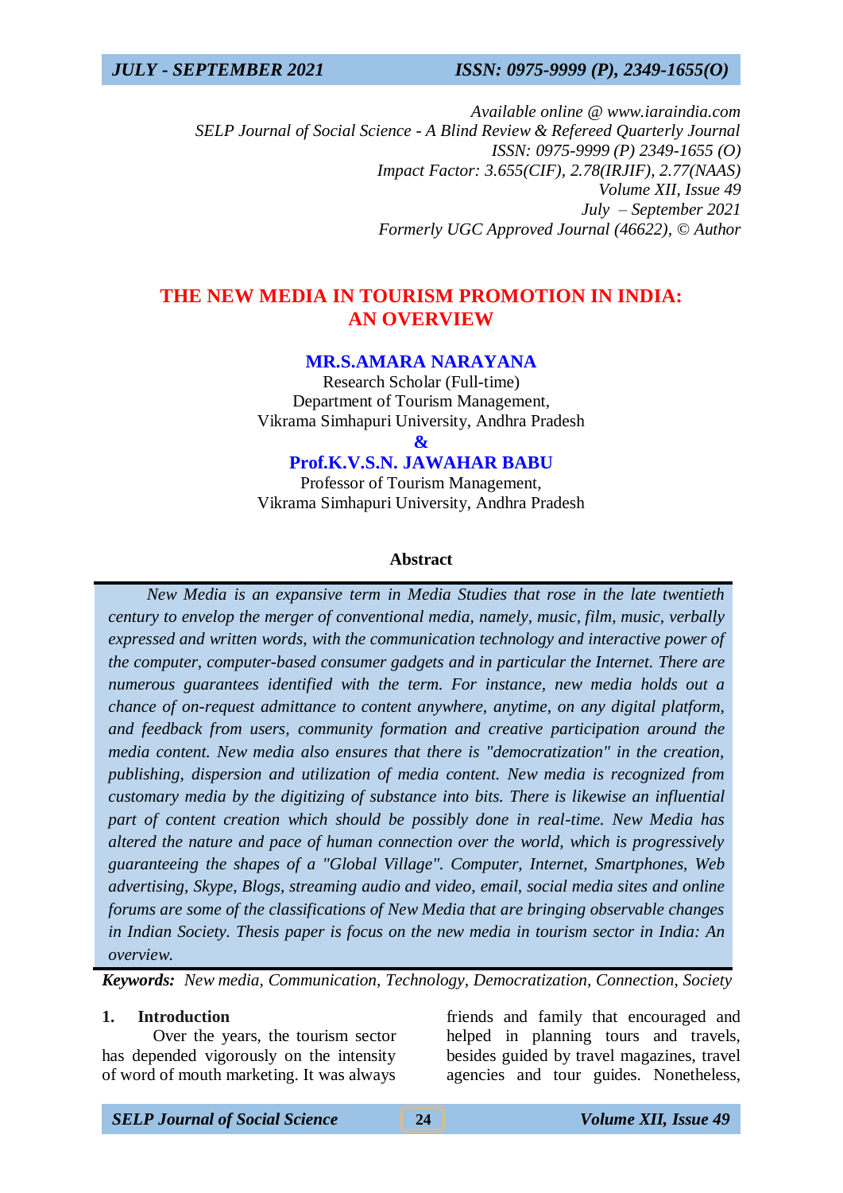*Available online @ www.iaraindia.com*
*SELP Journal of Social Science - A Blind Review & Refereed Quarterly Journal*
*ISSN: 0975-9999 (P) 2349-1655 (O)*
*Impact Factor: 3.655(CIF), 2.78(IRJIF), 2.77(NAAS)*
*Volume XII, Issue 49*
*July – September 2021*
*Formerly UGC Approved Journal (46622), © Author*

# THE NEW MEDIA IN TOURISM PROMOTION IN INDIA: AN OVERVIEW

**MR.S.AMARA NARAYANA**
Research Scholar (Full-time)
Department of Tourism Management,
Vikrama Simhapuri University, Andhra Pradesh

**&**

**Prof.K.V.S.N. JAWAHAR BABU**
Professor of Tourism Management,
Vikrama Simhapuri University, Andhra Pradesh

### Abstract

*New Media is an expansive term in Media Studies that rose in the late twentieth century to envelop the merger of conventional media, namely, music, film, music, verbally expressed and written words, with the communication technology and interactive power of the computer, computer-based consumer gadgets and in particular the Internet. There are numerous guarantees identified with the term. For instance, new media holds out a chance of on-request admittance to content anywhere, anytime, on any digital platform, and feedback from users, community formation and creative participation around the media content. New media also ensures that there is "democratization" in the creation, publishing, dispersion and utilization of media content. New media is recognized from customary media by the digitizing of substance into bits. There is likewise an influential part of content creation which should be possibly done in real-time. New Media has altered the nature and pace of human connection over the world, which is progressively guaranteeing the shapes of a "Global Village". Computer, Internet, Smartphones, Web advertising, Skype, Blogs, streaming audio and video, email, social media sites and online forums are some of the classifications of New Media that are bringing observable changes in Indian Society. Thesis paper is focus on the new media in tourism sector in India: An overview.*

***Keywords:*** *New media, Communication, Technology, Democratization, Connection, Society*

## 1. Introduction

Over the years, the tourism sector has depended vigorously on the intensity of word of mouth marketing. It was always friends and family that encouraged and helped in planning tours and travels, besides guided by travel magazines, travel agencies and tour guides. Nonetheless,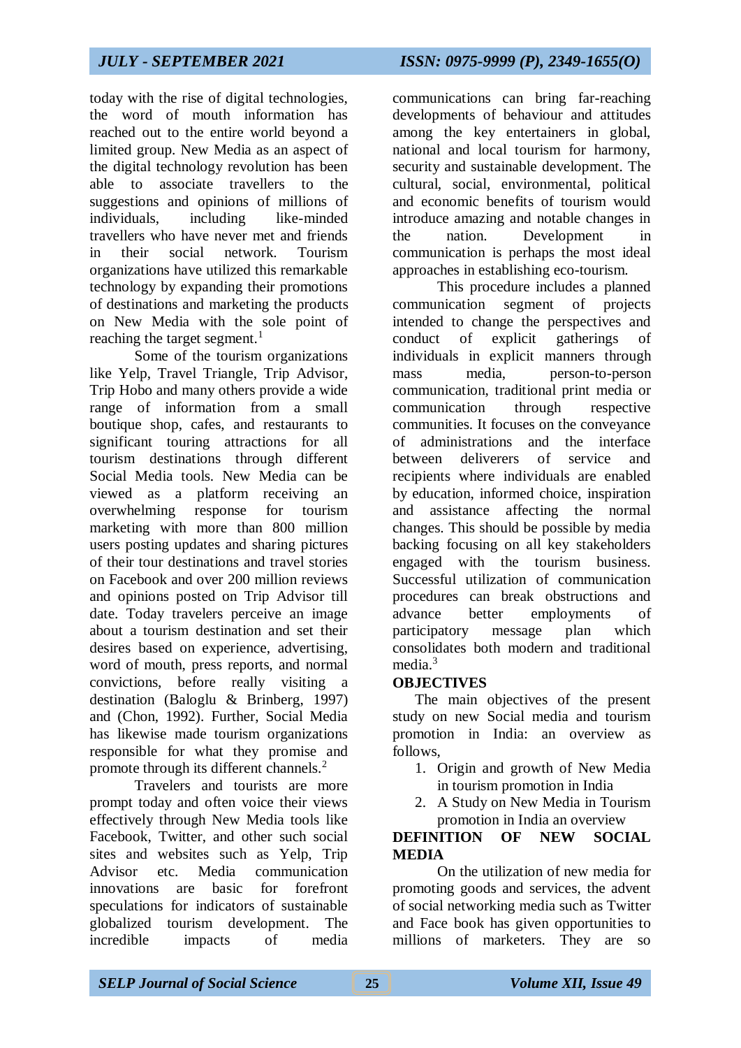today with the rise of digital technologies, the word of mouth information has reached out to the entire world beyond a limited group. New Media as an aspect of the digital technology revolution has been able to associate travellers to the suggestions and opinions of millions of individuals, including like-minded travellers who have never met and friends in their social network. Tourism organizations have utilized this remarkable technology by expanding their promotions of destinations and marketing the products on New Media with the sole point of reaching the target segment.[1]

Some of the tourism organizations like Yelp, Travel Triangle, Trip Advisor, Trip Hobo and many others provide a wide range of information from a small boutique shop, cafes, and restaurants to significant touring attractions for all tourism destinations through different Social Media tools. New Media can be viewed as a platform receiving an overwhelming response for tourism marketing with more than 800 million users posting updates and sharing pictures of their tour destinations and travel stories on Facebook and over 200 million reviews and opinions posted on Trip Advisor till date. Today travelers perceive an image about a tourism destination and set their desires based on experience, advertising, word of mouth, press reports, and normal convictions, before really visiting a destination (Baloglu & Brinberg, 1997) and (Chon, 1992). Further, Social Media has likewise made tourism organizations responsible for what they promise and promote through its different channels.[2]

Travelers and tourists are more prompt today and often voice their views effectively through New Media tools like Facebook, Twitter, and other such social sites and websites such as Yelp, Trip Advisor etc. Media communication innovations are basic for forefront speculations for indicators of sustainable globalized tourism development. The incredible impacts of media communications can bring far-reaching developments of behaviour and attitudes among the key entertainers in global, national and local tourism for harmony, security and sustainable development. The cultural, social, environmental, political and economic benefits of tourism would introduce amazing and notable changes in the nation. Development in communication is perhaps the most ideal approaches in establishing eco-tourism.

This procedure includes a planned communication segment of projects intended to change the perspectives and conduct of explicit gatherings of individuals in explicit manners through mass media, person-to-person communication, traditional print media or communication through respective communities. It focuses on the conveyance of administrations and the interface between deliverers of service and recipients where individuals are enabled by education, informed choice, inspiration and assistance affecting the normal changes. This should be possible by media backing focusing on all key stakeholders engaged with the tourism business. Successful utilization of communication procedures can break obstructions and advance better employments of participatory message plan which consolidates both modern and traditional media.[3]

## OBJECTIVES

The main objectives of the present study on new Social media and tourism promotion in India: an overview as follows,

1. Origin and growth of New Media in tourism promotion in India
2. A Study on New Media in Tourism promotion in India an overview

## DEFINITION OF NEW SOCIAL MEDIA

On the utilization of new media for promoting goods and services, the advent of social networking media such as Twitter and Face book has given opportunities to millions of marketers. They are so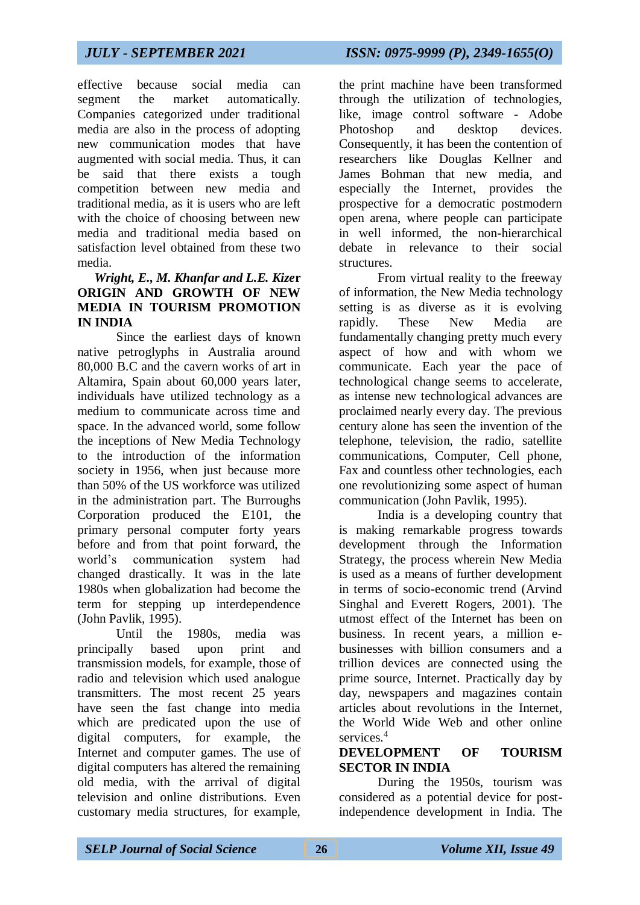effective because social media can segment the market automatically. Companies categorized under traditional media are also in the process of adopting new communication modes that have augmented with social media. Thus, it can be said that there exists a tough competition between new media and traditional media, as it is users who are left with the choice of choosing between new media and traditional media based on satisfaction level obtained from these two media.

***Wright, E., M. Khanfar and L.E. Kizer***

## ORIGIN AND GROWTH OF NEW MEDIA IN TOURISM PROMOTION IN INDIA

Since the earliest days of known native petroglyphs in Australia around 80,000 B.C and the cavern works of art in Altamira, Spain about 60,000 years later, individuals have utilized technology as a medium to communicate across time and space. In the advanced world, some follow the inceptions of New Media Technology to the introduction of the information society in 1956, when just because more than 50% of the US workforce was utilized in the administration part. The Burroughs Corporation produced the E101, the primary personal computer forty years before and from that point forward, the world's communication system had changed drastically. It was in the late 1980s when globalization had become the term for stepping up interdependence (John Pavlik, 1995).

Until the 1980s, media was principally based upon print and transmission models, for example, those of radio and television which used analogue transmitters. The most recent 25 years have seen the fast change into media which are predicated upon the use of digital computers, for example, the Internet and computer games. The use of digital computers has altered the remaining old media, with the arrival of digital television and online distributions. Even customary media structures, for example, the print machine have been transformed through the utilization of technologies, like, image control software - Adobe Photoshop and desktop devices. Consequently, it has been the contention of researchers like Douglas Kellner and James Bohman that new media, and especially the Internet, provides the prospective for a democratic postmodern open arena, where people can participate in well informed, the non-hierarchical debate in relevance to their social structures.

From virtual reality to the freeway of information, the New Media technology setting is as diverse as it is evolving rapidly. These New Media are fundamentally changing pretty much every aspect of how and with whom we communicate. Each year the pace of technological change seems to accelerate, as intense new technological advances are proclaimed nearly every day. The previous century alone has seen the invention of the telephone, television, the radio, satellite communications, Computer, Cell phone, Fax and countless other technologies, each one revolutionizing some aspect of human communication (John Pavlik, 1995).

India is a developing country that is making remarkable progress towards development through the Information Strategy, the process wherein New Media is used as a means of further development in terms of socio-economic trend (Arvind Singhal and Everett Rogers, 2001). The utmost effect of the Internet has been on business. In recent years, a million e-businesses with billion consumers and a trillion devices are connected using the prime source, Internet. Practically day by day, newspapers and magazines contain articles about revolutions in the Internet, the World Wide Web and other online services.[4]

## DEVELOPMENT OF TOURISM SECTOR IN INDIA

During the 1950s, tourism was considered as a potential device for post-independence development in India. The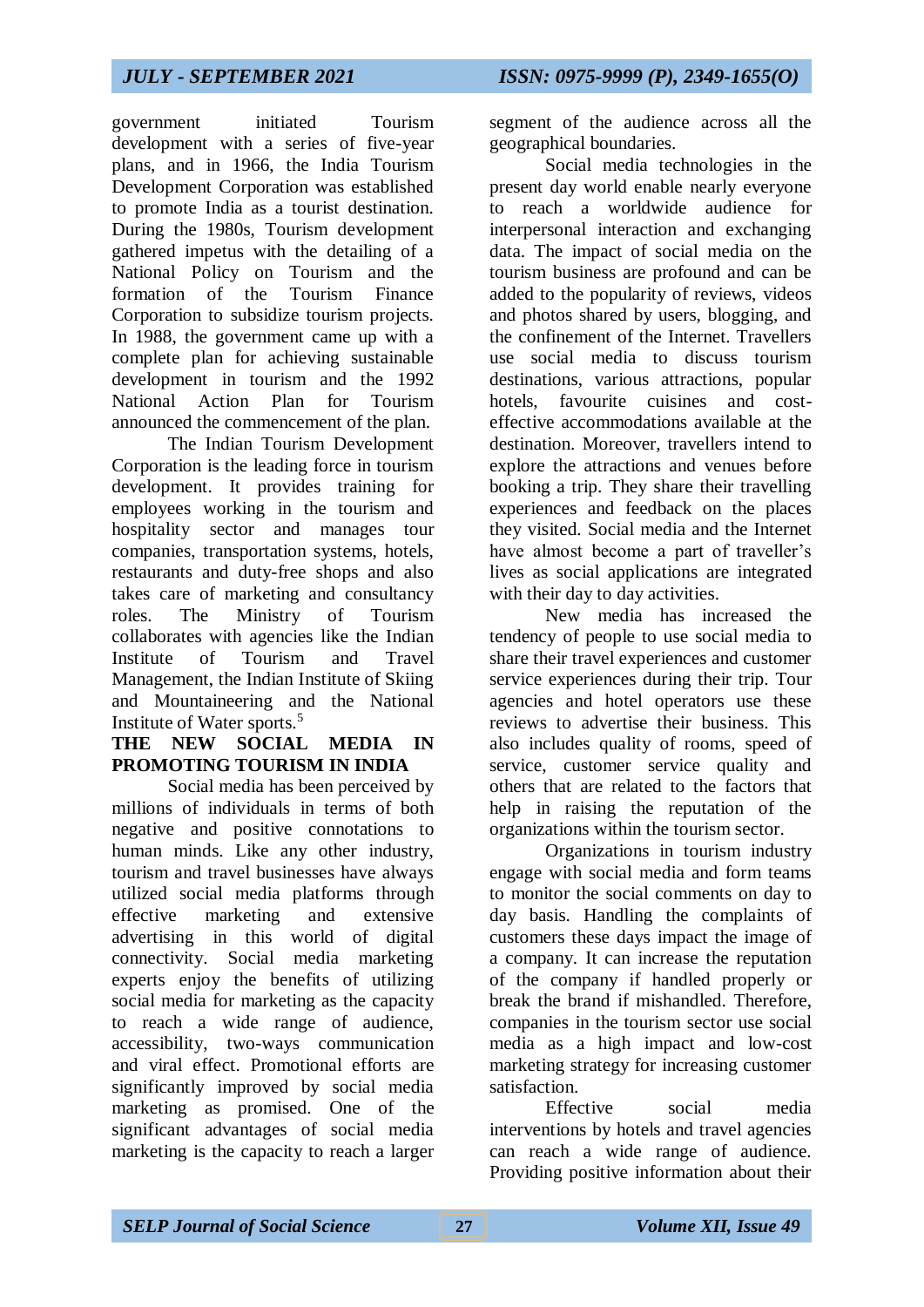government initiated Tourism development with a series of five-year plans, and in 1966, the India Tourism Development Corporation was established to promote India as a tourist destination. During the 1980s, Tourism development gathered impetus with the detailing of a National Policy on Tourism and the formation of the Tourism Finance Corporation to subsidize tourism projects. In 1988, the government came up with a complete plan for achieving sustainable development in tourism and the 1992 National Action Plan for Tourism announced the commencement of the plan.

The Indian Tourism Development Corporation is the leading force in tourism development. It provides training for employees working in the tourism and hospitality sector and manages tour companies, transportation systems, hotels, restaurants and duty-free shops and also takes care of marketing and consultancy roles. The Ministry of Tourism collaborates with agencies like the Indian Institute of Tourism and Travel Management, the Indian Institute of Skiing and Mountaineering and the National Institute of Water sports.[5]

## THE NEW SOCIAL MEDIA IN PROMOTING TOURISM IN INDIA

Social media has been perceived by millions of individuals in terms of both negative and positive connotations to human minds. Like any other industry, tourism and travel businesses have always utilized social media platforms through effective marketing and extensive advertising in this world of digital connectivity. Social media marketing experts enjoy the benefits of utilizing social media for marketing as the capacity to reach a wide range of audience, accessibility, two-ways communication and viral effect. Promotional efforts are significantly improved by social media marketing as promised. One of the significant advantages of social media marketing is the capacity to reach a larger segment of the audience across all the geographical boundaries.

Social media technologies in the present day world enable nearly everyone to reach a worldwide audience for interpersonal interaction and exchanging data. The impact of social media on the tourism business are profound and can be added to the popularity of reviews, videos and photos shared by users, blogging, and the confinement of the Internet. Travellers use social media to discuss tourism destinations, various attractions, popular hotels, favourite cuisines and cost-effective accommodations available at the destination. Moreover, travellers intend to explore the attractions and venues before booking a trip. They share their travelling experiences and feedback on the places they visited. Social media and the Internet have almost become a part of traveller's lives as social applications are integrated with their day to day activities.

New media has increased the tendency of people to use social media to share their travel experiences and customer service experiences during their trip. Tour agencies and hotel operators use these reviews to advertise their business. This also includes quality of rooms, speed of service, customer service quality and others that are related to the factors that help in raising the reputation of the organizations within the tourism sector.

Organizations in tourism industry engage with social media and form teams to monitor the social comments on day to day basis. Handling the complaints of customers these days impact the image of a company. It can increase the reputation of the company if handled properly or break the brand if mishandled. Therefore, companies in the tourism sector use social media as a high impact and low-cost marketing strategy for increasing customer satisfaction.

Effective social media interventions by hotels and travel agencies can reach a wide range of audience. Providing positive information about their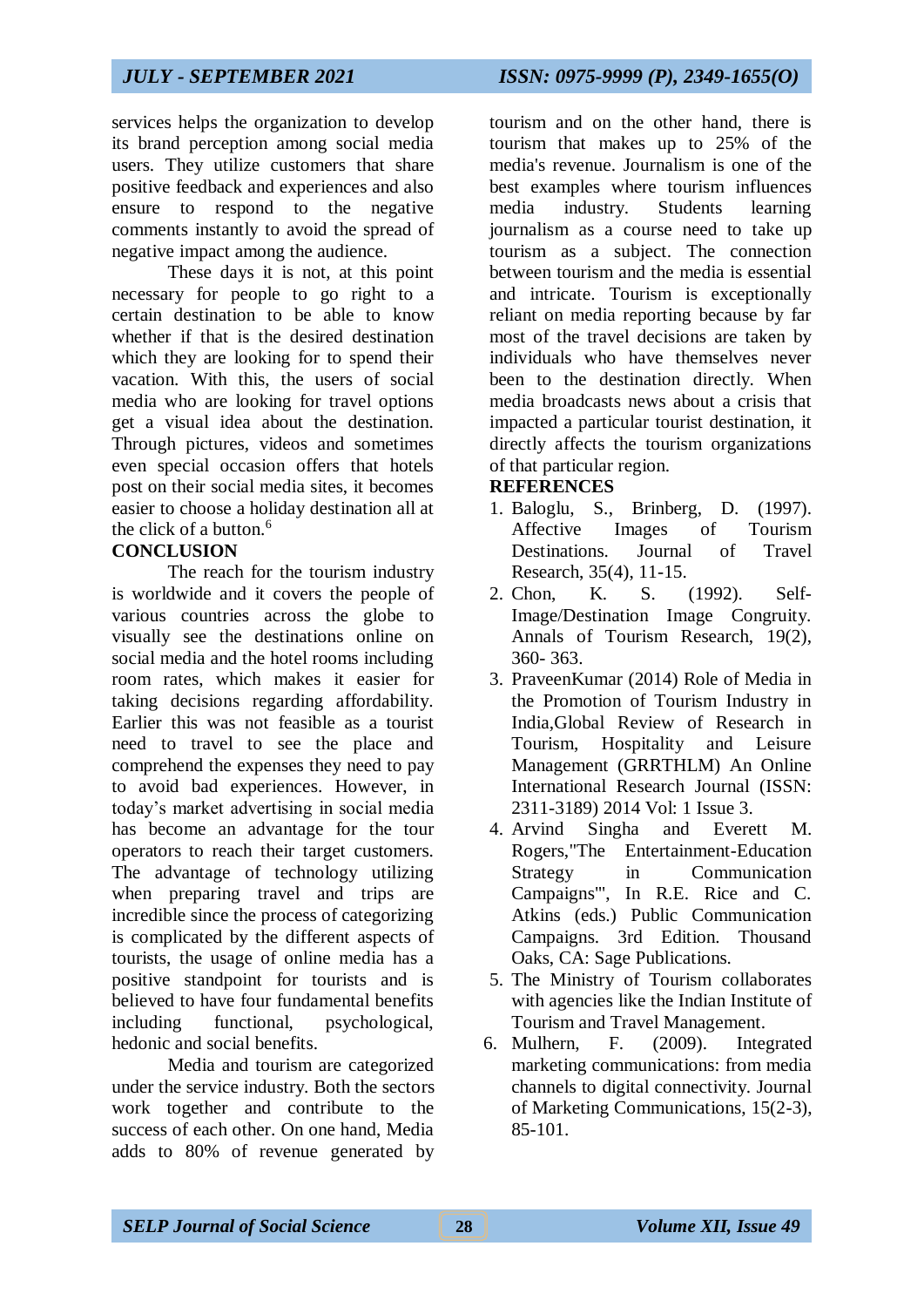services helps the organization to develop its brand perception among social media users. They utilize customers that share positive feedback and experiences and also ensure to respond to the negative comments instantly to avoid the spread of negative impact among the audience.

These days it is not, at this point necessary for people to go right to a certain destination to be able to know whether if that is the desired destination which they are looking for to spend their vacation. With this, the users of social media who are looking for travel options get a visual idea about the destination. Through pictures, videos and sometimes even special occasion offers that hotels post on their social media sites, it becomes easier to choose a holiday destination all at the click of a button.[6]

**CONCLUSION**

The reach for the tourism industry is worldwide and it covers the people of various countries across the globe to visually see the destinations online on social media and the hotel rooms including room rates, which makes it easier for taking decisions regarding affordability. Earlier this was not feasible as a tourist need to travel to see the place and comprehend the expenses they need to pay to avoid bad experiences. However, in today's market advertising in social media has become an advantage for the tour operators to reach their target customers. The advantage of technology utilizing when preparing travel and trips are incredible since the process of categorizing is complicated by the different aspects of tourists, the usage of online media has a positive standpoint for tourists and is believed to have four fundamental benefits including functional, psychological, hedonic and social benefits.

Media and tourism are categorized under the service industry. Both the sectors work together and contribute to the success of each other. On one hand, Media adds to 80% of revenue generated by tourism and on the other hand, there is tourism that makes up to 25% of the media's revenue. Journalism is one of the best examples where tourism influences media industry. Students learning journalism as a course need to take up tourism as a subject. The connection between tourism and the media is essential and intricate. Tourism is exceptionally reliant on media reporting because by far most of the travel decisions are taken by individuals who have themselves never been to the destination directly. When media broadcasts news about a crisis that impacted a particular tourist destination, it directly affects the tourism organizations of that particular region.

**REFERENCES**

1. Baloglu, S., Brinberg, D. (1997). Affective Images of Tourism Destinations. Journal of Travel Research, 35(4), 11-15.
2. Chon, K. S. (1992). Self-Image/Destination Image Congruity. Annals of Tourism Research, 19(2), 360- 363.
3. PraveenKumar (2014) Role of Media in the Promotion of Tourism Industry in India,Global Review of Research in Tourism, Hospitality and Leisure Management (GRRTHLM) An Online International Research Journal (ISSN: 2311-3189) 2014 Vol: 1 Issue 3.
4. Arvind Singha and Everett M. Rogers,"The Entertainment-Education Strategy in Communication Campaigns"', In R.E. Rice and C. Atkins (eds.) Public Communication Campaigns. 3rd Edition. Thousand Oaks, CA: Sage Publications.
5. The Ministry of Tourism collaborates with agencies like the Indian Institute of Tourism and Travel Management.
6. Mulhern, F. (2009). Integrated marketing communications: from media channels to digital connectivity. Journal of Marketing Communications, 15(2-3), 85-101.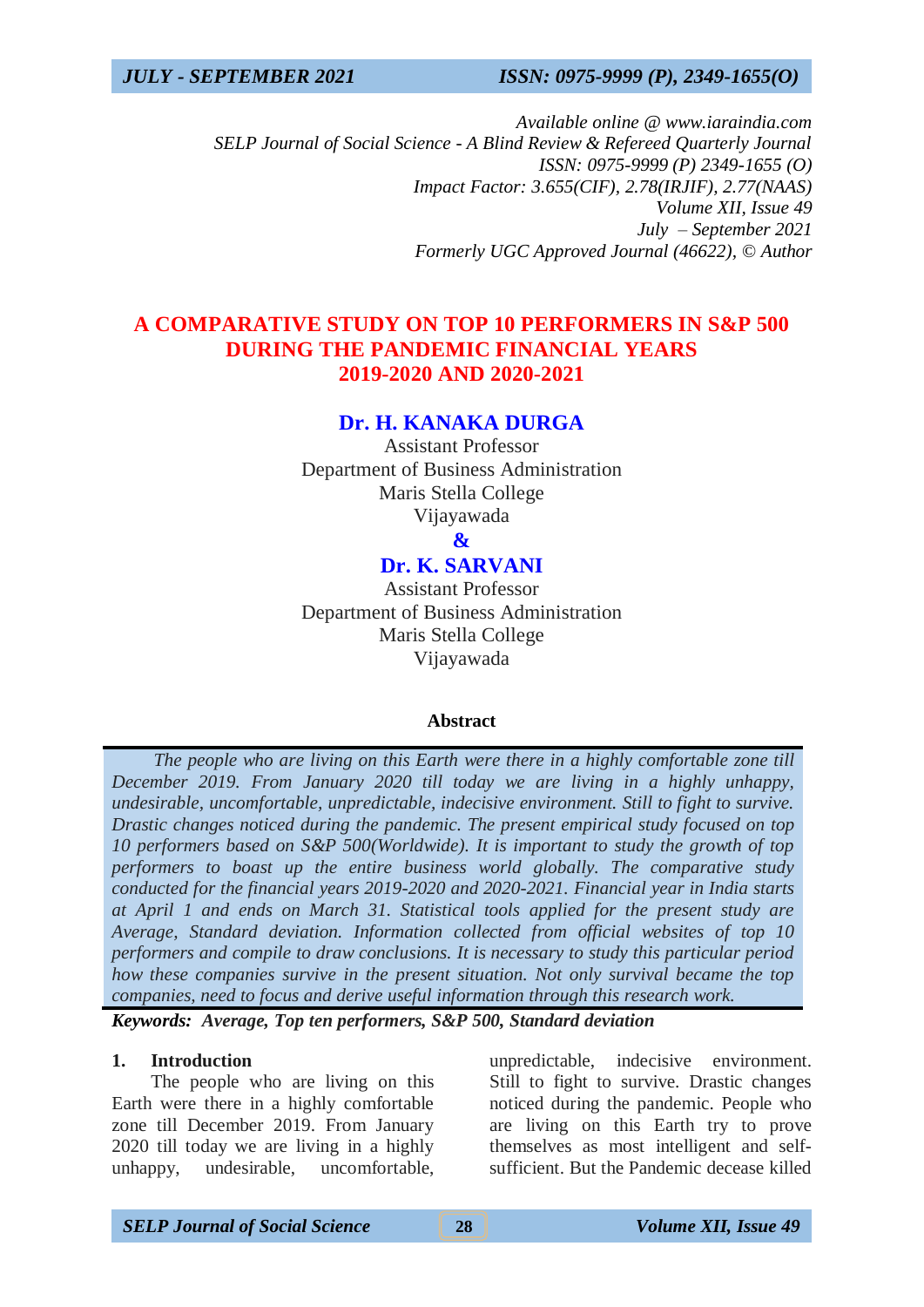*Available online @ www.iaraindia.com*
*SELP Journal of Social Science - A Blind Review & Refereed Quarterly Journal*
*ISSN: 0975-9999 (P) 2349-1655 (O)*
*Impact Factor: 3.655(CIF), 2.78(IRJIF), 2.77(NAAS)*
*Volume XII, Issue 49*
*July – September 2021*
*Formerly UGC Approved Journal (46622), © Author*

# A COMPARATIVE STUDY ON TOP 10 PERFORMERS IN S&P 500 DURING THE PANDEMIC FINANCIAL YEARS 2019-2020 AND 2020-2021

**Dr. H. KANAKA DURGA**
Assistant Professor
Department of Business Administration
Maris Stella College
Vijayawada

**&**

**Dr. K. SARVANI**
Assistant Professor
Department of Business Administration
Maris Stella College
Vijayawada

### Abstract

*The people who are living on this Earth were there in a highly comfortable zone till December 2019. From January 2020 till today we are living in a highly unhappy, undesirable, uncomfortable, unpredictable, indecisive environment. Still to fight to survive. Drastic changes noticed during the pandemic. The present empirical study focused on top 10 performers based on S&P 500(Worldwide). It is important to study the growth of top performers to boast up the entire business world globally. The comparative study conducted for the financial years 2019-2020 and 2020-2021. Financial year in India starts at April 1 and ends on March 31. Statistical tools applied for the present study are Average, Standard deviation. Information collected from official websites of top 10 performers and compile to draw conclusions. It is necessary to study this particular period how these companies survive in the present situation. Not only survival became the top companies, need to focus and derive useful information through this research work.*

***Keywords:** Average, Top ten performers, S&P 500, Standard deviation*

## 1. Introduction

The people who are living on this Earth were there in a highly comfortable zone till December 2019. From January 2020 till today we are living in a highly unhappy, undesirable, uncomfortable, unpredictable, indecisive environment. Still to fight to survive. Drastic changes noticed during the pandemic. People who are living on this Earth try to prove themselves as most intelligent and self-sufficient. But the Pandemic decease killed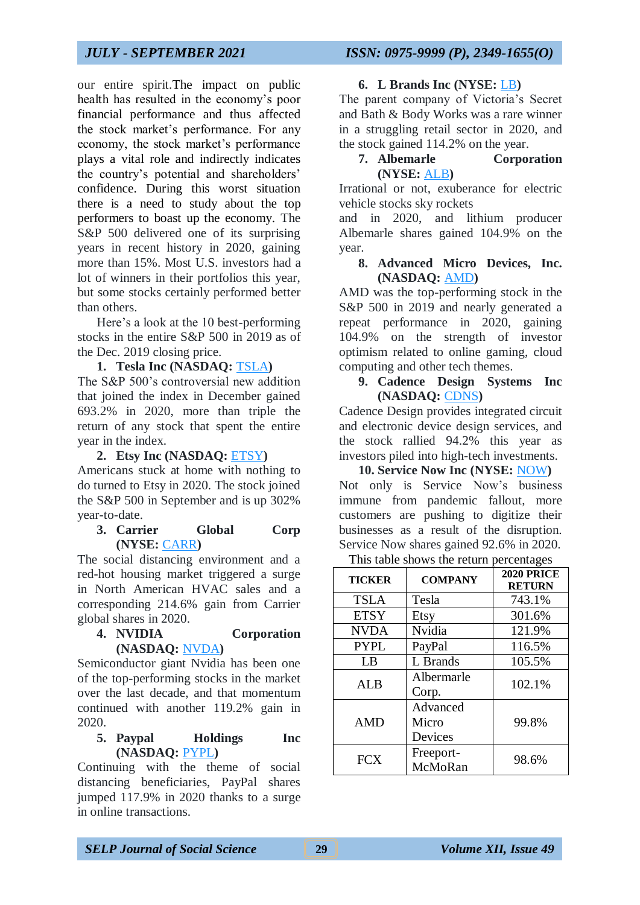our entire spirit.The impact on public health has resulted in the economy's poor financial performance and thus affected the stock market's performance. For any economy, the stock market's performance plays a vital role and indirectly indicates the country's potential and shareholders' confidence. During this worst situation there is a need to study about the top performers to boast up the economy. The S&P 500 delivered one of its surprising years in recent history in 2020, gaining more than 15%. Most U.S. investors had a lot of winners in their portfolios this year, but some stocks certainly performed better than others.

Here's a look at the 10 best-performing stocks in the entire S&P 500 in 2019 as of the Dec. 2019 closing price.

1. **Tesla Inc (NASDAQ: TSLA)**

The S&P 500's controversial new addition that joined the index in December gained 693.2% in 2020, more than triple the return of any stock that spent the entire year in the index.

2. **Etsy Inc (NASDAQ: ETSY)**

Americans stuck at home with nothing to do turned to Etsy in 2020. The stock joined the S&P 500 in September and is up 302% year-to-date.

3. **Carrier Global Corp (NYSE: CARR)**

The social distancing environment and a red-hot housing market triggered a surge in North American HVAC sales and a corresponding 214.6% gain from Carrier global shares in 2020.

4. **NVIDIA Corporation (NASDAQ: NVDA)**

Semiconductor giant Nvidia has been one of the top-performing stocks in the market over the last decade, and that momentum continued with another 119.2% gain in 2020.

5. **Paypal Holdings Inc (NASDAQ: PYPL)**

Continuing with the theme of social distancing beneficiaries, PayPal shares jumped 117.9% in 2020 thanks to a surge in online transactions.

6. **L Brands Inc (NYSE: LB)**

The parent company of Victoria's Secret and Bath & Body Works was a rare winner in a struggling retail sector in 2020, and the stock gained 114.2% on the year.

7. **Albemarle Corporation (NYSE: ALB)**

Irrational or not, exuberance for electric vehicle stocks sky rockets and in 2020, and lithium producer Albemarle shares gained 104.9% on the year.

8. **Advanced Micro Devices, Inc. (NASDAQ: AMD)**

AMD was the top-performing stock in the S&P 500 in 2019 and nearly generated a repeat performance in 2020, gaining 104.9% on the strength of investor optimism related to online gaming, cloud computing and other tech themes.

9. **Cadence Design Systems Inc (NASDAQ: CDNS)**

Cadence Design provides integrated circuit and electronic device design services, and the stock rallied 94.2% this year as investors piled into high-tech investments.

10. **Service Now Inc (NYSE: NOW)**

Not only is Service Now's business immune from pandemic fallout, more customers are pushing to digitize their businesses as a result of the disruption. Service Now shares gained 92.6% in 2020.

This table shows the return percentages

| TICKER | COMPANY | 2020 PRICE RETURN |
|---|---|---|
| TSLA | Tesla | 743.1% |
| ETSY | Etsy | 301.6% |
| NVDA | Nvidia | 121.9% |
| PYPL | PayPal | 116.5% |
| LB | L Brands | 105.5% |
| ALB | Albermarle Corp. | 102.1% |
| AMD | Advanced Micro Devices | 99.8% |
| FCX | Freeport-McMoRan | 98.6% |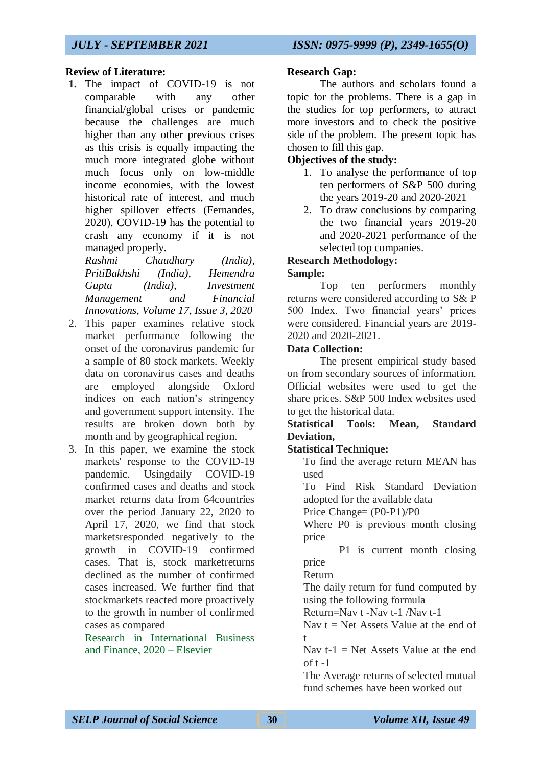**Review of Literature:**

1. The impact of COVID-19 is not comparable with any other financial/global crises or pandemic because the challenges are much higher than any other previous crises as this crisis is equally impacting the much more integrated globe without much focus only on low-middle income economies, with the lowest historical rate of interest, and much higher spillover effects (Fernandes, 2020). COVID-19 has the potential to crash any economy if it is not managed properly.
   *Rashmi Chaudhary (India), PritiBakhshi (India), Hemendra Gupta (India), Investment Management and Financial Innovations, Volume 17, Issue 3, 2020*
2. This paper examines relative stock market performance following the onset of the coronavirus pandemic for a sample of 80 stock markets. Weekly data on coronavirus cases and deaths are employed alongside Oxford indices on each nation's stringency and government support intensity. The results are broken down both by month and by geographical region.
3. In this paper, we examine the stock markets' response to the COVID-19 pandemic. Usingdaily COVID-19 confirmed cases and deaths and stock market returns data from 64countries over the period January 22, 2020 to April 17, 2020, we find that stock marketsresponded negatively to the growth in COVID-19 confirmed cases. That is, stock marketreturns declined as the number of confirmed cases increased. We further find that stockmarkets reacted more proactively to the growth in number of confirmed cases as compared
   Research in International Business and Finance, 2020 – Elsevier

**Research Gap:**

The authors and scholars found a topic for the problems. There is a gap in the studies for top performers, to attract more investors and to check the positive side of the problem. The present topic has chosen to fill this gap.

**Objectives of the study:**

1. To analyse the performance of top ten performers of S&P 500 during the years 2019-20 and 2020-2021
2. To draw conclusions by comparing the two financial years 2019-20 and 2020-2021 performance of the selected top companies.

**Research Methodology:**

**Sample:**

Top ten performers monthly returns were considered according to S& P 500 Index. Two financial years' prices were considered. Financial years are 2019-2020 and 2020-2021.

**Data Collection:**

The present empirical study based on from secondary sources of information. Official websites were used to get the share prices. S&P 500 Index websites used to get the historical data.

**Statistical Tools: Mean, Standard Deviation,**

**Statistical Technique:**

To find the average return MEAN has used

To Find Risk Standard Deviation adopted for the available data

Price Change= (P0-P1)/P0

Where P0 is previous month closing price

P1 is current month closing price

Return

The daily return for fund computed by using the following formula

Return=Nav t -Nav t-1 /Nav t-1

Nav t = Net Assets Value at the end of t

Nav t-1 = Net Assets Value at the end of t -1

The Average returns of selected mutual fund schemes have been worked out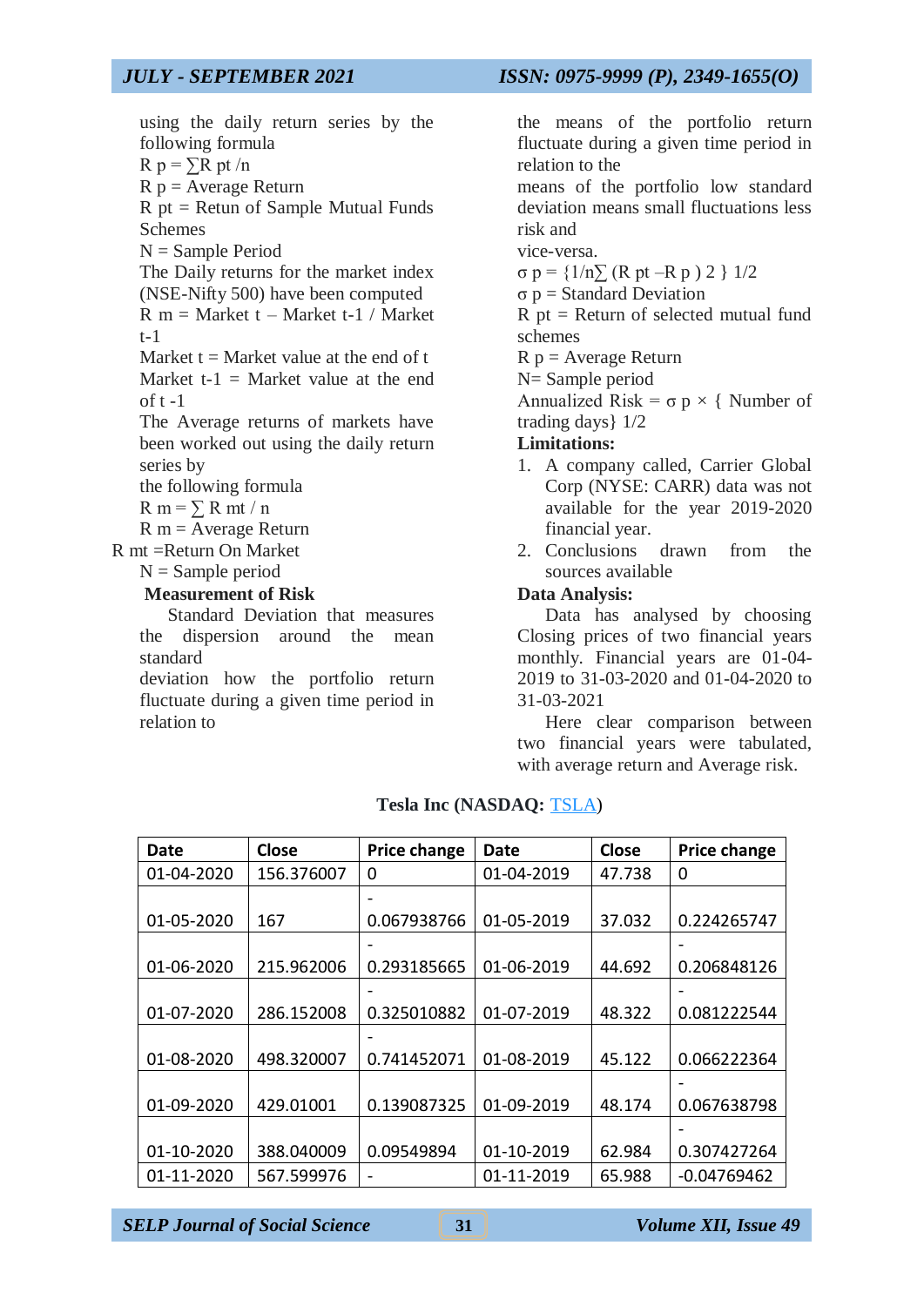using the daily return series by the following formula

$R\,p = \sum R\,pt / n$

R p = Average Return

R pt = Retun of Sample Mutual Funds Schemes

N = Sample Period

The Daily returns for the market index (NSE-Nifty 500) have been computed

R m = Market t – Market t-1 / Market t-1

Market t = Market value at the end of t

Market t-1 = Market value at the end of t -1

The Average returns of markets have been worked out using the daily return series by the following formula

$R\,m = \sum R\,mt / n$

R m = Average Return

R mt =Return On Market

N = Sample period

**Measurement of Risk**

Standard Deviation that measures the dispersion around the mean standard deviation how the portfolio return fluctuate during a given time period in relation to the means of the portfolio return fluctuate during a given time period in relation to the means of the portfolio low standard deviation means small fluctuations less risk and vice-versa.

$\sigma\,p = \{1/n \sum (R\,pt - R\,p)^2\}^{1/2}$

σ p = Standard Deviation

R pt = Return of selected mutual fund schemes

R p = Average Return

N= Sample period

Annualized Risk = $\sigma\,p \times \{\text{Number of trading days}\}^{1/2}$

**Limitations:**

1. A company called, Carrier Global Corp (NYSE: CARR) data was not available for the year 2019-2020 financial year.
2. Conclusions drawn from the sources available

**Data Analysis:**

Data has analysed by choosing Closing prices of two financial years monthly. Financial years are 01-04-2019 to 31-03-2020 and 01-04-2020 to 31-03-2021

Here clear comparison between two financial years were tabulated, with average return and Average risk.

**Tesla Inc (NASDAQ: TSLA)**

| Date | Close | Price change | Date | Close | Price change |
|---|---|---|---|---|---|
| 01-04-2020 | 156.376007 | 0 | 01-04-2019 | 47.738 | 0 |
| 01-05-2020 | 167 | -0.067938766 | 01-05-2019 | 37.032 | 0.224265747 |
| 01-06-2020 | 215.962006 | -0.293185665 | 01-06-2019 | 44.692 | -0.206848126 |
| 01-07-2020 | 286.152008 | -0.325010882 | 01-07-2019 | 48.322 | -0.081222544 |
| 01-08-2020 | 498.320007 | -0.741452071 | 01-08-2019 | 45.122 | 0.066222364 |
| 01-09-2020 | 429.01001 | 0.139087325 | 01-09-2019 | 48.174 | -0.067638798 |
| 01-10-2020 | 388.040009 | 0.09549894 | 01-10-2019 | 62.984 | -0.307427264 |
| 01-11-2020 | 567.599976 | - | 01-11-2019 | 65.988 | -0.04769462 |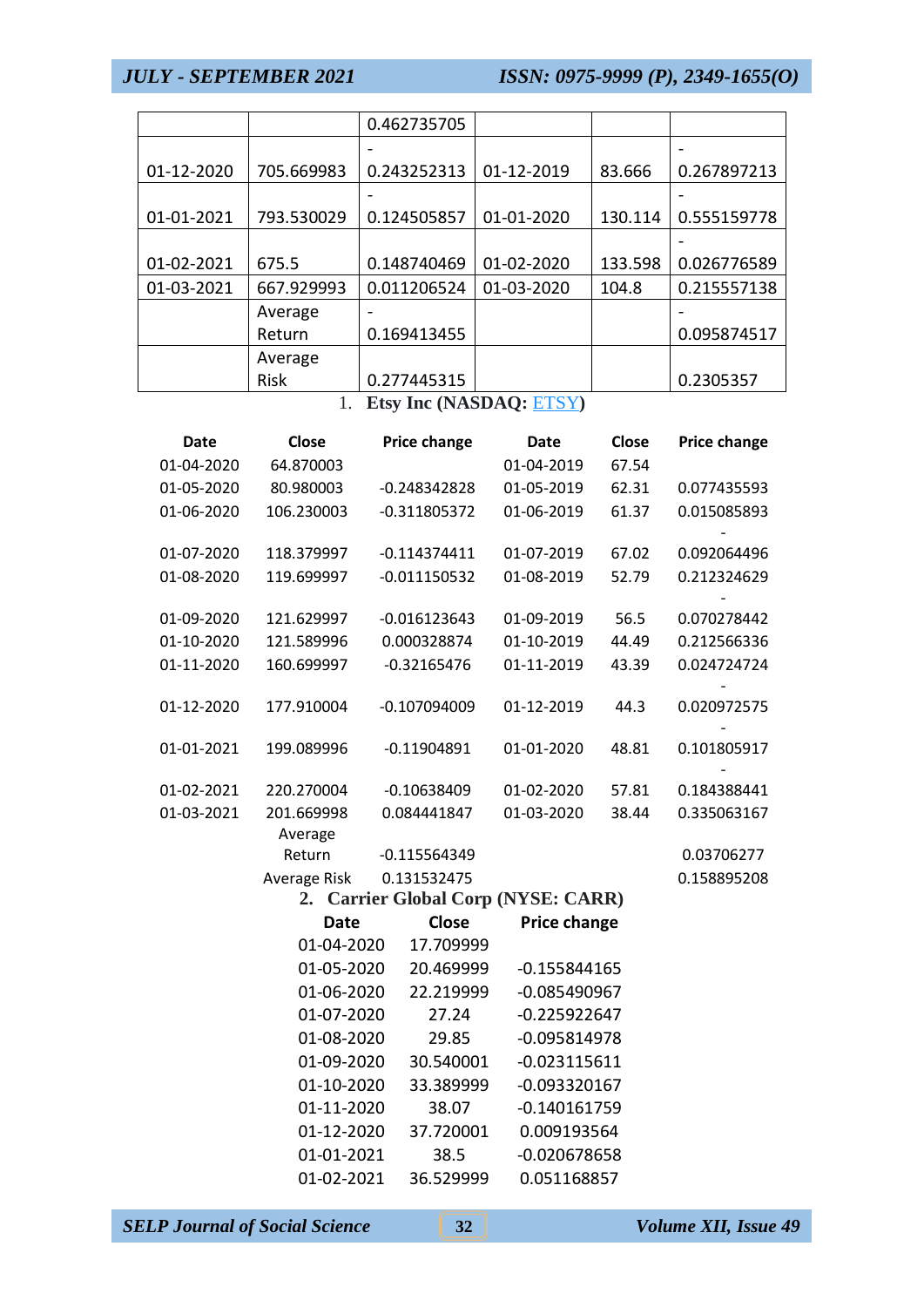|  |  | 0.462735705 |  |  |  |
|---|---|---|---|---|---|
| 01-12-2020 | 705.669983 | -0.243252313 | 01-12-2019 | 83.666 | -0.267897213 |
| 01-01-2021 | 793.530029 | -0.124505857 | 01-01-2020 | 130.114 | -0.555159778 |
| 01-02-2021 | 675.5 | 0.148740469 | 01-02-2020 | 133.598 | -0.026776589 |
| 01-03-2021 | 667.929993 | 0.011206524 | 01-03-2020 | 104.8 | 0.215557138 |
|  | Average Return | -0.169413455 |  |  | -0.095874517 |
|  | Average Risk | 0.277445315 |  |  | 0.2305357 |

1. **Etsy Inc (NASDAQ: ETSY)**

| Date | Close | Price change | Date | Close | Price change |
|---|---|---|---|---|---|
| 01-04-2020 | 64.870003 |  | 01-04-2019 | 67.54 |  |
| 01-05-2020 | 80.980003 | -0.248342828 | 01-05-2019 | 62.31 | 0.077435593 |
| 01-06-2020 | 106.230003 | -0.311805372 | 01-06-2019 | 61.37 | 0.015085893 |
| 01-07-2020 | 118.379997 | -0.114374411 | 01-07-2019 | 67.02 | -0.092064496 |
| 01-08-2020 | 119.699997 | -0.011150532 | 01-08-2019 | 52.79 | 0.212324629 |
| 01-09-2020 | 121.629997 | -0.016123643 | 01-09-2019 | 56.5 | -0.070278442 |
| 01-10-2020 | 121.589996 | 0.000328874 | 01-10-2019 | 44.49 | 0.212566336 |
| 01-11-2020 | 160.699997 | -0.32165476 | 01-11-2019 | 43.39 | 0.024724724 |
| 01-12-2020 | 177.910004 | -0.107094009 | 01-12-2019 | 44.3 | -0.020972575 |
| 01-01-2021 | 199.089996 | -0.11904891 | 01-01-2020 | 48.81 | -0.101805917 |
| 01-02-2021 | 220.270004 | -0.10638409 | 01-02-2020 | 57.81 | -0.184388441 |
| 01-03-2021 | 201.669998 | 0.084441847 | 01-03-2020 | 38.44 | 0.335063167 |
|  | Average Return | -0.115564349 |  |  | 0.03706277 |
|  | Average Risk | 0.131532475 |  |  | 0.158895208 |

2. **Carrier Global Corp (NYSE: CARR)**

| Date | Close | Price change |
|---|---|---|
| 01-04-2020 | 17.709999 |  |
| 01-05-2020 | 20.469999 | -0.155844165 |
| 01-06-2020 | 22.219999 | -0.085490967 |
| 01-07-2020 | 27.24 | -0.225922647 |
| 01-08-2020 | 29.85 | -0.095814978 |
| 01-09-2020 | 30.540001 | -0.023115611 |
| 01-10-2020 | 33.389999 | -0.093320167 |
| 01-11-2020 | 38.07 | -0.140161759 |
| 01-12-2020 | 37.720001 | 0.009193564 |
| 01-01-2021 | 38.5 | -0.020678658 |
| 01-02-2021 | 36.529999 | 0.051168857 |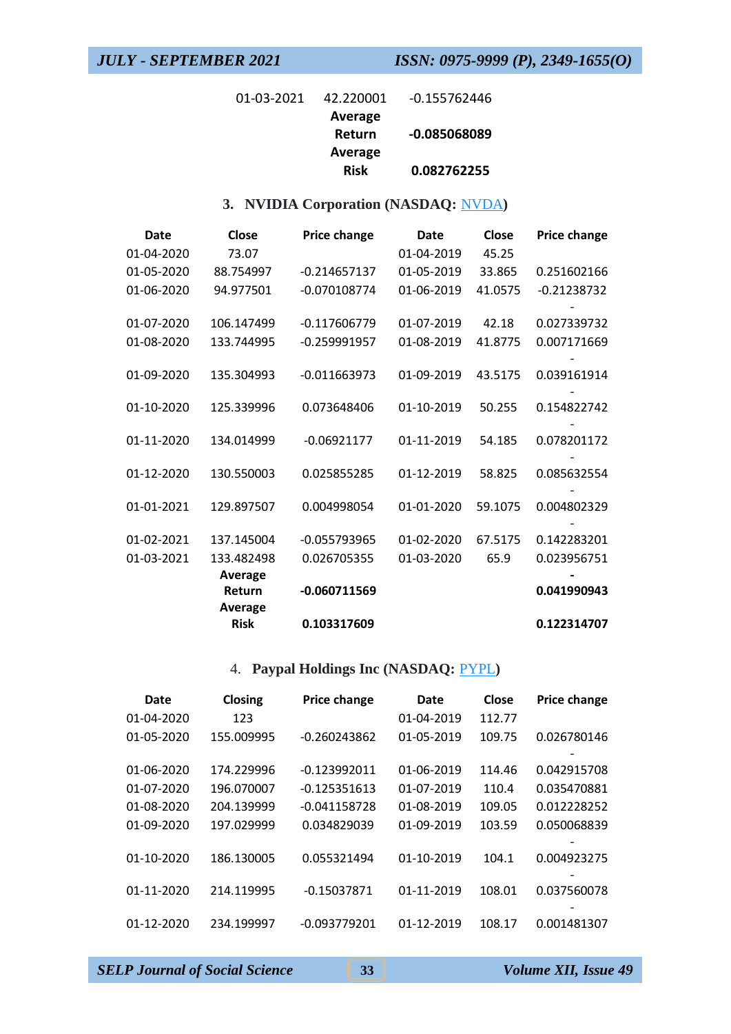| | | |
|---|---|---|
| 01-03-2021 | 42.220001 | -0.155762446 |
| | **Average Return** | **-0.085068089** |
| | **Average Risk** | **0.082762255** |

### 3. NVIDIA Corporation (NASDAQ: NVDA)

| Date | Close | Price change | Date | Close | Price change |
|---|---|---|---|---|---|
| 01-04-2020 | 73.07 | | 01-04-2019 | 45.25 | |
| 01-05-2020 | 88.754997 | -0.214657137 | 01-05-2019 | 33.865 | 0.251602166 |
| 01-06-2020 | 94.977501 | -0.070108774 | 01-06-2019 | 41.0575 | -0.21238732 |
| 01-07-2020 | 106.147499 | -0.117606779 | 01-07-2019 | 42.18 | -0.027339732 |
| 01-08-2020 | 133.744995 | -0.259991957 | 01-08-2019 | 41.8775 | 0.007171669 |
| 01-09-2020 | 135.304993 | -0.011663973 | 01-09-2019 | 43.5175 | -0.039161914 |
| 01-10-2020 | 125.339996 | 0.073648406 | 01-10-2019 | 50.255 | -0.154822742 |
| 01-11-2020 | 134.014999 | -0.06921177 | 01-11-2019 | 54.185 | -0.078201172 |
| 01-12-2020 | 130.550003 | 0.025855285 | 01-12-2019 | 58.825 | -0.085632554 |
| 01-01-2021 | 129.897507 | 0.004998054 | 01-01-2020 | 59.1075 | -0.004802329 |
| 01-02-2021 | 137.145004 | -0.055793965 | 01-02-2020 | 67.5175 | -0.142283201 |
| 01-03-2021 | 133.482498 | 0.026705355 | 01-03-2020 | 65.9 | 0.023956751 |
| | **Average Return** | **-0.060711569** | | | **-0.041990943** |
| | **Average Risk** | **0.103317609** | | | **0.122314707** |

### 4. Paypal Holdings Inc (NASDAQ: PYPL)

| Date | Closing | Price change | Date | Close | Price change |
|---|---|---|---|---|---|
| 01-04-2020 | 123 | | 01-04-2019 | 112.77 | |
| 01-05-2020 | 155.009995 | -0.260243862 | 01-05-2019 | 109.75 | 0.026780146 |
| 01-06-2020 | 174.229996 | -0.123992011 | 01-06-2019 | 114.46 | -0.042915708 |
| 01-07-2020 | 196.070007 | -0.125351613 | 01-07-2019 | 110.4 | 0.035470881 |
| 01-08-2020 | 204.139999 | -0.041158728 | 01-08-2019 | 109.05 | 0.012228252 |
| 01-09-2020 | 197.029999 | 0.034829039 | 01-09-2019 | 103.59 | 0.050068839 |
| 01-10-2020 | 186.130005 | 0.055321494 | 01-10-2019 | 104.1 | -0.004923275 |
| 01-11-2020 | 214.119995 | -0.15037871 | 01-11-2019 | 108.01 | -0.037560078 |
| 01-12-2020 | 234.199997 | -0.093779201 | 01-12-2019 | 108.17 | -0.001481307 |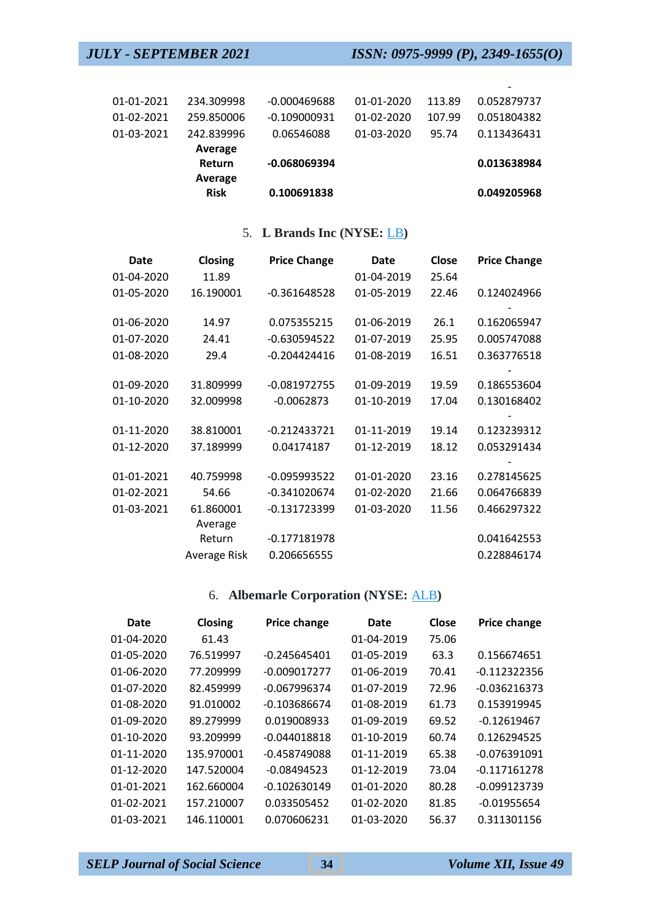| Date | Closing | Price Change | Date | Close | Price Change |
|---|---|---|---|---|---|
| 01-01-2021 | 234.309998 | -0.000469688 | 01-01-2020 | 113.89 | -0.052879737 |
| 01-02-2021 | 259.850006 | -0.109000931 | 01-02-2020 | 107.99 | 0.051804382 |
| 01-03-2021 | 242.839996 | 0.06546088 | 01-03-2020 | 95.74 | 0.113436431 |
| | **Average Return** | **-0.068069394** | | | **0.013638984** |
| | **Average Risk** | **0.100691838** | | | **0.049205968** |

5. **L Brands Inc (NYSE: LB)**

| Date | Closing | Price Change | Date | Close | Price Change |
|---|---|---|---|---|---|
| 01-04-2020 | 11.89 | | 01-04-2019 | 25.64 | |
| 01-05-2020 | 16.190001 | -0.361648528 | 01-05-2019 | 22.46 | 0.124024966 |
| 01-06-2020 | 14.97 | 0.075355215 | 01-06-2019 | 26.1 | -0.162065947 |
| 01-07-2020 | 24.41 | -0.630594522 | 01-07-2019 | 25.95 | 0.005747088 |
| 01-08-2020 | 29.4 | -0.204424416 | 01-08-2019 | 16.51 | 0.363776518 |
| 01-09-2020 | 31.809999 | -0.081972755 | 01-09-2019 | 19.59 | -0.186553604 |
| 01-10-2020 | 32.009998 | -0.0062873 | 01-10-2019 | 17.04 | 0.130168402 |
| 01-11-2020 | 38.810001 | -0.212433721 | 01-11-2019 | 19.14 | -0.123239312 |
| 01-12-2020 | 37.189999 | 0.04174187 | 01-12-2019 | 18.12 | 0.053291434 |
| 01-01-2021 | 40.759998 | -0.095993522 | 01-01-2020 | 23.16 | -0.278145625 |
| 01-02-2021 | 54.66 | -0.341020674 | 01-02-2020 | 21.66 | 0.064766839 |
| 01-03-2021 | 61.860001 | -0.131723399 | 01-03-2020 | 11.56 | 0.466297322 |
| | Average Return | -0.177181978 | | | 0.041642553 |
| | Average Risk | 0.206656555 | | | 0.228846174 |

6. **Albemarle Corporation (NYSE: ALB)**

| Date | Closing | Price change | Date | Close | Price change |
|---|---|---|---|---|---|
| 01-04-2020 | 61.43 | | 01-04-2019 | 75.06 | |
| 01-05-2020 | 76.519997 | -0.245645401 | 01-05-2019 | 63.3 | 0.156674651 |
| 01-06-2020 | 77.209999 | -0.009017277 | 01-06-2019 | 70.41 | -0.112322356 |
| 01-07-2020 | 82.459999 | -0.067996374 | 01-07-2019 | 72.96 | -0.036216373 |
| 01-08-2020 | 91.010002 | -0.103686674 | 01-08-2019 | 61.73 | 0.153919945 |
| 01-09-2020 | 89.279999 | 0.019008933 | 01-09-2019 | 69.52 | -0.12619467 |
| 01-10-2020 | 93.209999 | -0.044018818 | 01-10-2019 | 60.74 | 0.126294525 |
| 01-11-2020 | 135.970001 | -0.458749088 | 01-11-2019 | 65.38 | -0.076391091 |
| 01-12-2020 | 147.520004 | -0.08494523 | 01-12-2019 | 73.04 | -0.117161278 |
| 01-01-2021 | 162.660004 | -0.102630149 | 01-01-2020 | 80.28 | -0.099123739 |
| 01-02-2021 | 157.210007 | 0.033505452 | 01-02-2020 | 81.85 | -0.01955654 |
| 01-03-2021 | 146.110001 | 0.070606231 | 01-03-2020 | 56.37 | 0.311301156 |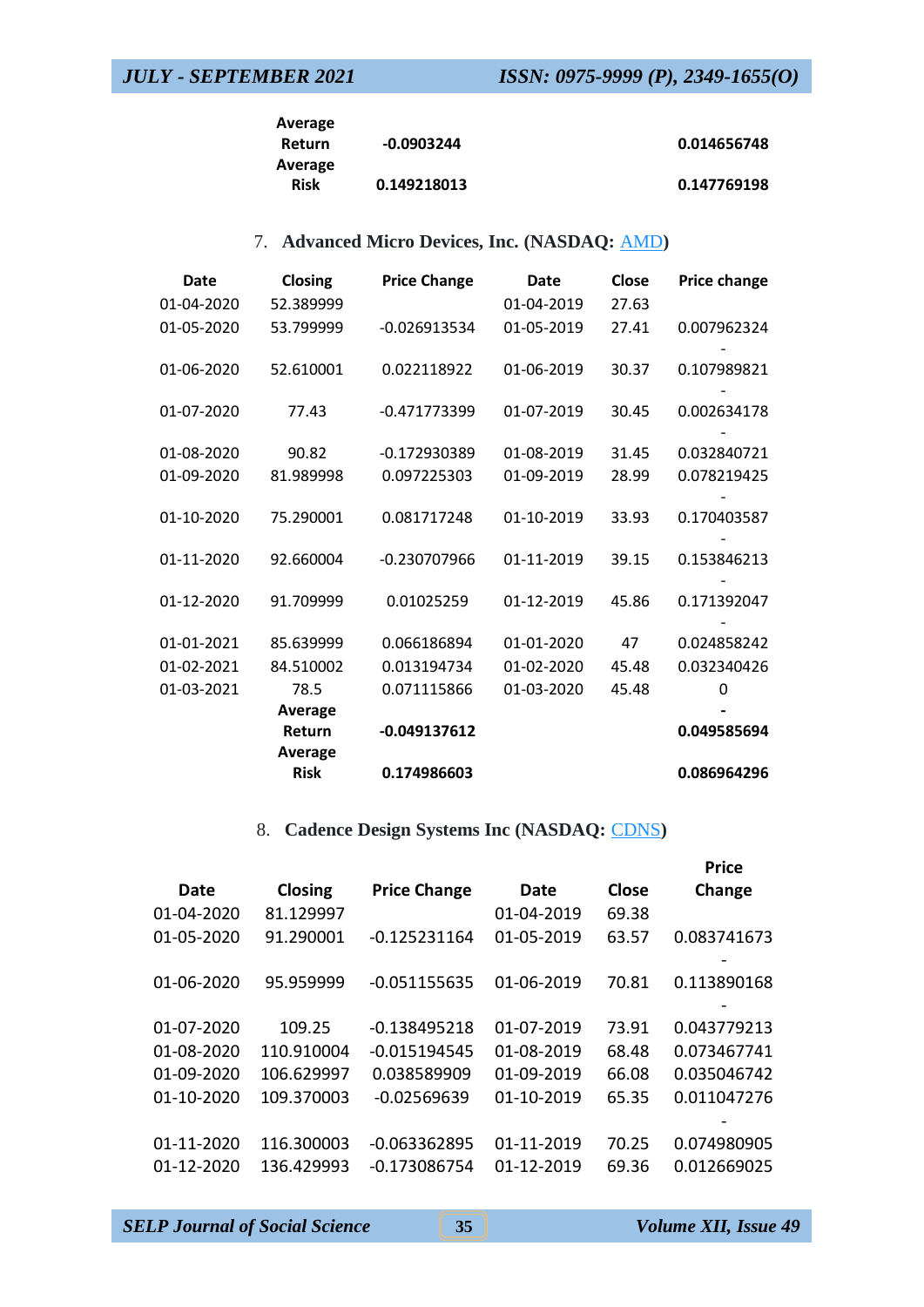|  | Average Return | -0.0903244 |  |  | 0.014656748 |
|---|---|---|---|---|---|
|  | Average Risk | 0.149218013 |  |  | 0.147769198 |

7. **Advanced Micro Devices, Inc. (NASDAQ: AMD)**

| Date | Closing | Price Change | Date | Close | Price change |
|---|---|---|---|---|---|
| 01-04-2020 | 52.389999 |  | 01-04-2019 | 27.63 |  |
| 01-05-2020 | 53.799999 | -0.026913534 | 01-05-2019 | 27.41 | 0.007962324 |
| 01-06-2020 | 52.610001 | 0.022118922 | 01-06-2019 | 30.37 | -0.107989821 |
| 01-07-2020 | 77.43 | -0.471773399 | 01-07-2019 | 30.45 | -0.002634178 |
| 01-08-2020 | 90.82 | -0.172930389 | 01-08-2019 | 31.45 | -0.032840721 |
| 01-09-2020 | 81.989998 | 0.097225303 | 01-09-2019 | 28.99 | 0.078219425 |
| 01-10-2020 | 75.290001 | 0.081717248 | 01-10-2019 | 33.93 | -0.170403587 |
| 01-11-2020 | 92.660004 | -0.230707966 | 01-11-2019 | 39.15 | -0.153846213 |
| 01-12-2020 | 91.709999 | 0.01025259 | 01-12-2019 | 45.86 | -0.171392047 |
| 01-01-2021 | 85.639999 | 0.066186894 | 01-01-2020 | 47 | -0.024858242 |
| 01-02-2021 | 84.510002 | 0.013194734 | 01-02-2020 | 45.48 | 0.032340426 |
| 01-03-2021 | 78.5 | 0.071115866 | 01-03-2020 | 45.48 | 0 |
|  | **Average Return** | **-0.049137612** |  |  | **-0.049585694** |
|  | **Average Risk** | **0.174986603** |  |  | **0.086964296** |

8. **Cadence Design Systems Inc (NASDAQ: CDNS)**

| Date | Closing | Price Change | Date | Close | Price Change |
|---|---|---|---|---|---|
| 01-04-2020 | 81.129997 |  | 01-04-2019 | 69.38 |  |
| 01-05-2020 | 91.290001 | -0.125231164 | 01-05-2019 | 63.57 | 0.083741673 |
| 01-06-2020 | 95.959999 | -0.051155635 | 01-06-2019 | 70.81 | -0.113890168 |
| 01-07-2020 | 109.25 | -0.138495218 | 01-07-2019 | 73.91 | -0.043779213 |
| 01-08-2020 | 110.910004 | -0.015194545 | 01-08-2019 | 68.48 | 0.073467741 |
| 01-09-2020 | 106.629997 | 0.038589909 | 01-09-2019 | 66.08 | 0.035046742 |
| 01-10-2020 | 109.370003 | -0.02569639 | 01-10-2019 | 65.35 | 0.011047276 |
| 01-11-2020 | 116.300003 | -0.063362895 | 01-11-2019 | 70.25 | -0.074980905 |
| 01-12-2020 | 136.429993 | -0.173086754 | 01-12-2019 | 69.36 | 0.012669025 |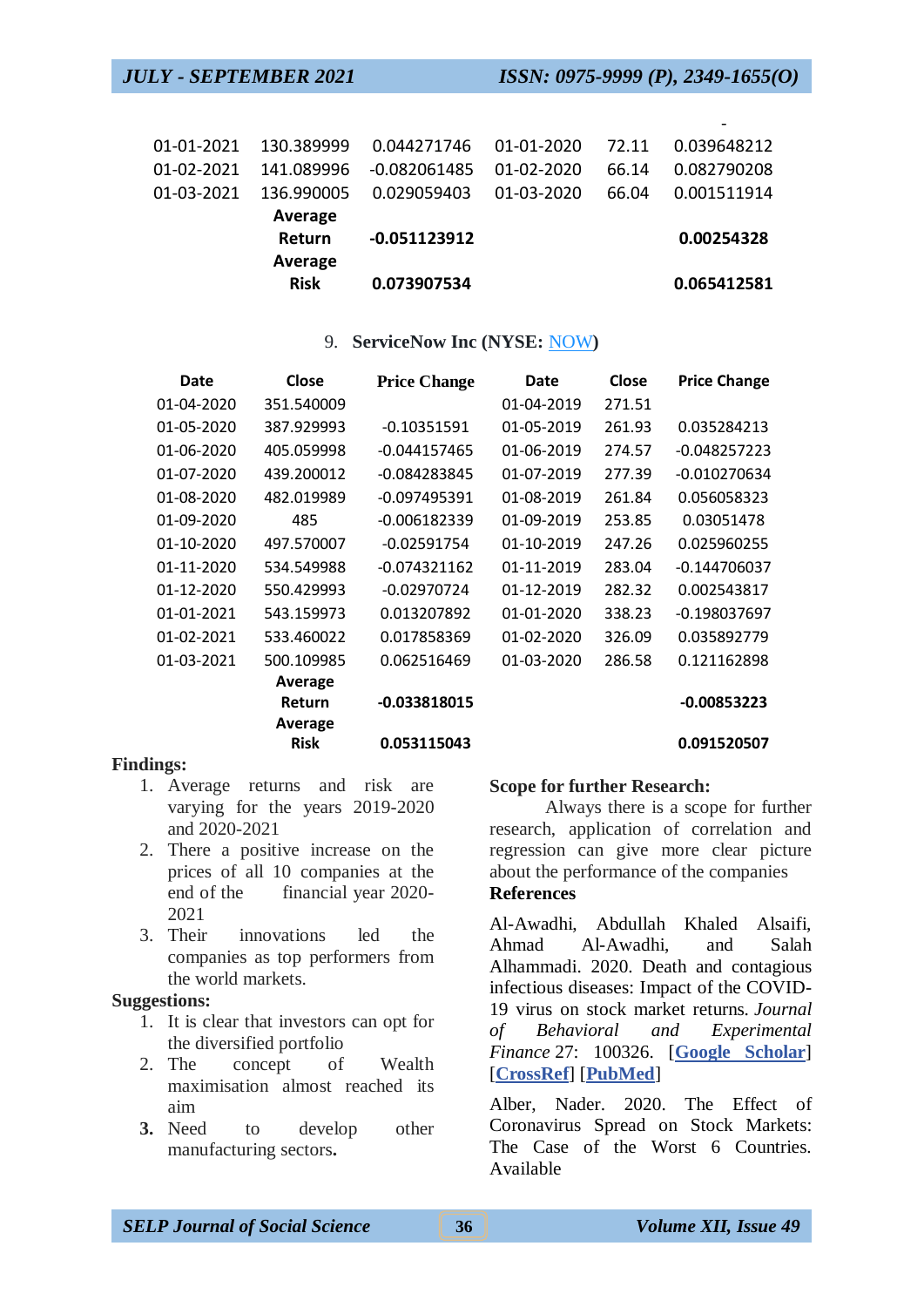| | | | | | - |
|---|---|---|---|---|---|
| 01-01-2021 | 130.389999 | 0.044271746 | 01-01-2020 | 72.11 | 0.039648212 |
| 01-02-2021 | 141.089996 | -0.082061485 | 01-02-2020 | 66.14 | 0.082790208 |
| 01-03-2021 | 136.990005 | 0.029059403 | 01-03-2020 | 66.04 | 0.001511914 |
| | **Average Return** | **-0.051123912** | | | **0.00254328** |
| | **Average Risk** | **0.073907534** | | | **0.065412581** |

9. **ServiceNow Inc (NYSE: NOW)**

| Date | Close | Price Change | Date | Close | Price Change |
|---|---|---|---|---|---|
| 01-04-2020 | 351.540009 | | 01-04-2019 | 271.51 | |
| 01-05-2020 | 387.929993 | -0.10351591 | 01-05-2019 | 261.93 | 0.035284213 |
| 01-06-2020 | 405.059998 | -0.044157465 | 01-06-2019 | 274.57 | -0.048257223 |
| 01-07-2020 | 439.200012 | -0.084283845 | 01-07-2019 | 277.39 | -0.010270634 |
| 01-08-2020 | 482.019989 | -0.097495391 | 01-08-2019 | 261.84 | 0.056058323 |
| 01-09-2020 | 485 | -0.006182339 | 01-09-2019 | 253.85 | 0.03051478 |
| 01-10-2020 | 497.570007 | -0.02591754 | 01-10-2019 | 247.26 | 0.025960255 |
| 01-11-2020 | 534.549988 | -0.074321162 | 01-11-2019 | 283.04 | -0.144706037 |
| 01-12-2020 | 550.429993 | -0.02970724 | 01-12-2019 | 282.32 | 0.002543817 |
| 01-01-2021 | 543.159973 | 0.013207892 | 01-01-2020 | 338.23 | -0.198037697 |
| 01-02-2021 | 533.460022 | 0.017858369 | 01-02-2020 | 326.09 | 0.035892779 |
| 01-03-2021 | 500.109985 | 0.062516469 | 01-03-2020 | 286.58 | 0.121162898 |
| | **Average Return** | **-0.033818015** | | | **-0.00853223** |
| | **Average Risk** | **0.053115043** | | | **0.091520507** |

**Findings:**

1. Average returns and risk are varying for the years 2019-2020 and 2020-2021
2. There a positive increase on the prices of all 10 companies at the end of the financial year 2020-2021
3. Their innovations led the companies as top performers from the world markets.

**Suggestions:**

1. It is clear that investors can opt for the diversified portfolio
2. The concept of Wealth maximisation almost reached its aim
3. **Need to develop other manufacturing sectors.**

**Scope for further Research:**

Always there is a scope for further research, application of correlation and regression can give more clear picture about the performance of the companies

**References**

Al-Awadhi, Abdullah Khaled Alsaifi, Ahmad Al-Awadhi, and Salah Alhammadi. 2020. Death and contagious infectious diseases: Impact of the COVID-19 virus on stock market returns. *Journal of Behavioral and Experimental Finance* 27: 100326. [**Google Scholar**] [**CrossRef**] [**PubMed**]

Alber, Nader. 2020. The Effect of Coronavirus Spread on Stock Markets: The Case of the Worst 6 Countries. Available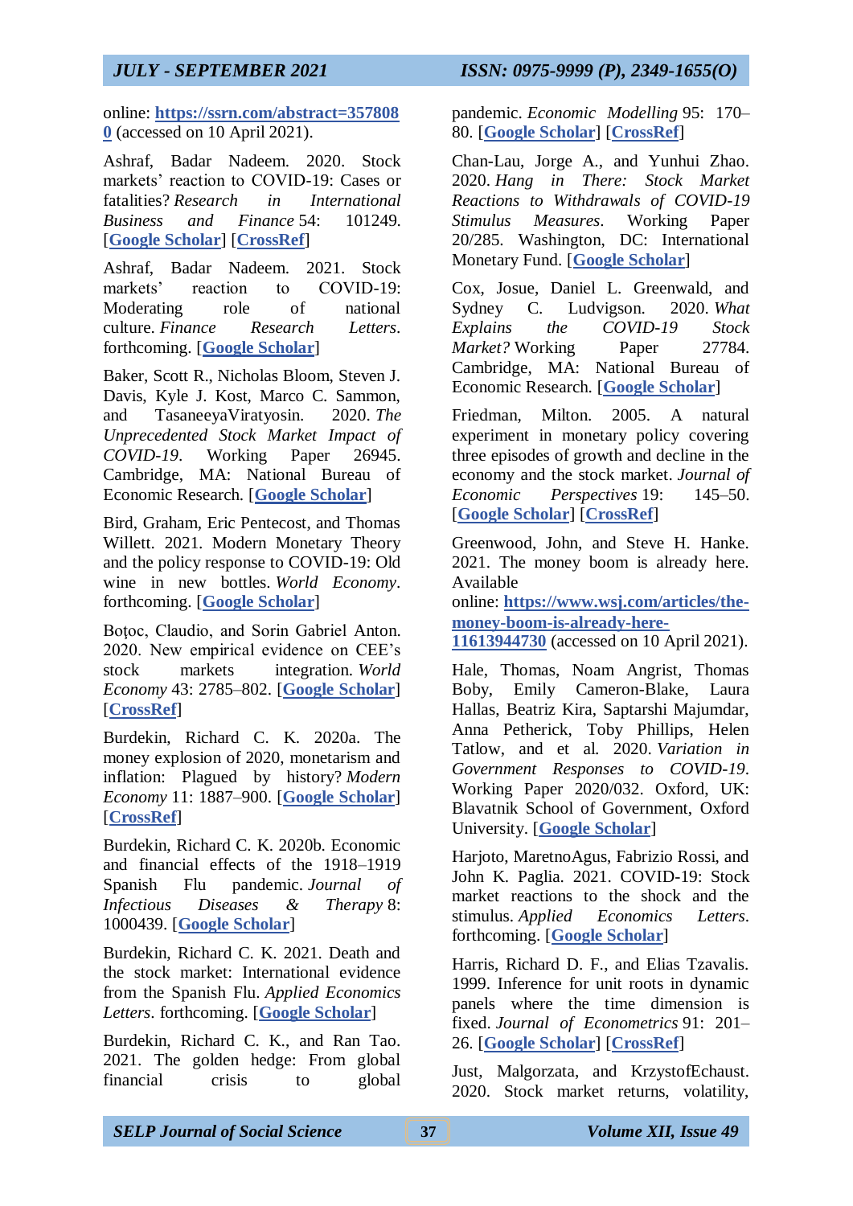online: **https://ssrn.com/abstract=3578080** (accessed on 10 April 2021).

Ashraf, Badar Nadeem. 2020. Stock markets' reaction to COVID-19: Cases or fatalities? *Research in International Business and Finance* 54: 101249. [**Google Scholar**] [**CrossRef**]

Ashraf, Badar Nadeem. 2021. Stock markets' reaction to COVID-19: Moderating role of national culture. *Finance Research Letters*. forthcoming. [**Google Scholar**]

Baker, Scott R., Nicholas Bloom, Steven J. Davis, Kyle J. Kost, Marco C. Sammon, and TasaneeyaViratyosin. 2020. *The Unprecedented Stock Market Impact of COVID-19*. Working Paper 26945. Cambridge, MA: National Bureau of Economic Research. [**Google Scholar**]

Bird, Graham, Eric Pentecost, and Thomas Willett. 2021. Modern Monetary Theory and the policy response to COVID-19: Old wine in new bottles. *World Economy*. forthcoming. [**Google Scholar**]

Boţoc, Claudio, and Sorin Gabriel Anton. 2020. New empirical evidence on CEE's stock markets integration. *World Economy* 43: 2785–802. [**Google Scholar**] [**CrossRef**]

Burdekin, Richard C. K. 2020a. The money explosion of 2020, monetarism and inflation: Plagued by history? *Modern Economy* 11: 1887–900. [**Google Scholar**] [**CrossRef**]

Burdekin, Richard C. K. 2020b. Economic and financial effects of the 1918–1919 Spanish Flu pandemic. *Journal of Infectious Diseases & Therapy* 8: 1000439. [**Google Scholar**]

Burdekin, Richard C. K. 2021. Death and the stock market: International evidence from the Spanish Flu. *Applied Economics Letters*. forthcoming. [**Google Scholar**]

Burdekin, Richard C. K., and Ran Tao. 2021. The golden hedge: From global financial crisis to global pandemic. *Economic Modelling* 95: 170–80. [**Google Scholar**] [**CrossRef**]

Chan-Lau, Jorge A., and Yunhui Zhao. 2020. *Hang in There: Stock Market Reactions to Withdrawals of COVID-19 Stimulus Measures*. Working Paper 20/285. Washington, DC: International Monetary Fund. [**Google Scholar**]

Cox, Josue, Daniel L. Greenwald, and Sydney C. Ludvigson. 2020. *What Explains the COVID-19 Stock Market?* Working Paper 27784. Cambridge, MA: National Bureau of Economic Research. [**Google Scholar**]

Friedman, Milton. 2005. A natural experiment in monetary policy covering three episodes of growth and decline in the economy and the stock market. *Journal of Economic Perspectives* 19: 145–50. [**Google Scholar**] [**CrossRef**]

Greenwood, John, and Steve H. Hanke. 2021. The money boom is already here. Available online: **https://www.wsj.com/articles/the-money-boom-is-already-here-11613944730** (accessed on 10 April 2021).

Hale, Thomas, Noam Angrist, Thomas Boby, Emily Cameron-Blake, Laura Hallas, Beatriz Kira, Saptarshi Majumdar, Anna Petherick, Toby Phillips, Helen Tatlow, and et al. 2020. *Variation in Government Responses to COVID-19*. Working Paper 2020/032. Oxford, UK: Blavatnik School of Government, Oxford University. [**Google Scholar**]

Harjoto, MaretnoAgus, Fabrizio Rossi, and John K. Paglia. 2021. COVID-19: Stock market reactions to the shock and the stimulus. *Applied Economics Letters*. forthcoming. [**Google Scholar**]

Harris, Richard D. F., and Elias Tzavalis. 1999. Inference for unit roots in dynamic panels where the time dimension is fixed. *Journal of Econometrics* 91: 201–26. [**Google Scholar**] [**CrossRef**]

Just, Malgorzata, and KrzystofEchaust. 2020. Stock market returns, volatility,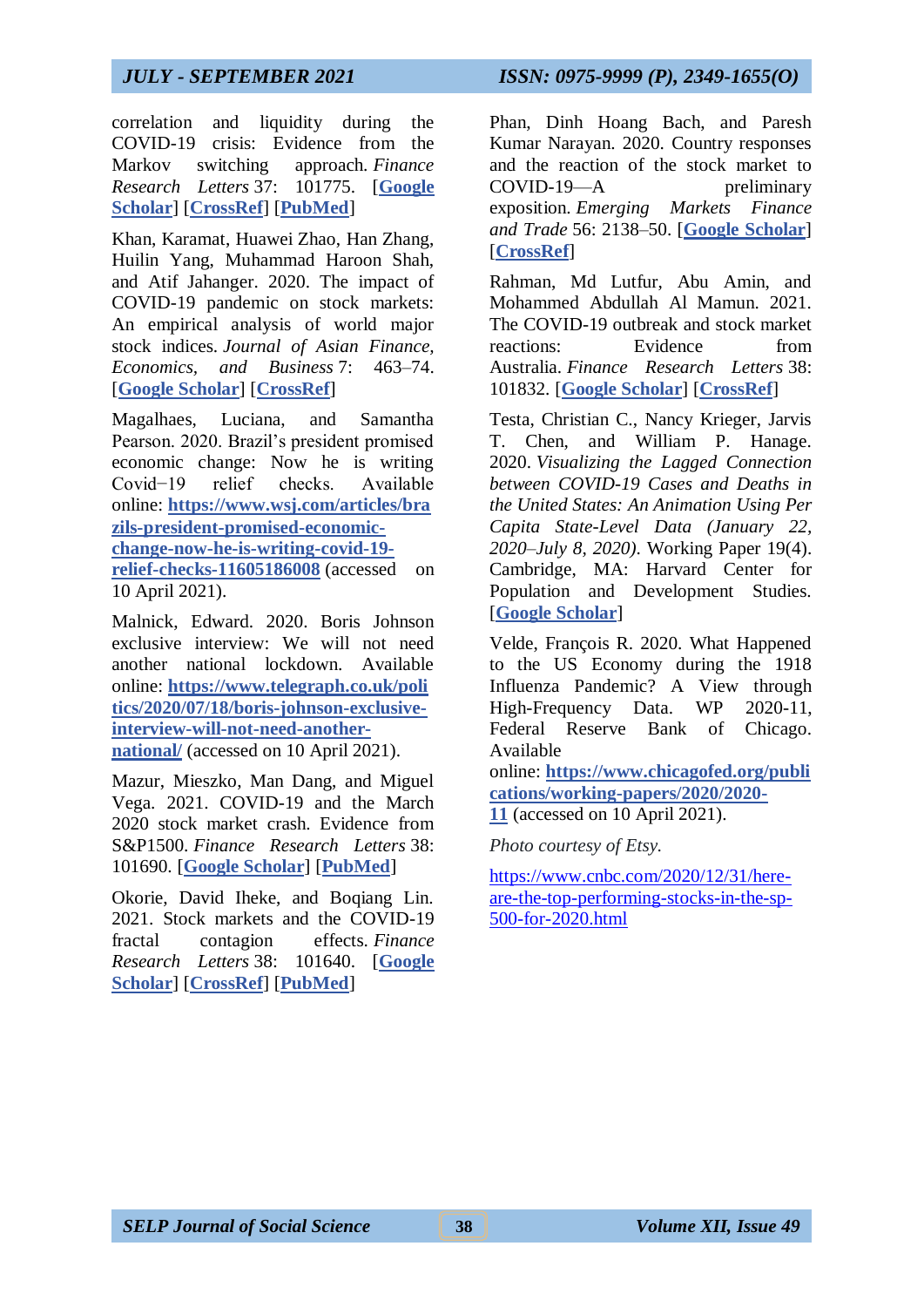correlation and liquidity during the COVID-19 crisis: Evidence from the Markov switching approach. *Finance Research Letters* 37: 101775. [**Google Scholar**] [**CrossRef**] [**PubMed**]

Khan, Karamat, Huawei Zhao, Han Zhang, Huilin Yang, Muhammad Haroon Shah, and Atif Jahanger. 2020. The impact of COVID-19 pandemic on stock markets: An empirical analysis of world major stock indices. *Journal of Asian Finance, Economics, and Business* 7: 463–74. [**Google Scholar**] [**CrossRef**]

Magalhaes, Luciana, and Samantha Pearson. 2020. Brazil's president promised economic change: Now he is writing Covid−19 relief checks. Available online: **https://www.wsj.com/articles/brazils-president-promised-economic-change-now-he-is-writing-covid-19-relief-checks-11605186008** (accessed on 10 April 2021).

Malnick, Edward. 2020. Boris Johnson exclusive interview: We will not need another national lockdown. Available online: **https://www.telegraph.co.uk/politics/2020/07/18/boris-johnson-exclusive-interview-will-not-need-another-national/** (accessed on 10 April 2021).

Mazur, Mieszko, Man Dang, and Miguel Vega. 2021. COVID-19 and the March 2020 stock market crash. Evidence from S&P1500. *Finance Research Letters* 38: 101690. [**Google Scholar**] [**PubMed**]

Okorie, David Iheke, and Boqiang Lin. 2021. Stock markets and the COVID-19 fractal contagion effects. *Finance Research Letters* 38: 101640. [**Google Scholar**] [**CrossRef**] [**PubMed**]

Phan, Dinh Hoang Bach, and Paresh Kumar Narayan. 2020. Country responses and the reaction of the stock market to COVID-19—A preliminary exposition. *Emerging Markets Finance and Trade* 56: 2138–50. [**Google Scholar**] [**CrossRef**]

Rahman, Md Lutfur, Abu Amin, and Mohammed Abdullah Al Mamun. 2021. The COVID-19 outbreak and stock market reactions: Evidence from Australia. *Finance Research Letters* 38: 101832. [**Google Scholar**] [**CrossRef**]

Testa, Christian C., Nancy Krieger, Jarvis T. Chen, and William P. Hanage. 2020. *Visualizing the Lagged Connection between COVID-19 Cases and Deaths in the United States: An Animation Using Per Capita State-Level Data (January 22, 2020–July 8, 2020)*. Working Paper 19(4). Cambridge, MA: Harvard Center for Population and Development Studies. [**Google Scholar**]

Velde, François R. 2020. What Happened to the US Economy during the 1918 Influenza Pandemic? A View through High-Frequency Data. WP 2020-11, Federal Reserve Bank of Chicago. Available online: **https://www.chicagofed.org/publications/working-papers/2020/2020-11** (accessed on 10 April 2021).

*Photo courtesy of Etsy.*

https://www.cnbc.com/2020/12/31/here-are-the-top-performing-stocks-in-the-sp-500-for-2020.html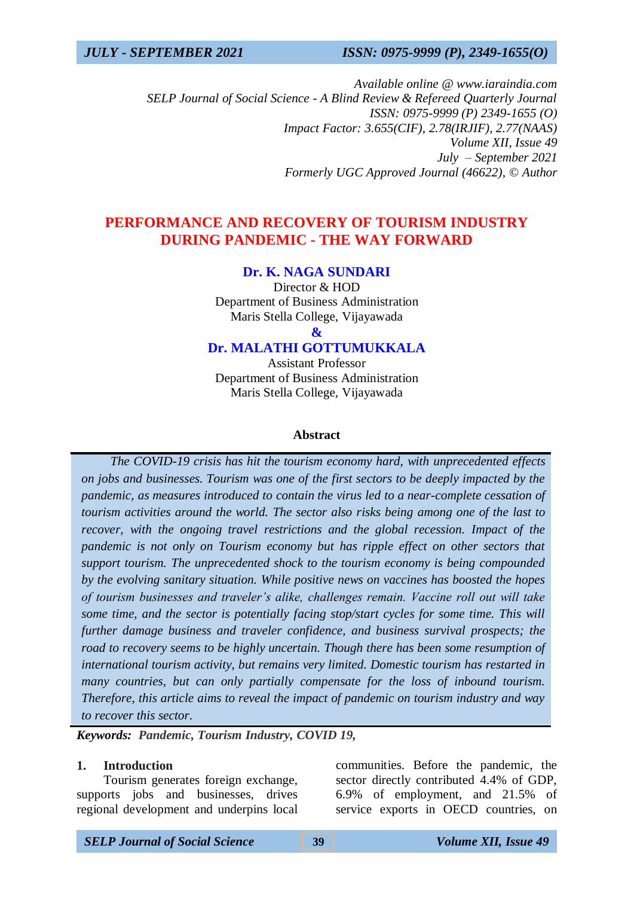*Available online @ www.iaraindia.com*
*SELP Journal of Social Science - A Blind Review & Refereed Quarterly Journal*
*ISSN: 0975-9999 (P) 2349-1655 (O)*
*Impact Factor: 3.655(CIF), 2.78(IRJIF), 2.77(NAAS)*
*Volume XII, Issue 49*
*July – September 2021*
*Formerly UGC Approved Journal (46622), © Author*

# PERFORMANCE AND RECOVERY OF TOURISM INDUSTRY DURING PANDEMIC - THE WAY FORWARD

**Dr. K. NAGA SUNDARI**
Director & HOD
Department of Business Administration
Maris Stella College, Vijayawada

**&**

**Dr. MALATHI GOTTUMUKKALA**
Assistant Professor
Department of Business Administration
Maris Stella College, Vijayawada

### Abstract

*The COVID-19 crisis has hit the tourism economy hard, with unprecedented effects on jobs and businesses. Tourism was one of the first sectors to be deeply impacted by the pandemic, as measures introduced to contain the virus led to a near-complete cessation of tourism activities around the world. The sector also risks being among one of the last to recover, with the ongoing travel restrictions and the global recession. Impact of the pandemic is not only on Tourism economy but has ripple effect on other sectors that support tourism. The unprecedented shock to the tourism economy is being compounded by the evolving sanitary situation. While positive news on vaccines has boosted the hopes of tourism businesses and traveler's alike, challenges remain. Vaccine roll out will take some time, and the sector is potentially facing stop/start cycles for some time. This will further damage business and traveler confidence, and business survival prospects; the road to recovery seems to be highly uncertain. Though there has been some resumption of international tourism activity, but remains very limited. Domestic tourism has restarted in many countries, but can only partially compensate for the loss of inbound tourism. Therefore, this article aims to reveal the impact of pandemic on tourism industry and way to recover this sector.*

***Keywords:** Pandemic, Tourism Industry, COVID 19,*

## 1. Introduction

Tourism generates foreign exchange, supports jobs and businesses, drives regional development and underpins local communities. Before the pandemic, the sector directly contributed 4.4% of GDP, 6.9% of employment, and 21.5% of service exports in OECD countries, on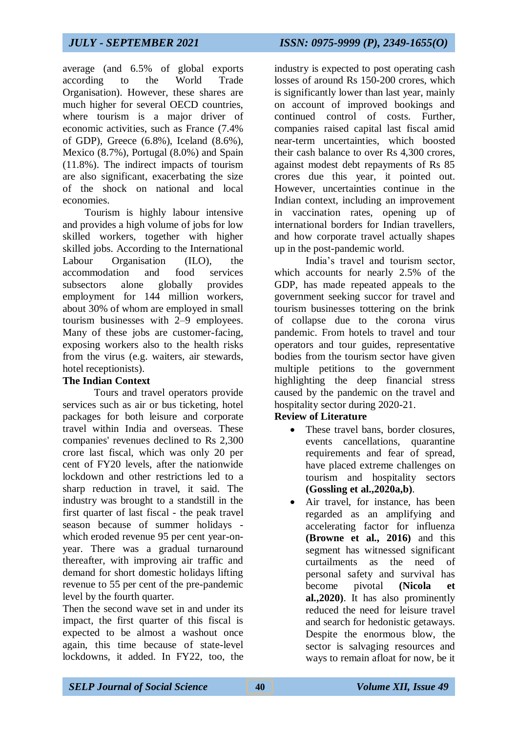average (and 6.5% of global exports according to the World Trade Organisation). However, these shares are much higher for several OECD countries, where tourism is a major driver of economic activities, such as France (7.4% of GDP), Greece (6.8%), Iceland (8.6%), Mexico (8.7%), Portugal (8.0%) and Spain (11.8%). The indirect impacts of tourism are also significant, exacerbating the size of the shock on national and local economies.

Tourism is highly labour intensive and provides a high volume of jobs for low skilled workers, together with higher skilled jobs. According to the International Labour Organisation (ILO), the accommodation and food services subsectors alone globally provides employment for 144 million workers, about 30% of whom are employed in small tourism businesses with 2–9 employees. Many of these jobs are customer-facing, exposing workers also to the health risks from the virus (e.g. waiters, air stewards, hotel receptionists).

**The Indian Context**

Tours and travel operators provide services such as air or bus ticketing, hotel packages for both leisure and corporate travel within India and overseas. These companies' revenues declined to Rs 2,300 crore last fiscal, which was only 20 per cent of FY20 levels, after the nationwide lockdown and other restrictions led to a sharp reduction in travel, it said. The industry was brought to a standstill in the first quarter of last fiscal - the peak travel season because of summer holidays - which eroded revenue 95 per cent year-on-year. There was a gradual turnaround thereafter, with improving air traffic and demand for short domestic holidays lifting revenue to 55 per cent of the pre-pandemic level by the fourth quarter.

Then the second wave set in and under its impact, the first quarter of this fiscal is expected to be almost a washout once again, this time because of state-level lockdowns, it added. In FY22, too, the industry is expected to post operating cash losses of around Rs 150-200 crores, which is significantly lower than last year, mainly on account of improved bookings and continued control of costs. Further, companies raised capital last fiscal amid near-term uncertainties, which boosted their cash balance to over Rs 4,300 crores, against modest debt repayments of Rs 85 crores due this year, it pointed out. However, uncertainties continue in the Indian context, including an improvement in vaccination rates, opening up of international borders for Indian travellers, and how corporate travel actually shapes up in the post-pandemic world.

India's travel and tourism sector, which accounts for nearly 2.5% of the GDP, has made repeated appeals to the government seeking succor for travel and tourism businesses tottering on the brink of collapse due to the corona virus pandemic. From hotels to travel and tour operators and tour guides, representative bodies from the tourism sector have given multiple petitions to the government highlighting the deep financial stress caused by the pandemic on the travel and hospitality sector during 2020-21.

**Review of Literature**

- These travel bans, border closures, events cancellations, quarantine requirements and fear of spread, have placed extreme challenges on tourism and hospitality sectors **(Gossling et al.,2020a,b)**.
- Air travel, for instance, has been regarded as an amplifying and accelerating factor for influenza **(Browne et al., 2016)** and this segment has witnessed significant curtailments as the need of personal safety and survival has become pivotal **(Nicola et al.,2020)**. It has also prominently reduced the need for leisure travel and search for hedonistic getaways. Despite the enormous blow, the sector is salvaging resources and ways to remain afloat for now, be it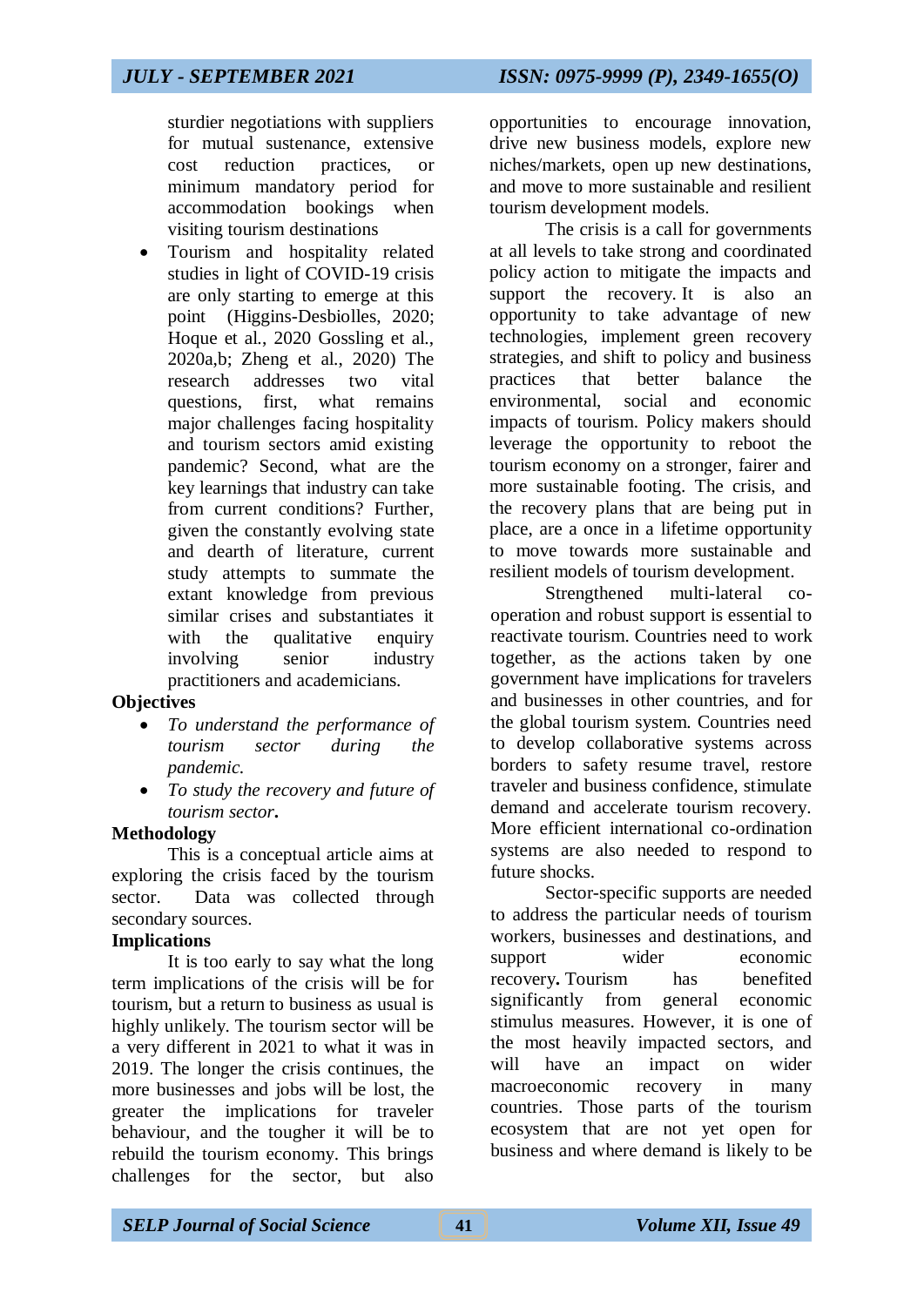sturdier negotiations with suppliers for mutual sustenance, extensive cost reduction practices, or minimum mandatory period for accommodation bookings when visiting tourism destinations

- Tourism and hospitality related studies in light of COVID-19 crisis are only starting to emerge at this point (Higgins-Desbiolles, 2020; Hoque et al., 2020 Gossling et al., 2020a,b; Zheng et al., 2020) The research addresses two vital questions, first, what remains major challenges facing hospitality and tourism sectors amid existing pandemic? Second, what are the key learnings that industry can take from current conditions? Further, given the constantly evolving state and dearth of literature, current study attempts to summate the extant knowledge from previous similar crises and substantiates it with the qualitative enquiry involving senior industry practitioners and academicians.

**Objectives**

- *To understand the performance of tourism sector during the pandemic.*
- *To study the recovery and future of tourism sector***.**

**Methodology**

This is a conceptual article aims at exploring the crisis faced by the tourism sector. Data was collected through secondary sources.

**Implications**

It is too early to say what the long term implications of the crisis will be for tourism, but a return to business as usual is highly unlikely. The tourism sector will be a very different in 2021 to what it was in 2019. The longer the crisis continues, the more businesses and jobs will be lost, the greater the implications for traveler behaviour, and the tougher it will be to rebuild the tourism economy. This brings challenges for the sector, but also opportunities to encourage innovation, drive new business models, explore new niches/markets, open up new destinations, and move to more sustainable and resilient tourism development models.

The crisis is a call for governments at all levels to take strong and coordinated policy action to mitigate the impacts and support the recovery. It is also an opportunity to take advantage of new technologies, implement green recovery strategies, and shift to policy and business practices that better balance the environmental, social and economic impacts of tourism. Policy makers should leverage the opportunity to reboot the tourism economy on a stronger, fairer and more sustainable footing. The crisis, and the recovery plans that are being put in place, are a once in a lifetime opportunity to move towards more sustainable and resilient models of tourism development.

Strengthened multi-lateral co-operation and robust support is essential to reactivate tourism. Countries need to work together, as the actions taken by one government have implications for travelers and businesses in other countries, and for the global tourism system. Countries need to develop collaborative systems across borders to safety resume travel, restore traveler and business confidence, stimulate demand and accelerate tourism recovery. More efficient international co-ordination systems are also needed to respond to future shocks.

Sector-specific supports are needed to address the particular needs of tourism workers, businesses and destinations, and support wider economic recovery**.** Tourism has benefited significantly from general economic stimulus measures. However, it is one of the most heavily impacted sectors, and will have an impact on wider macroeconomic recovery in many countries. Those parts of the tourism ecosystem that are not yet open for business and where demand is likely to be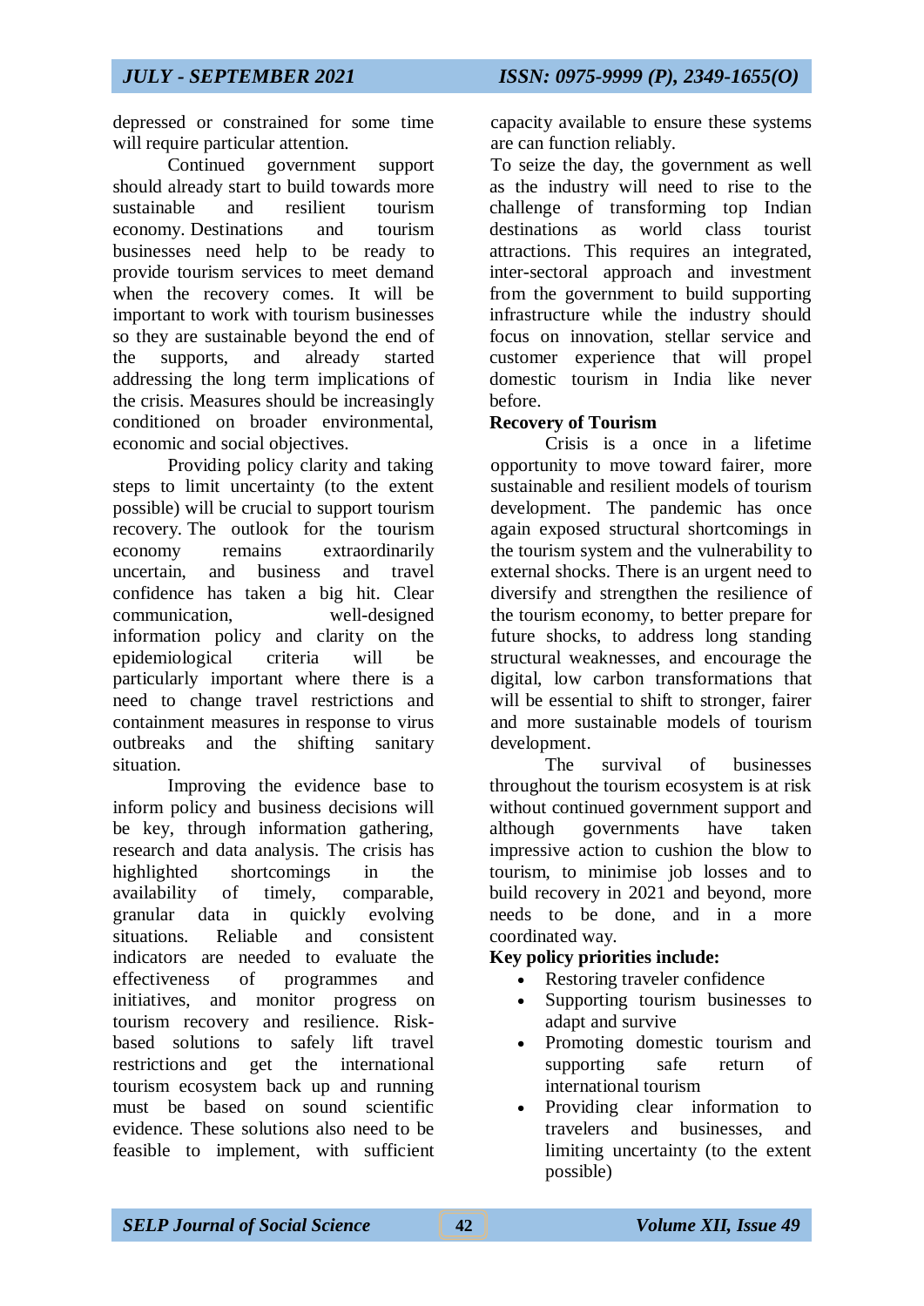depressed or constrained for some time will require particular attention.

Continued government support should already start to build towards more sustainable and resilient tourism economy. Destinations and tourism businesses need help to be ready to provide tourism services to meet demand when the recovery comes. It will be important to work with tourism businesses so they are sustainable beyond the end of the supports, and already started addressing the long term implications of the crisis. Measures should be increasingly conditioned on broader environmental, economic and social objectives.

Providing policy clarity and taking steps to limit uncertainty (to the extent possible) will be crucial to support tourism recovery. The outlook for the tourism economy remains extraordinarily uncertain, and business and travel confidence has taken a big hit. Clear communication, well-designed information policy and clarity on the epidemiological criteria will be particularly important where there is a need to change travel restrictions and containment measures in response to virus outbreaks and the shifting sanitary situation.

Improving the evidence base to inform policy and business decisions will be key, through information gathering, research and data analysis. The crisis has highlighted shortcomings in the availability of timely, comparable, granular data in quickly evolving situations. Reliable and consistent indicators are needed to evaluate the effectiveness of programmes and initiatives, and monitor progress on tourism recovery and resilience. Risk-based solutions to safely lift travel restrictions and get the international tourism ecosystem back up and running must be based on sound scientific evidence. These solutions also need to be feasible to implement, with sufficient capacity available to ensure these systems are can function reliably.

To seize the day, the government as well as the industry will need to rise to the challenge of transforming top Indian destinations as world class tourist attractions. This requires an integrated, inter-sectoral approach and investment from the government to build supporting infrastructure while the industry should focus on innovation, stellar service and customer experience that will propel domestic tourism in India like never before.

**Recovery of Tourism**

Crisis is a once in a lifetime opportunity to move toward fairer, more sustainable and resilient models of tourism development. The pandemic has once again exposed structural shortcomings in the tourism system and the vulnerability to external shocks. There is an urgent need to diversify and strengthen the resilience of the tourism economy, to better prepare for future shocks, to address long standing structural weaknesses, and encourage the digital, low carbon transformations that will be essential to shift to stronger, fairer and more sustainable models of tourism development.

The survival of businesses throughout the tourism ecosystem is at risk without continued government support and although governments have taken impressive action to cushion the blow to tourism, to minimise job losses and to build recovery in 2021 and beyond, more needs to be done, and in a more coordinated way.

**Key policy priorities include:**

- Restoring traveler confidence
- Supporting tourism businesses to adapt and survive
- Promoting domestic tourism and supporting safe return of international tourism
- Providing clear information to travelers and businesses, and limiting uncertainty (to the extent possible)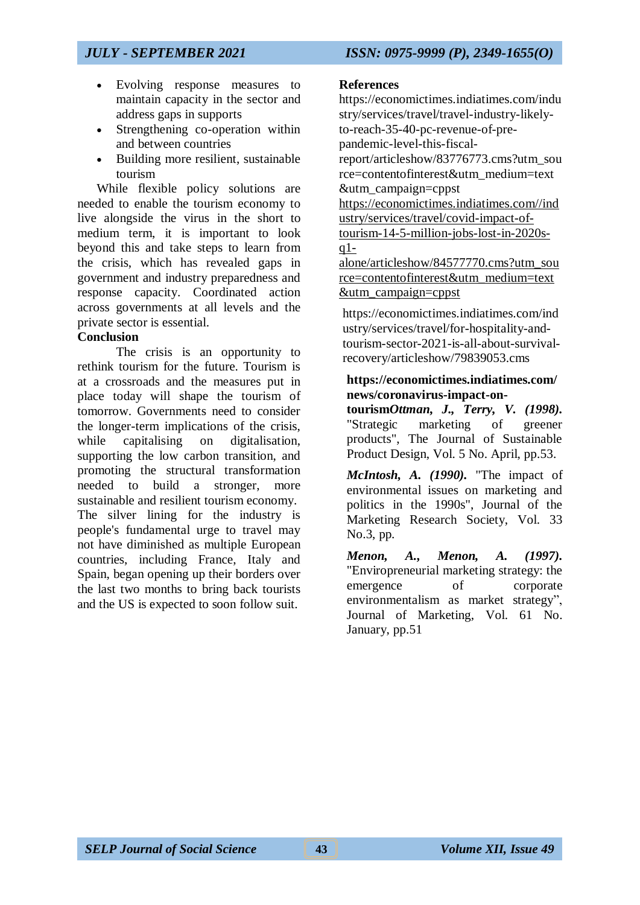- Evolving response measures to maintain capacity in the sector and address gaps in supports
- Strengthening co-operation within and between countries
- Building more resilient, sustainable tourism

While flexible policy solutions are needed to enable the tourism economy to live alongside the virus in the short to medium term, it is important to look beyond this and take steps to learn from the crisis, which has revealed gaps in government and industry preparedness and response capacity. Coordinated action across governments at all levels and the private sector is essential.

**Conclusion**

The crisis is an opportunity to rethink tourism for the future. Tourism is at a crossroads and the measures put in place today will shape the tourism of tomorrow. Governments need to consider the longer-term implications of the crisis, while capitalising on digitalisation, supporting the low carbon transition, and promoting the structural transformation needed to build a stronger, more sustainable and resilient tourism economy. The silver lining for the industry is people's fundamental urge to travel may not have diminished as multiple European countries, including France, Italy and Spain, began opening up their borders over the last two months to bring back tourists and the US is expected to soon follow suit.

**References**

https://economictimes.indiatimes.com/industry/services/travel/travel-industry-likely-to-reach-35-40-pc-revenue-of-pre-pandemic-level-this-fiscal-report/articleshow/83776773.cms?utm_source=contentofinterest&utm_medium=text&utm_campaign=cppst

https://economictimes.indiatimes.com//industry/services/travel/covid-impact-of-tourism-14-5-million-jobs-lost-in-2020s-q1-alone/articleshow/84577770.cms?utm_source=contentofinterest&utm_medium=text&utm_campaign=cppst

https://economictimes.indiatimes.com/industry/services/travel/for-hospitality-and-tourism-sector-2021-is-all-about-survival-recovery/articleshow/79839053.cms

**https://economictimes.indiatimes.com/news/coronavirus-impact-on-tourism*****Ottman, J., Terry, V. (1998).*** "Strategic marketing of greener products", The Journal of Sustainable Product Design, Vol. 5 No. April, pp.53.

***McIntosh, A. (1990).*** "The impact of environmental issues on marketing and politics in the 1990s", Journal of the Marketing Research Society, Vol. 33 No.3, pp.

***Menon, A., Menon, A. (1997).*** "Enviropreneurial marketing strategy: the emergence of corporate environmentalism as market strategy", Journal of Marketing, Vol. 61 No. January, pp.51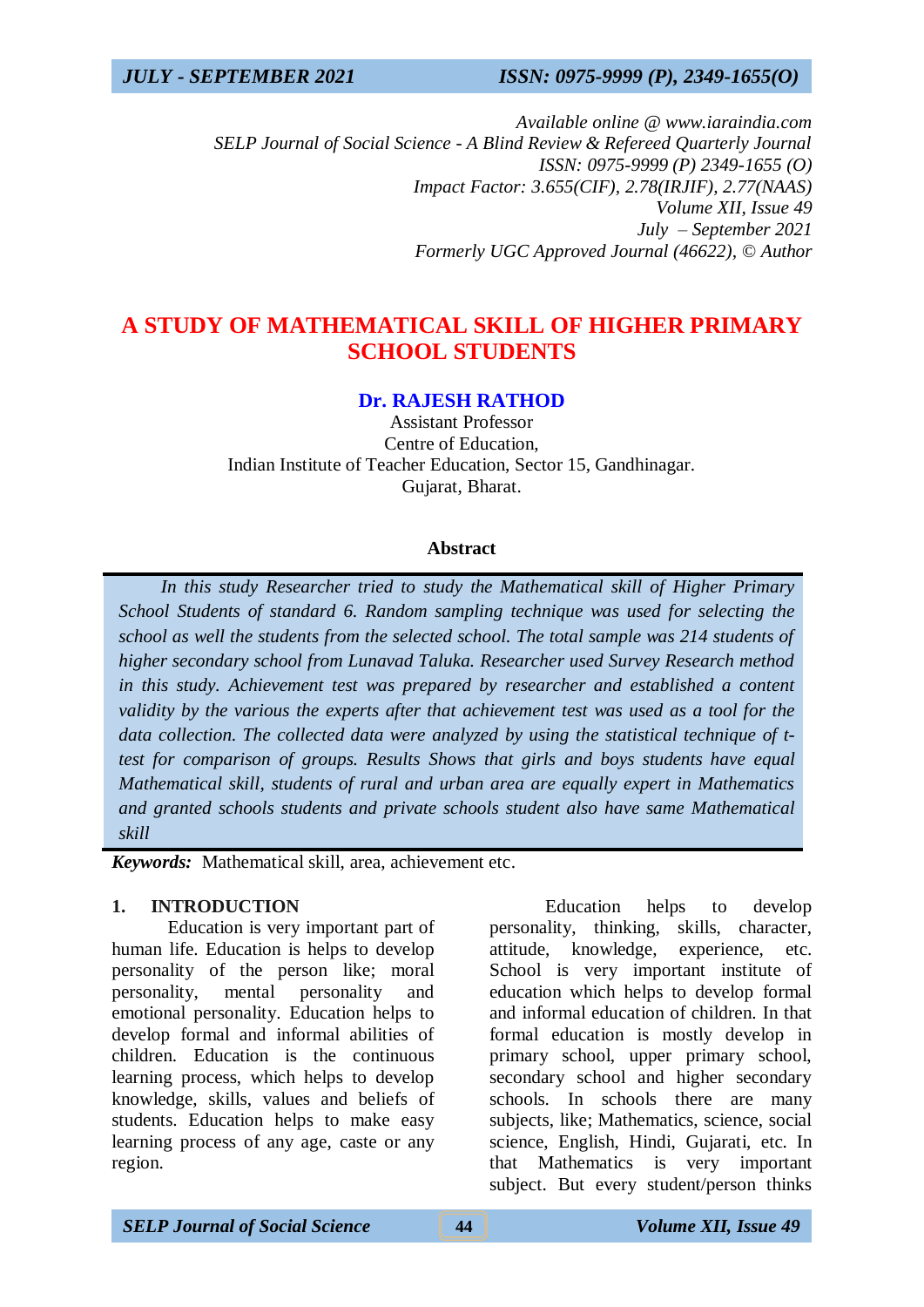*Available online @ www.iaraindia.com*
*SELP Journal of Social Science - A Blind Review & Refereed Quarterly Journal*
*ISSN: 0975-9999 (P) 2349-1655 (O)*
*Impact Factor: 3.655(CIF), 2.78(IRJIF), 2.77(NAAS)*
*Volume XII, Issue 49*
*July – September 2021*
*Formerly UGC Approved Journal (46622), © Author*

# A STUDY OF MATHEMATICAL SKILL OF HIGHER PRIMARY SCHOOL STUDENTS

**Dr. RAJESH RATHOD**
Assistant Professor
Centre of Education,
Indian Institute of Teacher Education, Sector 15, Gandhinagar.
Gujarat, Bharat.

### Abstract

*In this study Researcher tried to study the Mathematical skill of Higher Primary School Students of standard 6. Random sampling technique was used for selecting the school as well the students from the selected school. The total sample was 214 students of higher secondary school from Lunavad Taluka. Researcher used Survey Research method in this study. Achievement test was prepared by researcher and established a content validity by the various the experts after that achievement test was used as a tool for the data collection. The collected data were analyzed by using the statistical technique of t-test for comparison of groups. Results Shows that girls and boys students have equal Mathematical skill, students of rural and urban area are equally expert in Mathematics and granted schools students and private schools student also have same Mathematical skill*

***Keywords:*** Mathematical skill, area, achievement etc.

## 1. INTRODUCTION

Education is very important part of human life. Education is helps to develop personality of the person like; moral personality, mental personality and emotional personality. Education helps to develop formal and informal abilities of children. Education is the continuous learning process, which helps to develop knowledge, skills, values and beliefs of students. Education helps to make easy learning process of any age, caste or any region.

Education helps to develop personality, thinking, skills, character, attitude, knowledge, experience, etc. School is very important institute of education which helps to develop formal and informal education of children. In that formal education is mostly develop in primary school, upper primary school, secondary school and higher secondary schools. In schools there are many subjects, like; Mathematics, science, social science, English, Hindi, Gujarati, etc. In that Mathematics is very important subject. But every student/person thinks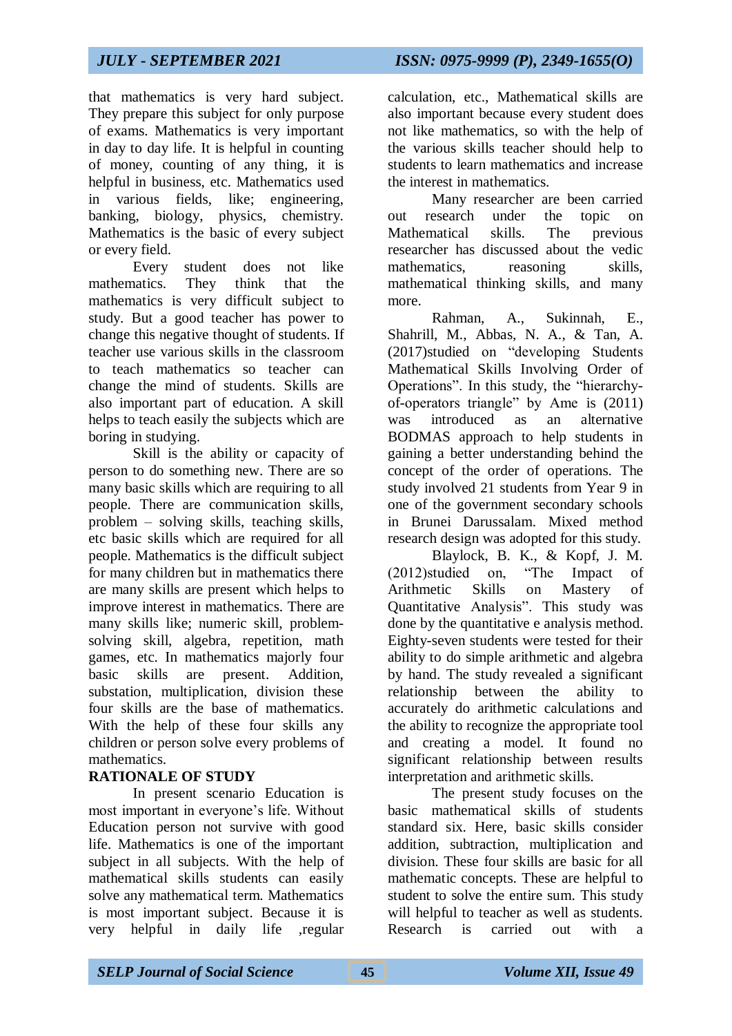that mathematics is very hard subject. They prepare this subject for only purpose of exams. Mathematics is very important in day to day life. It is helpful in counting of money, counting of any thing, it is helpful in business, etc. Mathematics used in various fields, like; engineering, banking, biology, physics, chemistry. Mathematics is the basic of every subject or every field.

Every student does not like mathematics. They think that the mathematics is very difficult subject to study. But a good teacher has power to change this negative thought of students. If teacher use various skills in the classroom to teach mathematics so teacher can change the mind of students. Skills are also important part of education. A skill helps to teach easily the subjects which are boring in studying.

Skill is the ability or capacity of person to do something new. There are so many basic skills which are requiring to all people. There are communication skills, problem – solving skills, teaching skills, etc basic skills which are required for all people. Mathematics is the difficult subject for many children but in mathematics there are many skills are present which helps to improve interest in mathematics. There are many skills like; numeric skill, problem-solving skill, algebra, repetition, math games, etc. In mathematics majorly four basic skills are present. Addition, substation, multiplication, division these four skills are the base of mathematics. With the help of these four skills any children or person solve every problems of mathematics.

**RATIONALE OF STUDY**

In present scenario Education is most important in everyone's life. Without Education person not survive with good life. Mathematics is one of the important subject in all subjects. With the help of mathematical skills students can easily solve any mathematical term. Mathematics is most important subject. Because it is very helpful in daily life ,regular calculation, etc., Mathematical skills are also important because every student does not like mathematics, so with the help of the various skills teacher should help to students to learn mathematics and increase the interest in mathematics.

Many researcher are been carried out research under the topic on Mathematical skills. The previous researcher has discussed about the vedic mathematics, reasoning skills, mathematical thinking skills, and many more.

Rahman, A., Sukinnah, E., Shahrill, M., Abbas, N. A., & Tan, A. (2017)studied on "developing Students Mathematical Skills Involving Order of Operations". In this study, the "hierarchy-of-operators triangle" by Ame is (2011) was introduced as an alternative BODMAS approach to help students in gaining a better understanding behind the concept of the order of operations. The study involved 21 students from Year 9 in one of the government secondary schools in Brunei Darussalam. Mixed method research design was adopted for this study.

Blaylock, B. K., & Kopf, J. M. (2012)studied on, "The Impact of Arithmetic Skills on Mastery of Quantitative Analysis". This study was done by the quantitative e analysis method. Eighty-seven students were tested for their ability to do simple arithmetic and algebra by hand. The study revealed a significant relationship between the ability to accurately do arithmetic calculations and the ability to recognize the appropriate tool and creating a model. It found no significant relationship between results interpretation and arithmetic skills.

The present study focuses on the basic mathematical skills of students standard six. Here, basic skills consider addition, subtraction, multiplication and division. These four skills are basic for all mathematic concepts. These are helpful to student to solve the entire sum. This study will helpful to teacher as well as students. Research is carried out with a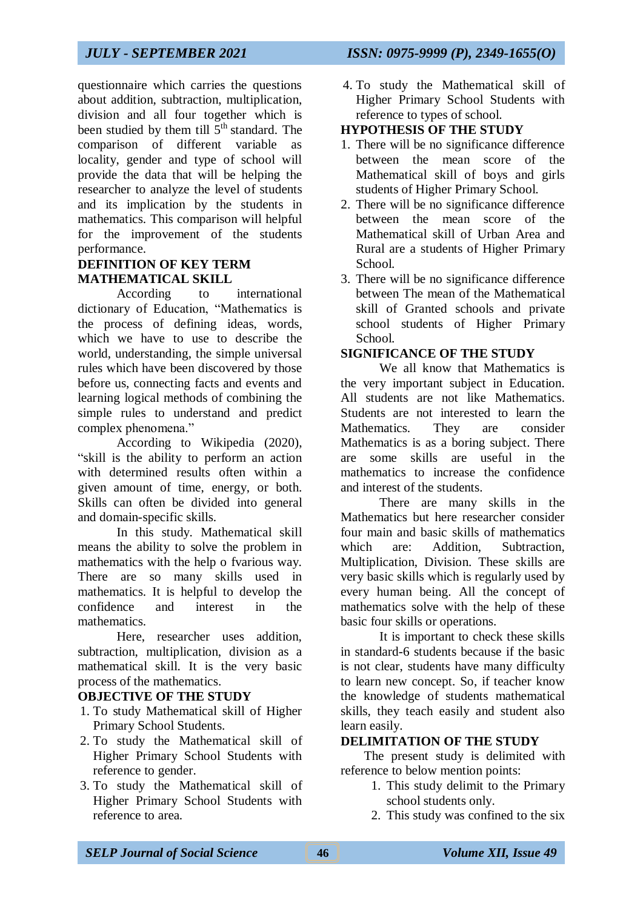questionnaire which carries the questions about addition, subtraction, multiplication, division and all four together which is been studied by them till 5th standard. The comparison of different variable as locality, gender and type of school will provide the data that will be helping the researcher to analyze the level of students and its implication by the students in mathematics. This comparison will helpful for the improvement of the students performance.

## DEFINITION OF KEY TERM

### MATHEMATICAL SKILL

According to international dictionary of Education, "Mathematics is the process of defining ideas, words, which we have to use to describe the world, understanding, the simple universal rules which have been discovered by those before us, connecting facts and events and learning logical methods of combining the simple rules to understand and predict complex phenomena."

According to Wikipedia (2020), "skill is the ability to perform an action with determined results often within a given amount of time, energy, or both. Skills can often be divided into general and domain-specific skills.

In this study. Mathematical skill means the ability to solve the problem in mathematics with the help o fvarious way. There are so many skills used in mathematics. It is helpful to develop the confidence and interest in the mathematics.

Here, researcher uses addition, subtraction, multiplication, division as a mathematical skill. It is the very basic process of the mathematics.

## OBJECTIVE OF THE STUDY

1. To study Mathematical skill of Higher Primary School Students.
2. To study the Mathematical skill of Higher Primary School Students with reference to gender.
3. To study the Mathematical skill of Higher Primary School Students with reference to area.
4. To study the Mathematical skill of Higher Primary School Students with reference to types of school.

## HYPOTHESIS OF THE STUDY

1. There will be no significance difference between the mean score of the Mathematical skill of boys and girls students of Higher Primary School.
2. There will be no significance difference between the mean score of the Mathematical skill of Urban Area and Rural are a students of Higher Primary School.
3. There will be no significance difference between The mean of the Mathematical skill of Granted schools and private school students of Higher Primary School.

## SIGNIFICANCE OF THE STUDY

We all know that Mathematics is the very important subject in Education. All students are not like Mathematics. Students are not interested to learn the Mathematics. They are consider Mathematics is as a boring subject. There are some skills are useful in the mathematics to increase the confidence and interest of the students.

There are many skills in the Mathematics but here researcher consider four main and basic skills of mathematics which are: Addition, Subtraction, Multiplication, Division. These skills are very basic skills which is regularly used by every human being. All the concept of mathematics solve with the help of these basic four skills or operations.

It is important to check these skills in standard-6 students because if the basic is not clear, students have many difficulty to learn new concept. So, if teacher know the knowledge of students mathematical skills, they teach easily and student also learn easily.

## DELIMITATION OF THE STUDY

The present study is delimited with reference to below mention points:

1. This study delimit to the Primary school students only.
2. This study was confined to the six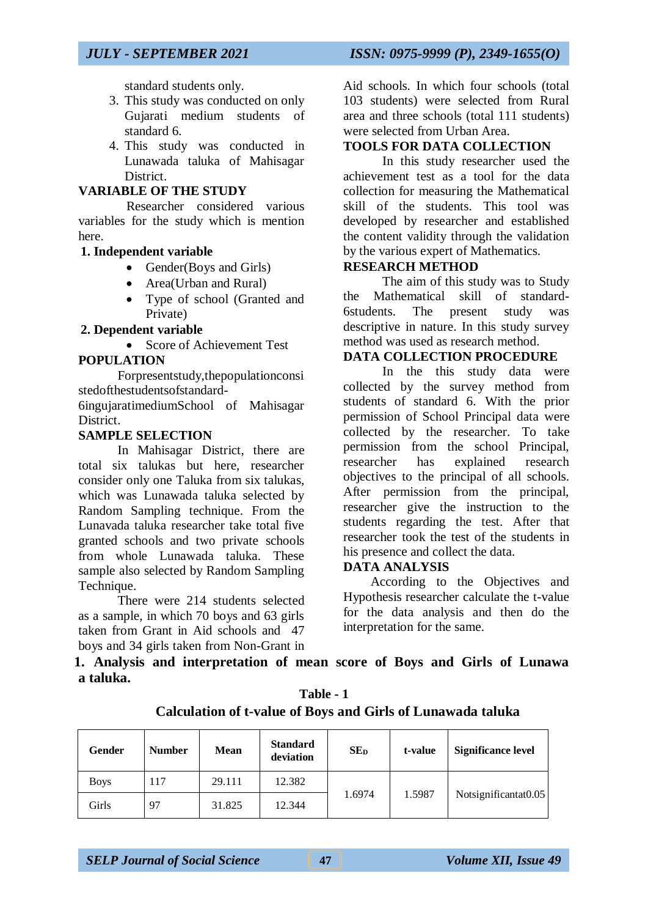standard students only.

3. This study was conducted on only Gujarati medium students of standard 6.
4. This study was conducted in Lunawada taluka of Mahisagar District.

## VARIABLE OF THE STUDY

Researcher considered various variables for the study which is mention here.

**1. Independent variable**

- Gender(Boys and Girls)
- Area(Urban and Rural)
- Type of school (Granted and Private)

**2. Dependent variable**

- Score of Achievement Test

## POPULATION

Forpresentstudy,thepopulationconsistedofthestudentsofstandard-6ingujaratimediumSchool of Mahisagar District.

## SAMPLE SELECTION

In Mahisagar District, there are total six talukas but here, researcher consider only one Taluka from six talukas, which was Lunawada taluka selected by Random Sampling technique. From the Lunavada taluka researcher take total five granted schools and two private schools from whole Lunawada taluka. These sample also selected by Random Sampling Technique.

There were 214 students selected as a sample, in which 70 boys and 63 girls taken from Grant in Aid schools and 47 boys and 34 girls taken from Non-Grant in Aid schools. In which four schools (total 103 students) were selected from Rural area and three schools (total 111 students) were selected from Urban Area.

## TOOLS FOR DATA COLLECTION

In this study researcher used the achievement test as a tool for the data collection for measuring the Mathematical skill of the students. This tool was developed by researcher and established the content validity through the validation by the various expert of Mathematics.

## RESEARCH METHOD

The aim of this study was to Study the Mathematical skill of standard-6students. The present study was descriptive in nature. In this study survey method was used as research method.

## DATA COLLECTION PROCEDURE

In the this study data were collected by the survey method from students of standard 6. With the prior permission of School Principal data were collected by the researcher. To take permission from the school Principal, researcher has explained research objectives to the principal of all schools. After permission from the principal, researcher give the instruction to the students regarding the test. After that researcher took the test of the students in his presence and collect the data.

## DATA ANALYSIS

According to the Objectives and Hypothesis researcher calculate the t-value for the data analysis and then do the interpretation for the same.

**1. Analysis and interpretation of mean score of Boys and Girls of Lunawa a taluka.**

**Table - 1**

**Calculation of t-value of Boys and Girls of Lunawada taluka**

| Gender | Number | Mean | Standard deviation | $SE_D$ | t-value | Significance level |
|---|---|---|---|---|---|---|
| Boys | 117 | 29.111 | 12.382 | 1.6974 | 1.5987 | Notsignificantat0.05 |
| Girls | 97 | 31.825 | 12.344 | | | |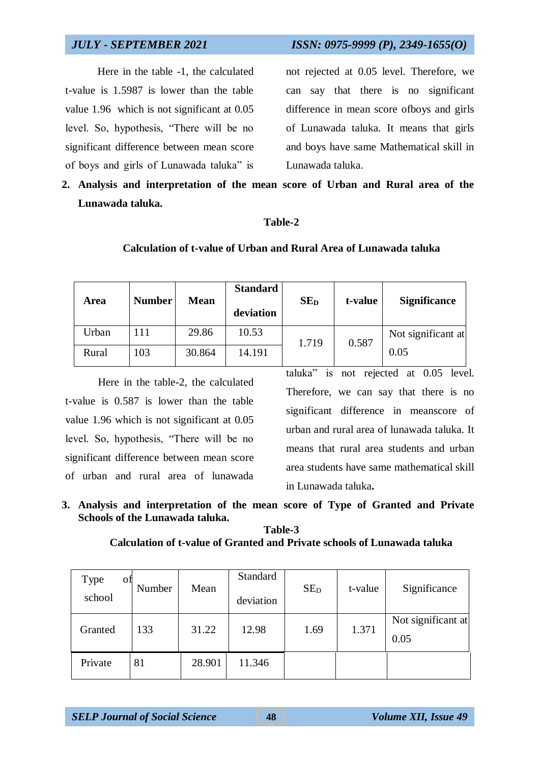Here in the table -1, the calculated t-value is 1.5987 is lower than the table value 1.96 which is not significant at 0.05 level. So, hypothesis, "There will be no significant difference between mean score of boys and girls of Lunawada taluka" is not rejected at 0.05 level. Therefore, we can say that there is no significant difference in mean score ofboys and girls of Lunawada taluka. It means that girls and boys have same Mathematical skill in Lunawada taluka.

2. **Analysis and interpretation of the mean score of Urban and Rural area of the Lunawada taluka.**

**Table-2**

**Calculation of t-value of Urban and Rural Area of Lunawada taluka**

| **Area** | **Number** | **Mean** | **Standard deviation** | **$SE_D$** | **t-value** | **Significance** |
|---|---|---|---|---|---|---|
| Urban | 111 | 29.86 | 10.53 | 1.719 | 0.587 | Not significant at 0.05 |
| Rural | 103 | 30.864 | 14.191 | | | |

Here in the table-2, the calculated t-value is 0.587 is lower than the table value 1.96 which is not significant at 0.05 level. So, hypothesis, "There will be no significant difference between mean score of urban and rural area of lunawada taluka" is not rejected at 0.05 level. Therefore, we can say that there is no significant difference in meanscore of urban and rural area of lunawada taluka. It means that rural area students and urban area students have same mathematical skill in Lunawada taluka**.**

3. **Analysis and interpretation of the mean score of Type of Granted and Private Schools of the Lunawada taluka.**

**Table-3**

**Calculation of t-value of Granted and Private schools of Lunawada taluka**

| Type of school | Number | Mean | Standard deviation | $SE_D$ | t-value | Significance |
|---|---|---|---|---|---|---|
| Granted | 133 | 31.22 | 12.98 | 1.69 | 1.371 | Not significant at 0.05 |
| Private | 81 | 28.901 | 11.346 | | | |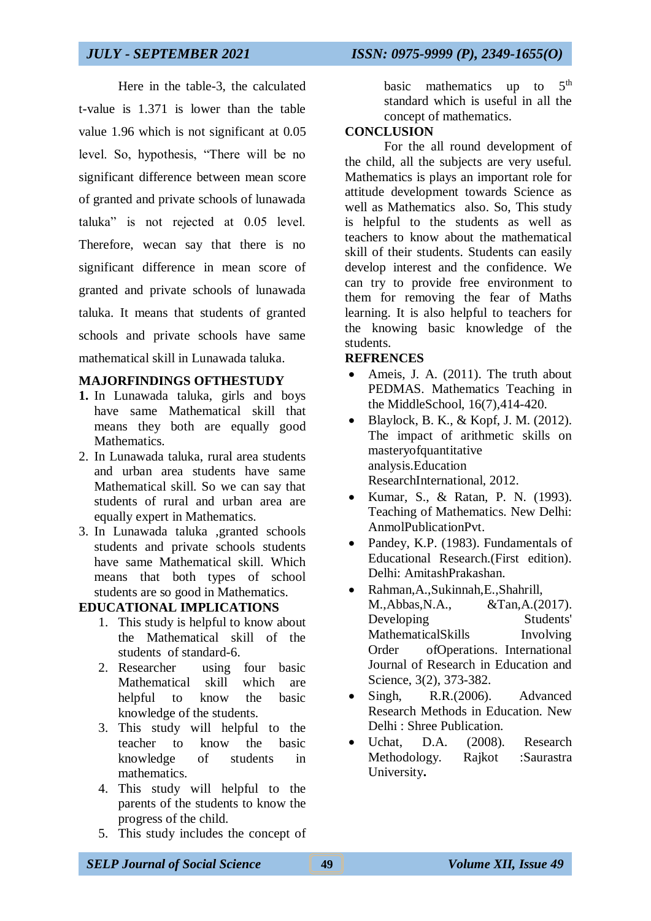Here in the table-3, the calculated t-value is 1.371 is lower than the table value 1.96 which is not significant at 0.05 level. So, hypothesis, "There will be no significant difference between mean score of granted and private schools of lunawada taluka" is not rejected at 0.05 level. Therefore, wecan say that there is no significant difference in mean score of granted and private schools of lunawada taluka. It means that students of granted schools and private schools have same mathematical skill in Lunawada taluka.

## MAJORFINDINGS OFTHESTUDY

1. In Lunawada taluka, girls and boys have same Mathematical skill that means they both are equally good Mathematics.
2. In Lunawada taluka, rural area students and urban area students have same Mathematical skill. So we can say that students of rural and urban area are equally expert in Mathematics.
3. In Lunawada taluka ,granted schools students and private schools students have same Mathematical skill. Which means that both types of school students are so good in Mathematics.

## EDUCATIONAL IMPLICATIONS

1. This study is helpful to know about the Mathematical skill of the students of standard-6.
2. Researcher using four basic Mathematical skill which are helpful to know the basic knowledge of the students.
3. This study will helpful to the teacher to know the basic knowledge of students in mathematics.
4. This study will helpful to the parents of the students to know the progress of the child.
5. This study includes the concept of basic mathematics up to 5th standard which is useful in all the concept of mathematics.

## CONCLUSION

For the all round development of the child, all the subjects are very useful. Mathematics is plays an important role for attitude development towards Science as well as Mathematics also. So, This study is helpful to the students as well as teachers to know about the mathematical skill of their students. Students can easily develop interest and the confidence. We can try to provide free environment to them for removing the fear of Maths learning. It is also helpful to teachers for the knowing basic knowledge of the students.

## REFRENCES

- Ameis, J. A. (2011). The truth about PEDMAS. Mathematics Teaching in the MiddleSchool, 16(7),414-420.
- Blaylock, B. K., & Kopf, J. M. (2012). The impact of arithmetic skills on masteryofquantitative analysis.Education ResearchInternational, 2012.
- Kumar, S., & Ratan, P. N. (1993). Teaching of Mathematics. New Delhi: AnmolPublicationPvt.
- Pandey, K.P. (1983). Fundamentals of Educational Research.(First edition). Delhi: AmitashPrakashan.
- Rahman,A.,Sukinnah,E.,Shahrill, M.,Abbas,N.A., &Tan,A.(2017). Developing Students' MathematicalSkills Involving Order ofOperations. International Journal of Research in Education and Science, 3(2), 373-382.
- Singh, R.R.(2006). Advanced Research Methods in Education. New Delhi : Shree Publication.
- Uchat, D.A. (2008). Research Methodology. Rajkot :Saurastra University**.**